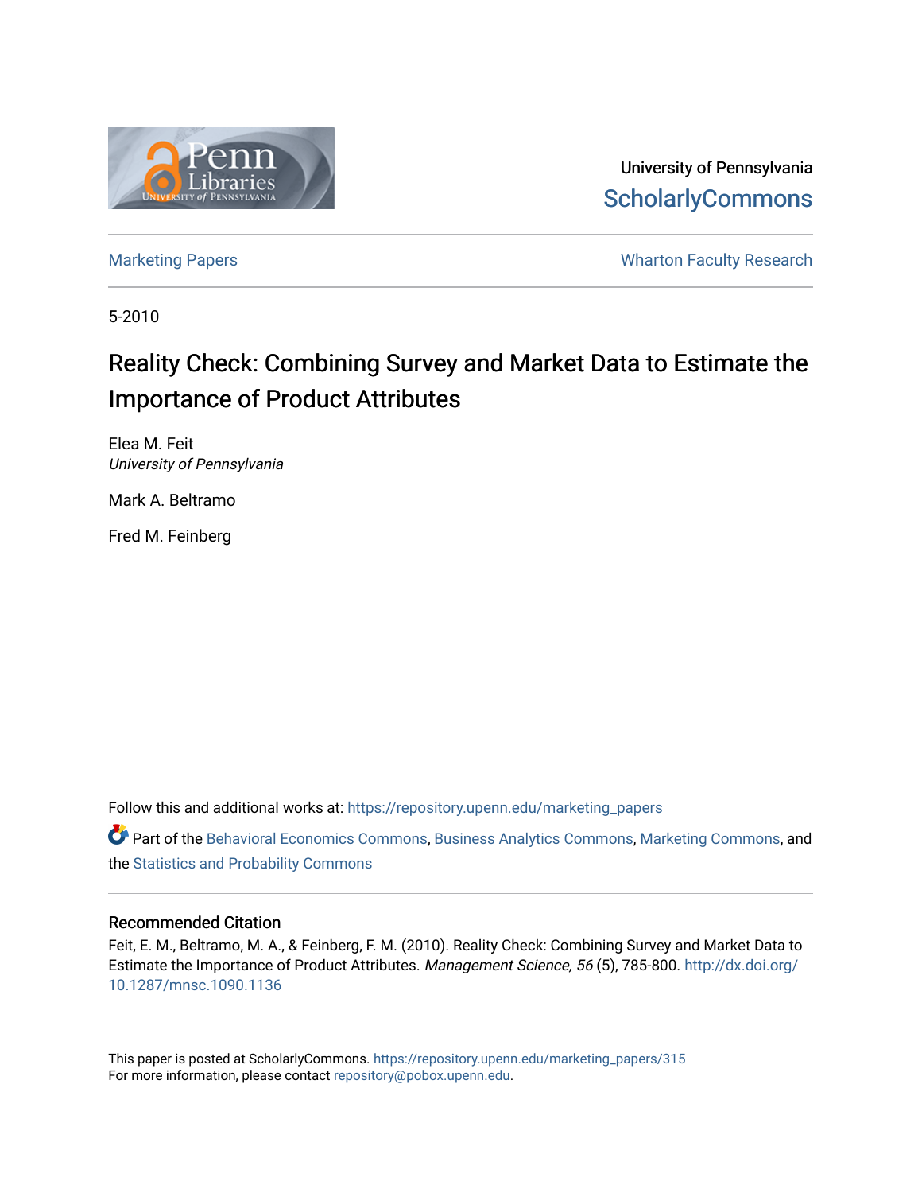University of Pennsylvania
ScholarlyCommons

Marketing Papers | Wharton Faculty Research

5-2010

# Reality Check: Combining Survey and Market Data to Estimate the Importance of Product Attributes

Elea M. Feit
*University of Pennsylvania*

Mark A. Beltramo

Fred M. Feinberg

Follow this and additional works at: https://repository.upenn.edu/marketing_papers

Part of the Behavioral Economics Commons, Business Analytics Commons, Marketing Commons, and the Statistics and Probability Commons

## Recommended Citation

Feit, E. M., Beltramo, M. A., & Feinberg, F. M. (2010). Reality Check: Combining Survey and Market Data to Estimate the Importance of Product Attributes. *Management Science, 56* (5), 785-800. http://dx.doi.org/10.1287/mnsc.1090.1136

This paper is posted at ScholarlyCommons. https://repository.upenn.edu/marketing_papers/315
For more information, please contact repository@pobox.upenn.edu.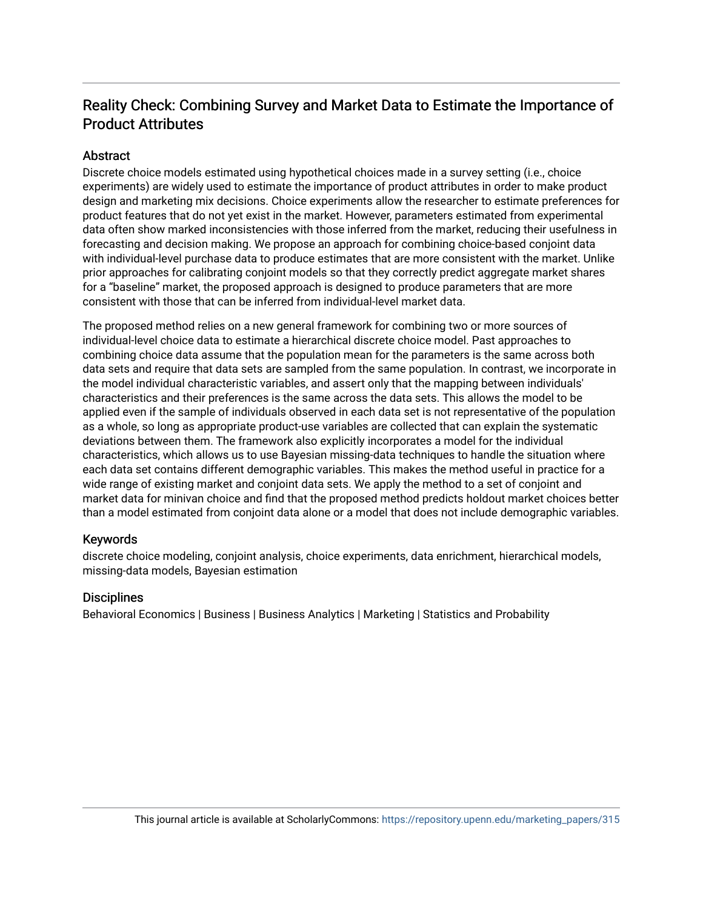# Reality Check: Combining Survey and Market Data to Estimate the Importance of Product Attributes

## Abstract

Discrete choice models estimated using hypothetical choices made in a survey setting (i.e., choice experiments) are widely used to estimate the importance of product attributes in order to make product design and marketing mix decisions. Choice experiments allow the researcher to estimate preferences for product features that do not yet exist in the market. However, parameters estimated from experimental data often show marked inconsistencies with those inferred from the market, reducing their usefulness in forecasting and decision making. We propose an approach for combining choice-based conjoint data with individual-level purchase data to produce estimates that are more consistent with the market. Unlike prior approaches for calibrating conjoint models so that they correctly predict aggregate market shares for a "baseline" market, the proposed approach is designed to produce parameters that are more consistent with those that can be inferred from individual-level market data.

The proposed method relies on a new general framework for combining two or more sources of individual-level choice data to estimate a hierarchical discrete choice model. Past approaches to combining choice data assume that the population mean for the parameters is the same across both data sets and require that data sets are sampled from the same population. In contrast, we incorporate in the model individual characteristic variables, and assert only that the mapping between individuals' characteristics and their preferences is the same across the data sets. This allows the model to be applied even if the sample of individuals observed in each data set is not representative of the population as a whole, so long as appropriate product-use variables are collected that can explain the systematic deviations between them. The framework also explicitly incorporates a model for the individual characteristics, which allows us to use Bayesian missing-data techniques to handle the situation where each data set contains different demographic variables. This makes the method useful in practice for a wide range of existing market and conjoint data sets. We apply the method to a set of conjoint and market data for minivan choice and find that the proposed method predicts holdout market choices better than a model estimated from conjoint data alone or a model that does not include demographic variables.

## Keywords

discrete choice modeling, conjoint analysis, choice experiments, data enrichment, hierarchical models, missing-data models, Bayesian estimation

## Disciplines

Behavioral Economics | Business | Business Analytics | Marketing | Statistics and Probability

This journal article is available at ScholarlyCommons: https://repository.upenn.edu/marketing_papers/315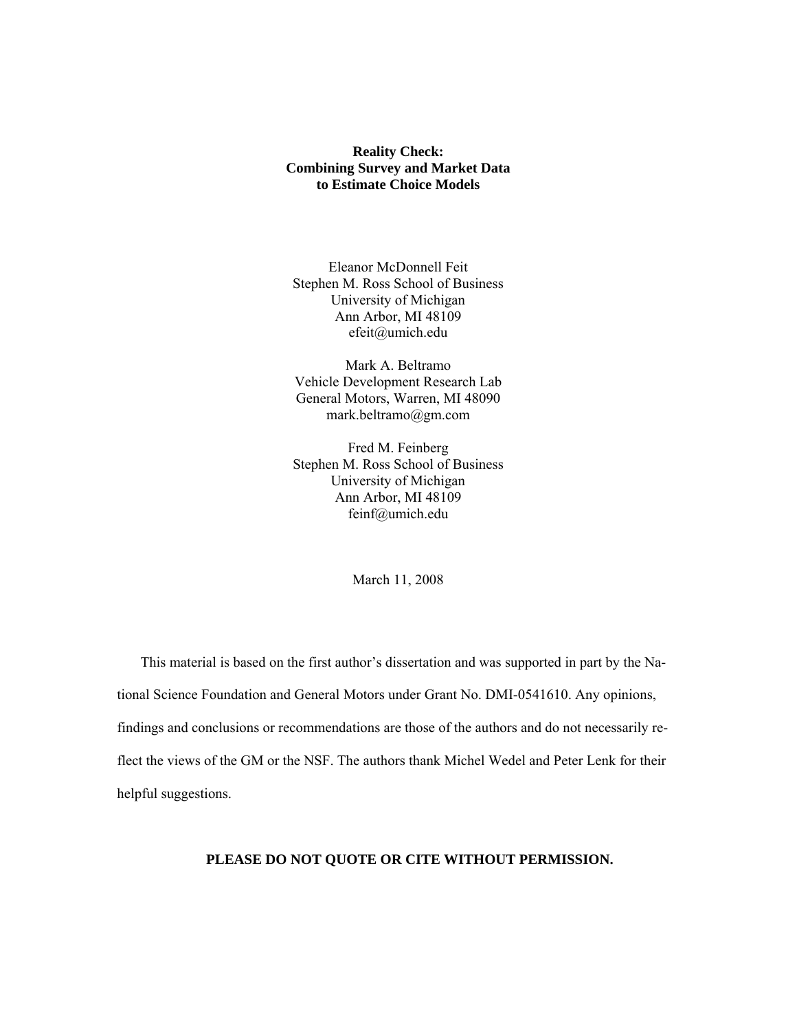**Reality Check:**
**Combining Survey and Market Data**
**to Estimate Choice Models**

Eleanor McDonnell Feit
Stephen M. Ross School of Business
University of Michigan
Ann Arbor, MI 48109
efeit@umich.edu

Mark A. Beltramo
Vehicle Development Research Lab
General Motors, Warren, MI 48090
mark.beltramo@gm.com

Fred M. Feinberg
Stephen M. Ross School of Business
University of Michigan
Ann Arbor, MI 48109
feinf@umich.edu

March 11, 2008

This material is based on the first author's dissertation and was supported in part by the National Science Foundation and General Motors under Grant No. DMI-0541610. Any opinions, findings and conclusions or recommendations are those of the authors and do not necessarily reflect the views of the GM or the NSF. The authors thank Michel Wedel and Peter Lenk for their helpful suggestions.

**PLEASE DO NOT QUOTE OR CITE WITHOUT PERMISSION.**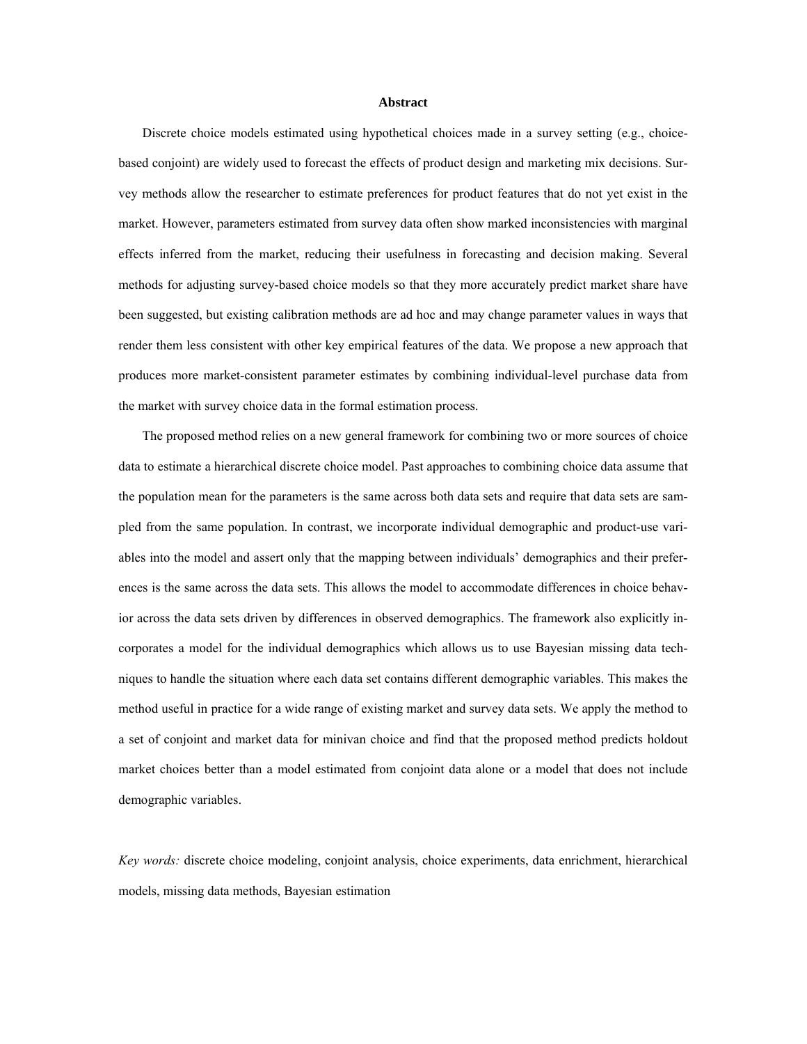## Abstract

Discrete choice models estimated using hypothetical choices made in a survey setting (e.g., choice-based conjoint) are widely used to forecast the effects of product design and marketing mix decisions. Survey methods allow the researcher to estimate preferences for product features that do not yet exist in the market. However, parameters estimated from survey data often show marked inconsistencies with marginal effects inferred from the market, reducing their usefulness in forecasting and decision making. Several methods for adjusting survey-based choice models so that they more accurately predict market share have been suggested, but existing calibration methods are ad hoc and may change parameter values in ways that render them less consistent with other key empirical features of the data. We propose a new approach that produces more market-consistent parameter estimates by combining individual-level purchase data from the market with survey choice data in the formal estimation process.

The proposed method relies on a new general framework for combining two or more sources of choice data to estimate a hierarchical discrete choice model. Past approaches to combining choice data assume that the population mean for the parameters is the same across both data sets and require that data sets are sampled from the same population. In contrast, we incorporate individual demographic and product-use variables into the model and assert only that the mapping between individuals' demographics and their preferences is the same across the data sets. This allows the model to accommodate differences in choice behavior across the data sets driven by differences in observed demographics. The framework also explicitly incorporates a model for the individual demographics which allows us to use Bayesian missing data techniques to handle the situation where each data set contains different demographic variables. This makes the method useful in practice for a wide range of existing market and survey data sets. We apply the method to a set of conjoint and market data for minivan choice and find that the proposed method predicts holdout market choices better than a model estimated from conjoint data alone or a model that does not include demographic variables.

*Key words:* discrete choice modeling, conjoint analysis, choice experiments, data enrichment, hierarchical models, missing data methods, Bayesian estimation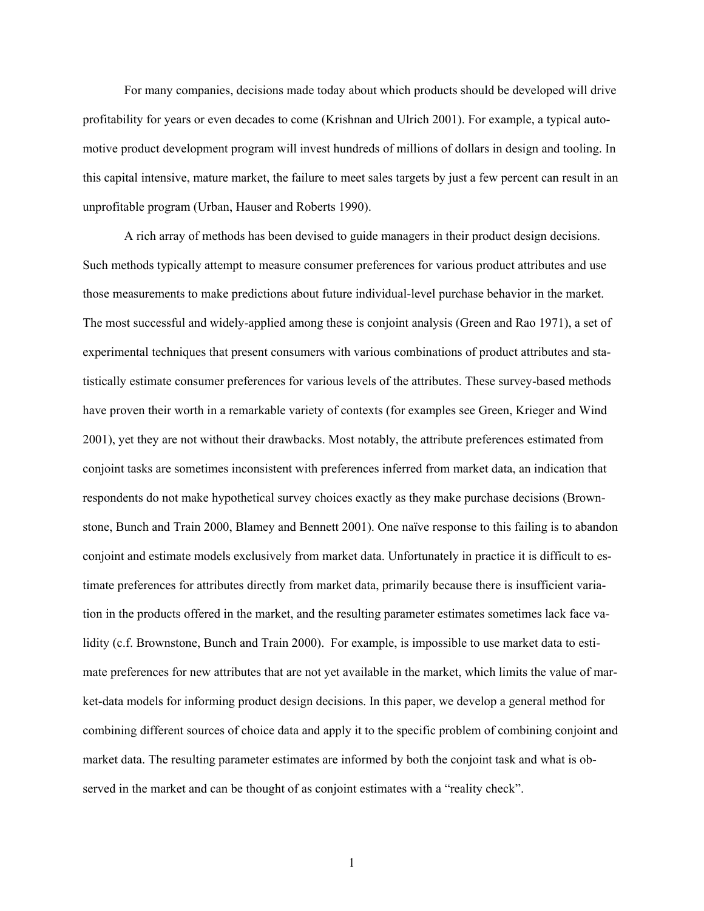For many companies, decisions made today about which products should be developed will drive profitability for years or even decades to come (Krishnan and Ulrich 2001). For example, a typical automotive product development program will invest hundreds of millions of dollars in design and tooling. In this capital intensive, mature market, the failure to meet sales targets by just a few percent can result in an unprofitable program (Urban, Hauser and Roberts 1990).

A rich array of methods has been devised to guide managers in their product design decisions. Such methods typically attempt to measure consumer preferences for various product attributes and use those measurements to make predictions about future individual-level purchase behavior in the market. The most successful and widely-applied among these is conjoint analysis (Green and Rao 1971), a set of experimental techniques that present consumers with various combinations of product attributes and statistically estimate consumer preferences for various levels of the attributes. These survey-based methods have proven their worth in a remarkable variety of contexts (for examples see Green, Krieger and Wind 2001), yet they are not without their drawbacks. Most notably, the attribute preferences estimated from conjoint tasks are sometimes inconsistent with preferences inferred from market data, an indication that respondents do not make hypothetical survey choices exactly as they make purchase decisions (Brownstone, Bunch and Train 2000, Blamey and Bennett 2001). One naïve response to this failing is to abandon conjoint and estimate models exclusively from market data. Unfortunately in practice it is difficult to estimate preferences for attributes directly from market data, primarily because there is insufficient variation in the products offered in the market, and the resulting parameter estimates sometimes lack face validity (c.f. Brownstone, Bunch and Train 2000). For example, is impossible to use market data to estimate preferences for new attributes that are not yet available in the market, which limits the value of market-data models for informing product design decisions. In this paper, we develop a general method for combining different sources of choice data and apply it to the specific problem of combining conjoint and market data. The resulting parameter estimates are informed by both the conjoint task and what is observed in the market and can be thought of as conjoint estimates with a "reality check".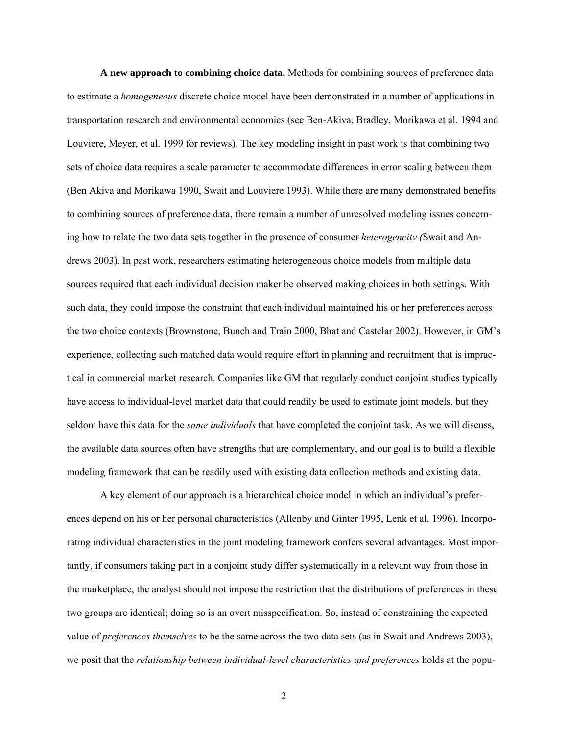**A new approach to combining choice data.** Methods for combining sources of preference data to estimate a *homogeneous* discrete choice model have been demonstrated in a number of applications in transportation research and environmental economics (see Ben-Akiva, Bradley, Morikawa et al. 1994 and Louviere, Meyer, et al. 1999 for reviews). The key modeling insight in past work is that combining two sets of choice data requires a scale parameter to accommodate differences in error scaling between them (Ben Akiva and Morikawa 1990, Swait and Louviere 1993). While there are many demonstrated benefits to combining sources of preference data, there remain a number of unresolved modeling issues concerning how to relate the two data sets together in the presence of consumer *heterogeneity (*Swait and Andrews 2003). In past work, researchers estimating heterogeneous choice models from multiple data sources required that each individual decision maker be observed making choices in both settings. With such data, they could impose the constraint that each individual maintained his or her preferences across the two choice contexts (Brownstone, Bunch and Train 2000, Bhat and Castelar 2002). However, in GM's experience, collecting such matched data would require effort in planning and recruitment that is impractical in commercial market research. Companies like GM that regularly conduct conjoint studies typically have access to individual-level market data that could readily be used to estimate joint models, but they seldom have this data for the *same individuals* that have completed the conjoint task. As we will discuss, the available data sources often have strengths that are complementary, and our goal is to build a flexible modeling framework that can be readily used with existing data collection methods and existing data.

A key element of our approach is a hierarchical choice model in which an individual's preferences depend on his or her personal characteristics (Allenby and Ginter 1995, Lenk et al. 1996). Incorporating individual characteristics in the joint modeling framework confers several advantages. Most importantly, if consumers taking part in a conjoint study differ systematically in a relevant way from those in the marketplace, the analyst should not impose the restriction that the distributions of preferences in these two groups are identical; doing so is an overt misspecification. So, instead of constraining the expected value of *preferences themselves* to be the same across the two data sets (as in Swait and Andrews 2003), we posit that the *relationship between individual-level characteristics and preferences* holds at the popu-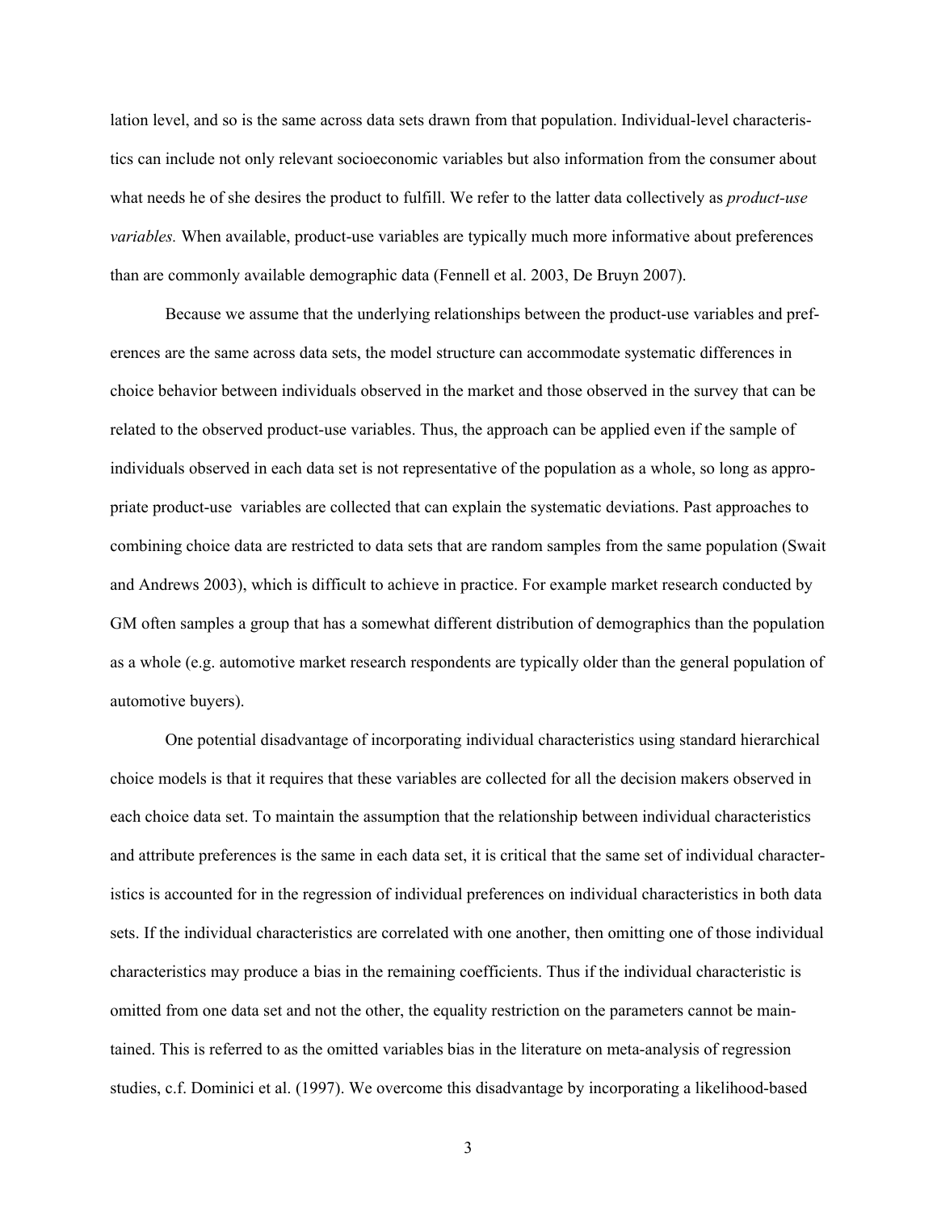lation level, and so is the same across data sets drawn from that population. Individual-level characteristics can include not only relevant socioeconomic variables but also information from the consumer about what needs he of she desires the product to fulfill. We refer to the latter data collectively as *product-use variables.* When available, product-use variables are typically much more informative about preferences than are commonly available demographic data (Fennell et al. 2003, De Bruyn 2007).

Because we assume that the underlying relationships between the product-use variables and preferences are the same across data sets, the model structure can accommodate systematic differences in choice behavior between individuals observed in the market and those observed in the survey that can be related to the observed product-use variables. Thus, the approach can be applied even if the sample of individuals observed in each data set is not representative of the population as a whole, so long as appropriate product-use variables are collected that can explain the systematic deviations. Past approaches to combining choice data are restricted to data sets that are random samples from the same population (Swait and Andrews 2003), which is difficult to achieve in practice. For example market research conducted by GM often samples a group that has a somewhat different distribution of demographics than the population as a whole (e.g. automotive market research respondents are typically older than the general population of automotive buyers).

One potential disadvantage of incorporating individual characteristics using standard hierarchical choice models is that it requires that these variables are collected for all the decision makers observed in each choice data set. To maintain the assumption that the relationship between individual characteristics and attribute preferences is the same in each data set, it is critical that the same set of individual characteristics is accounted for in the regression of individual preferences on individual characteristics in both data sets. If the individual characteristics are correlated with one another, then omitting one of those individual characteristics may produce a bias in the remaining coefficients. Thus if the individual characteristic is omitted from one data set and not the other, the equality restriction on the parameters cannot be maintained. This is referred to as the omitted variables bias in the literature on meta-analysis of regression studies, c.f. Dominici et al. (1997). We overcome this disadvantage by incorporating a likelihood-based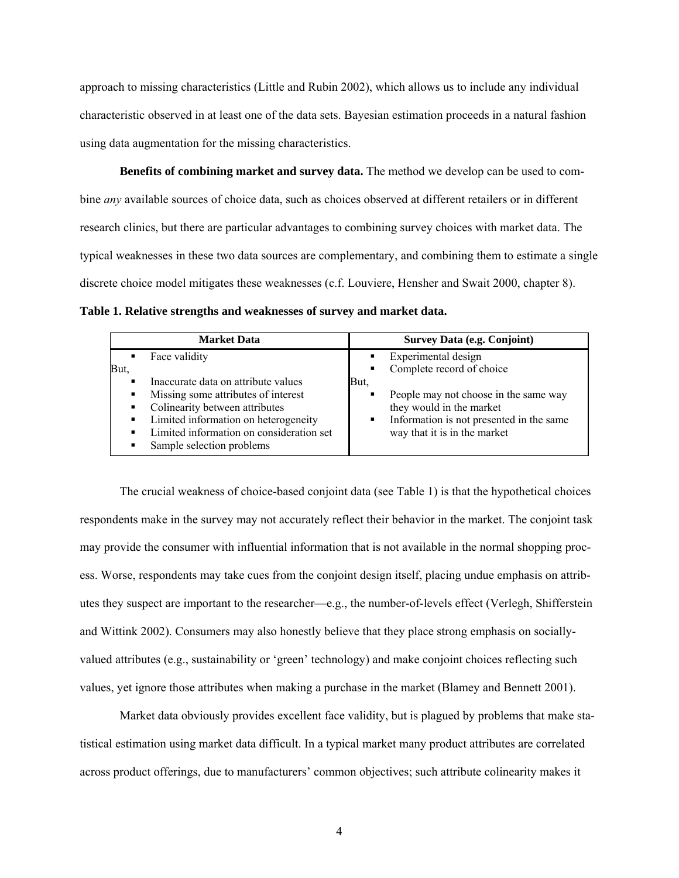approach to missing characteristics (Little and Rubin 2002), which allows us to include any individual characteristic observed in at least one of the data sets. Bayesian estimation proceeds in a natural fashion using data augmentation for the missing characteristics.

**Benefits of combining market and survey data.** The method we develop can be used to combine *any* available sources of choice data, such as choices observed at different retailers or in different research clinics, but there are particular advantages to combining survey choices with market data. The typical weaknesses in these two data sources are complementary, and combining them to estimate a single discrete choice model mitigates these weaknesses (c.f. Louviere, Hensher and Swait 2000, chapter 8).

**Table 1. Relative strengths and weaknesses of survey and market data.**

| Market Data | Survey Data (e.g. Conjoint) |
|---|---|
| ▪ Face validity<br>But,<br>▪ Inaccurate data on attribute values<br>▪ Missing some attributes of interest<br>▪ Colinearity between attributes<br>▪ Limited information on heterogeneity<br>▪ Limited information on consideration set<br>▪ Sample selection problems | ▪ Experimental design<br>▪ Complete record of choice<br>But,<br>▪ People may not choose in the same way they would in the market<br>▪ Information is not presented in the same way that it is in the market |

The crucial weakness of choice-based conjoint data (see Table 1) is that the hypothetical choices respondents make in the survey may not accurately reflect their behavior in the market. The conjoint task may provide the consumer with influential information that is not available in the normal shopping process. Worse, respondents may take cues from the conjoint design itself, placing undue emphasis on attributes they suspect are important to the researcher—e.g., the number-of-levels effect (Verlegh, Shifferstein and Wittink 2002). Consumers may also honestly believe that they place strong emphasis on socially-valued attributes (e.g., sustainability or 'green' technology) and make conjoint choices reflecting such values, yet ignore those attributes when making a purchase in the market (Blamey and Bennett 2001).

Market data obviously provides excellent face validity, but is plagued by problems that make statistical estimation using market data difficult. In a typical market many product attributes are correlated across product offerings, due to manufacturers' common objectives; such attribute colinearity makes it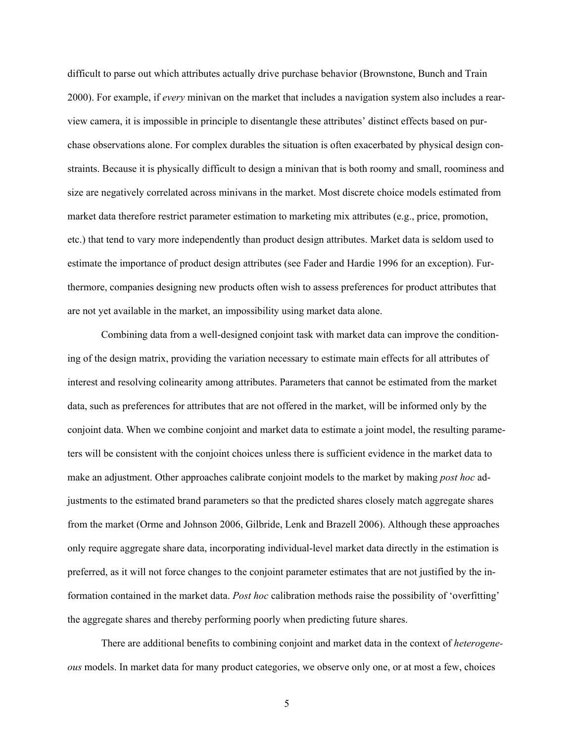difficult to parse out which attributes actually drive purchase behavior (Brownstone, Bunch and Train 2000). For example, if *every* minivan on the market that includes a navigation system also includes a rear-view camera, it is impossible in principle to disentangle these attributes' distinct effects based on purchase observations alone. For complex durables the situation is often exacerbated by physical design constraints. Because it is physically difficult to design a minivan that is both roomy and small, roominess and size are negatively correlated across minivans in the market. Most discrete choice models estimated from market data therefore restrict parameter estimation to marketing mix attributes (e.g., price, promotion, etc.) that tend to vary more independently than product design attributes. Market data is seldom used to estimate the importance of product design attributes (see Fader and Hardie 1996 for an exception). Furthermore, companies designing new products often wish to assess preferences for product attributes that are not yet available in the market, an impossibility using market data alone.

Combining data from a well-designed conjoint task with market data can improve the conditioning of the design matrix, providing the variation necessary to estimate main effects for all attributes of interest and resolving colinearity among attributes. Parameters that cannot be estimated from the market data, such as preferences for attributes that are not offered in the market, will be informed only by the conjoint data. When we combine conjoint and market data to estimate a joint model, the resulting parameters will be consistent with the conjoint choices unless there is sufficient evidence in the market data to make an adjustment. Other approaches calibrate conjoint models to the market by making *post hoc* adjustments to the estimated brand parameters so that the predicted shares closely match aggregate shares from the market (Orme and Johnson 2006, Gilbride, Lenk and Brazell 2006). Although these approaches only require aggregate share data, incorporating individual-level market data directly in the estimation is preferred, as it will not force changes to the conjoint parameter estimates that are not justified by the information contained in the market data. *Post hoc* calibration methods raise the possibility of 'overfitting' the aggregate shares and thereby performing poorly when predicting future shares.

There are additional benefits to combining conjoint and market data in the context of *heterogeneous* models. In market data for many product categories, we observe only one, or at most a few, choices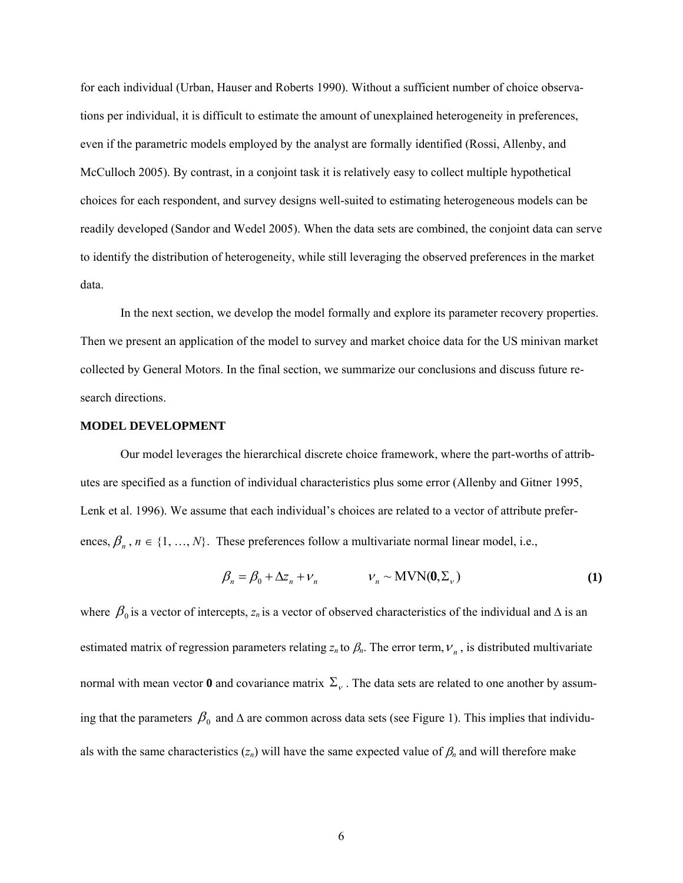for each individual (Urban, Hauser and Roberts 1990). Without a sufficient number of choice observations per individual, it is difficult to estimate the amount of unexplained heterogeneity in preferences, even if the parametric models employed by the analyst are formally identified (Rossi, Allenby, and McCulloch 2005). By contrast, in a conjoint task it is relatively easy to collect multiple hypothetical choices for each respondent, and survey designs well-suited to estimating heterogeneous models can be readily developed (Sandor and Wedel 2005). When the data sets are combined, the conjoint data can serve to identify the distribution of heterogeneity, while still leveraging the observed preferences in the market data.

In the next section, we develop the model formally and explore its parameter recovery properties. Then we present an application of the model to survey and market choice data for the US minivan market collected by General Motors. In the final section, we summarize our conclusions and discuss future research directions.

**MODEL DEVELOPMENT**

Our model leverages the hierarchical discrete choice framework, where the part-worths of attributes are specified as a function of individual characteristics plus some error (Allenby and Gitner 1995, Lenk et al. 1996). We assume that each individual's choices are related to a vector of attribute preferences, $\beta_n$, $n \in \{1, \ldots, N\}$. These preferences follow a multivariate normal linear model, i.e.,

$$\beta_n = \beta_0 + \Delta z_n + \nu_n \qquad \nu_n \sim \text{MVN}(\mathbf{0}, \Sigma_\nu) \qquad \textbf{(1)}$$

where $\beta_0$ is a vector of intercepts, $z_n$ is a vector of observed characteristics of the individual and $\Delta$ is an estimated matrix of regression parameters relating $z_n$ to $\beta_n$. The error term, $\nu_n$, is distributed multivariate normal with mean vector $\mathbf{0}$ and covariance matrix $\Sigma_\nu$. The data sets are related to one another by assuming that the parameters $\beta_0$ and $\Delta$ are common across data sets (see Figure 1). This implies that individuals with the same characteristics ($z_n$) will have the same expected value of $\beta_n$ and will therefore make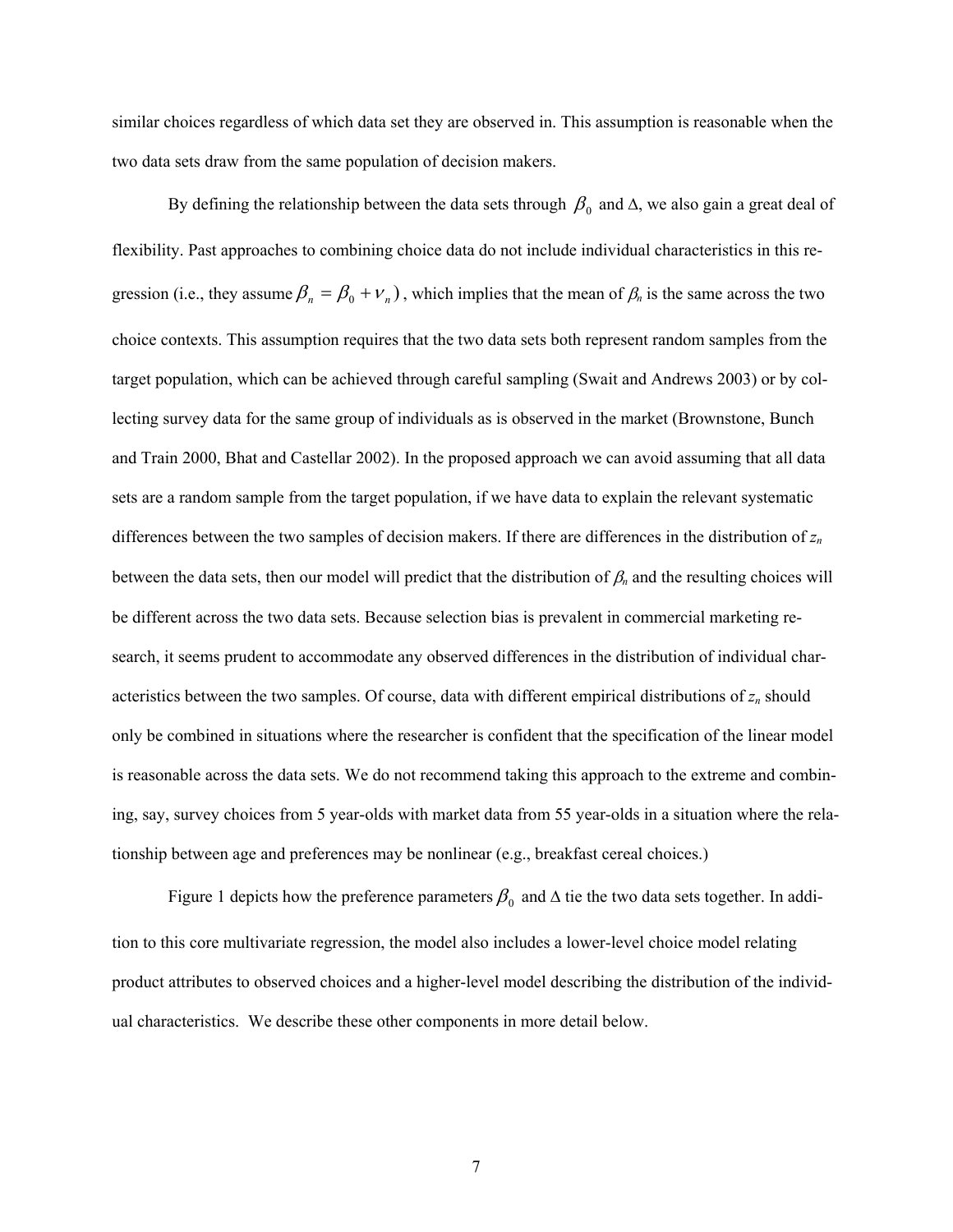similar choices regardless of which data set they are observed in. This assumption is reasonable when the two data sets draw from the same population of decision makers.

By defining the relationship between the data sets through $\beta_0$ and $\Delta$, we also gain a great deal of flexibility. Past approaches to combining choice data do not include individual characteristics in this regression (i.e., they assume $\beta_n = \beta_0 + \nu_n$), which implies that the mean of $\beta_n$ is the same across the two choice contexts. This assumption requires that the two data sets both represent random samples from the target population, which can be achieved through careful sampling (Swait and Andrews 2003) or by collecting survey data for the same group of individuals as is observed in the market (Brownstone, Bunch and Train 2000, Bhat and Castellar 2002). In the proposed approach we can avoid assuming that all data sets are a random sample from the target population, if we have data to explain the relevant systematic differences between the two samples of decision makers. If there are differences in the distribution of $z_n$ between the data sets, then our model will predict that the distribution of $\beta_n$ and the resulting choices will be different across the two data sets. Because selection bias is prevalent in commercial marketing research, it seems prudent to accommodate any observed differences in the distribution of individual characteristics between the two samples. Of course, data with different empirical distributions of $z_n$ should only be combined in situations where the researcher is confident that the specification of the linear model is reasonable across the data sets. We do not recommend taking this approach to the extreme and combining, say, survey choices from 5 year-olds with market data from 55 year-olds in a situation where the relationship between age and preferences may be nonlinear (e.g., breakfast cereal choices.)

Figure 1 depicts how the preference parameters $\beta_0$ and $\Delta$ tie the two data sets together. In addition to this core multivariate regression, the model also includes a lower-level choice model relating product attributes to observed choices and a higher-level model describing the distribution of the individual characteristics. We describe these other components in more detail below.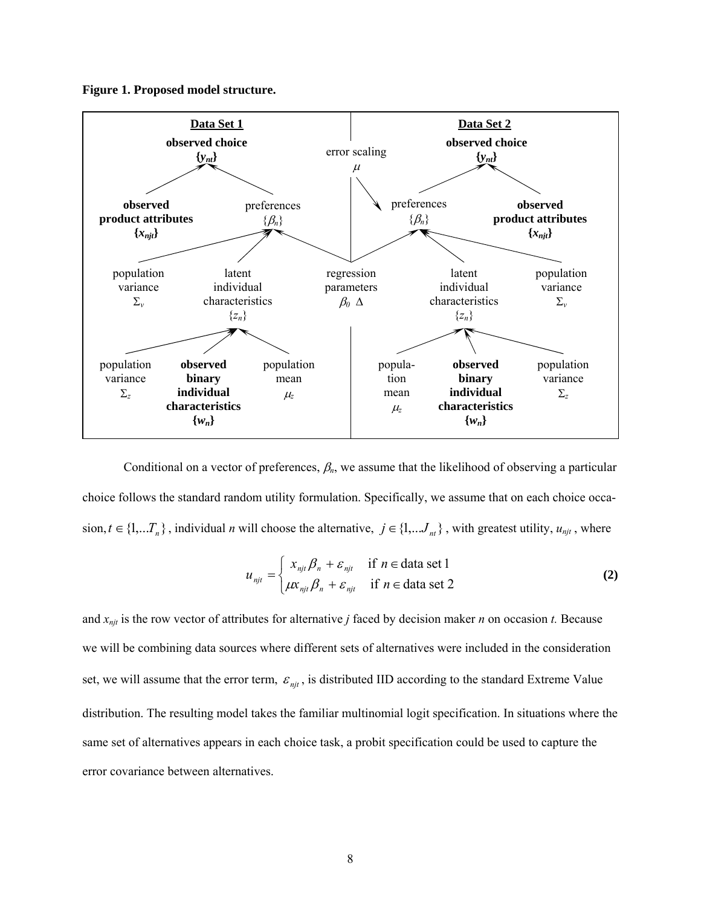**Figure 1. Proposed model structure.**

| Data Set 1 | | Data Set 2 |
|---|---|---|
| **observed choice** $\{y_{nt}\}$ | error scaling $\mu$ | **observed choice** $\{y_{nt}\}$ |
| **observed product attributes** $\{x_{njt}\}$; preferences $\{\beta_n\}$ | | preferences $\{\beta_n\}$; **observed product attributes** $\{x_{njt}\}$ |
| population variance $\Sigma_v$; latent individual characteristics $\{z_n\}$ | regression parameters $\beta_0$ $\Delta$ | latent individual characteristics $\{z_n\}$; population variance $\Sigma_v$ |
| population variance $\Sigma_z$; **observed binary individual characteristics** $\{w_n\}$; population mean $\mu_z$ | | population mean $\mu_z$; **observed binary individual characteristics** $\{w_n\}$; population variance $\Sigma_z$ |

Conditional on a vector of preferences, $\beta_n$, we assume that the likelihood of observing a particular choice follows the standard random utility formulation. Specifically, we assume that on each choice occasion, $t \in \{1,...T_n\}$, individual $n$ will choose the alternative, $j \in \{1,...J_{nt}\}$, with greatest utility, $u_{njt}$, where

$$u_{njt} = \begin{cases} x_{njt}\beta_n + \varepsilon_{njt} & \text{if } n \in \text{data set 1} \\ \mu x_{njt}\beta_n + \varepsilon_{njt} & \text{if } n \in \text{data set 2} \end{cases} \quad \textbf{(2)}$$

and $x_{njt}$ is the row vector of attributes for alternative $j$ faced by decision maker $n$ on occasion $t$. Because we will be combining data sources where different sets of alternatives were included in the consideration set, we will assume that the error term, $\varepsilon_{njt}$, is distributed IID according to the standard Extreme Value distribution. The resulting model takes the familiar multinomial logit specification. In situations where the same set of alternatives appears in each choice task, a probit specification could be used to capture the error covariance between alternatives.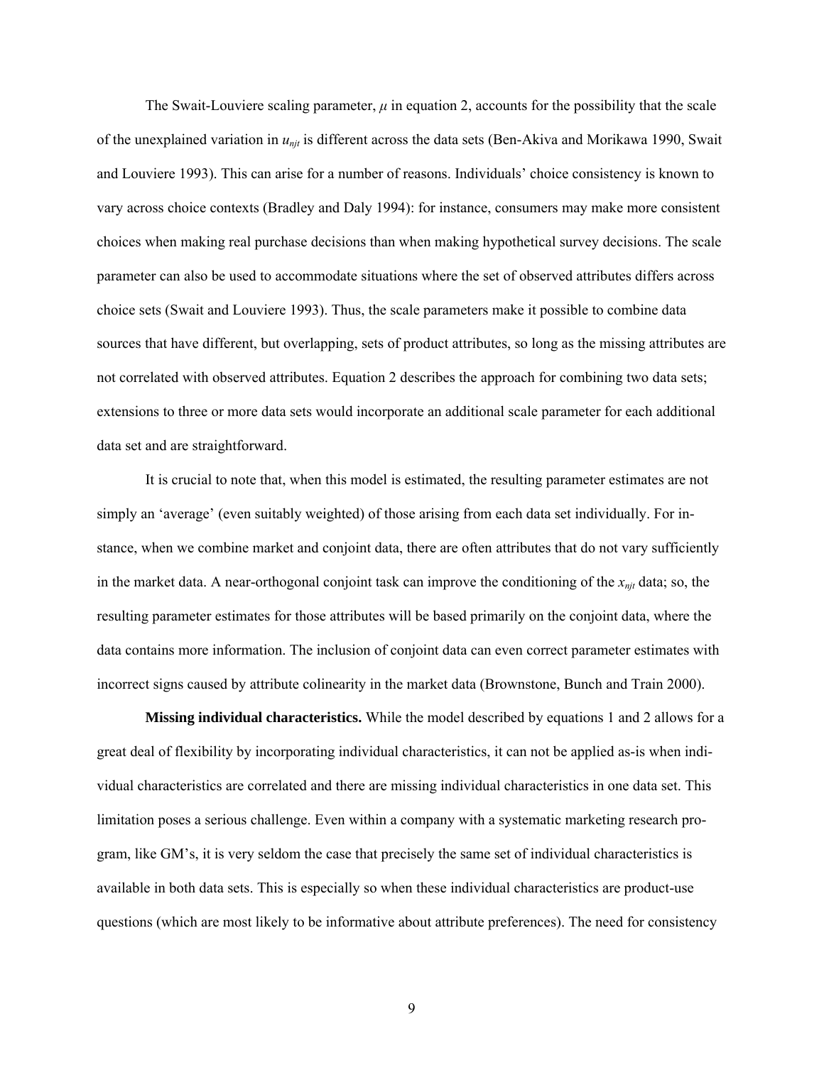The Swait-Louviere scaling parameter, $\mu$ in equation 2, accounts for the possibility that the scale of the unexplained variation in $u_{njt}$ is different across the data sets (Ben-Akiva and Morikawa 1990, Swait and Louviere 1993). This can arise for a number of reasons. Individuals' choice consistency is known to vary across choice contexts (Bradley and Daly 1994): for instance, consumers may make more consistent choices when making real purchase decisions than when making hypothetical survey decisions. The scale parameter can also be used to accommodate situations where the set of observed attributes differs across choice sets (Swait and Louviere 1993). Thus, the scale parameters make it possible to combine data sources that have different, but overlapping, sets of product attributes, so long as the missing attributes are not correlated with observed attributes. Equation 2 describes the approach for combining two data sets; extensions to three or more data sets would incorporate an additional scale parameter for each additional data set and are straightforward.

It is crucial to note that, when this model is estimated, the resulting parameter estimates are not simply an 'average' (even suitably weighted) of those arising from each data set individually. For instance, when we combine market and conjoint data, there are often attributes that do not vary sufficiently in the market data. A near-orthogonal conjoint task can improve the conditioning of the $x_{njt}$ data; so, the resulting parameter estimates for those attributes will be based primarily on the conjoint data, where the data contains more information. The inclusion of conjoint data can even correct parameter estimates with incorrect signs caused by attribute colinearity in the market data (Brownstone, Bunch and Train 2000).

**Missing individual characteristics.** While the model described by equations 1 and 2 allows for a great deal of flexibility by incorporating individual characteristics, it can not be applied as-is when individual characteristics are correlated and there are missing individual characteristics in one data set. This limitation poses a serious challenge. Even within a company with a systematic marketing research program, like GM's, it is very seldom the case that precisely the same set of individual characteristics is available in both data sets. This is especially so when these individual characteristics are product-use questions (which are most likely to be informative about attribute preferences). The need for consistency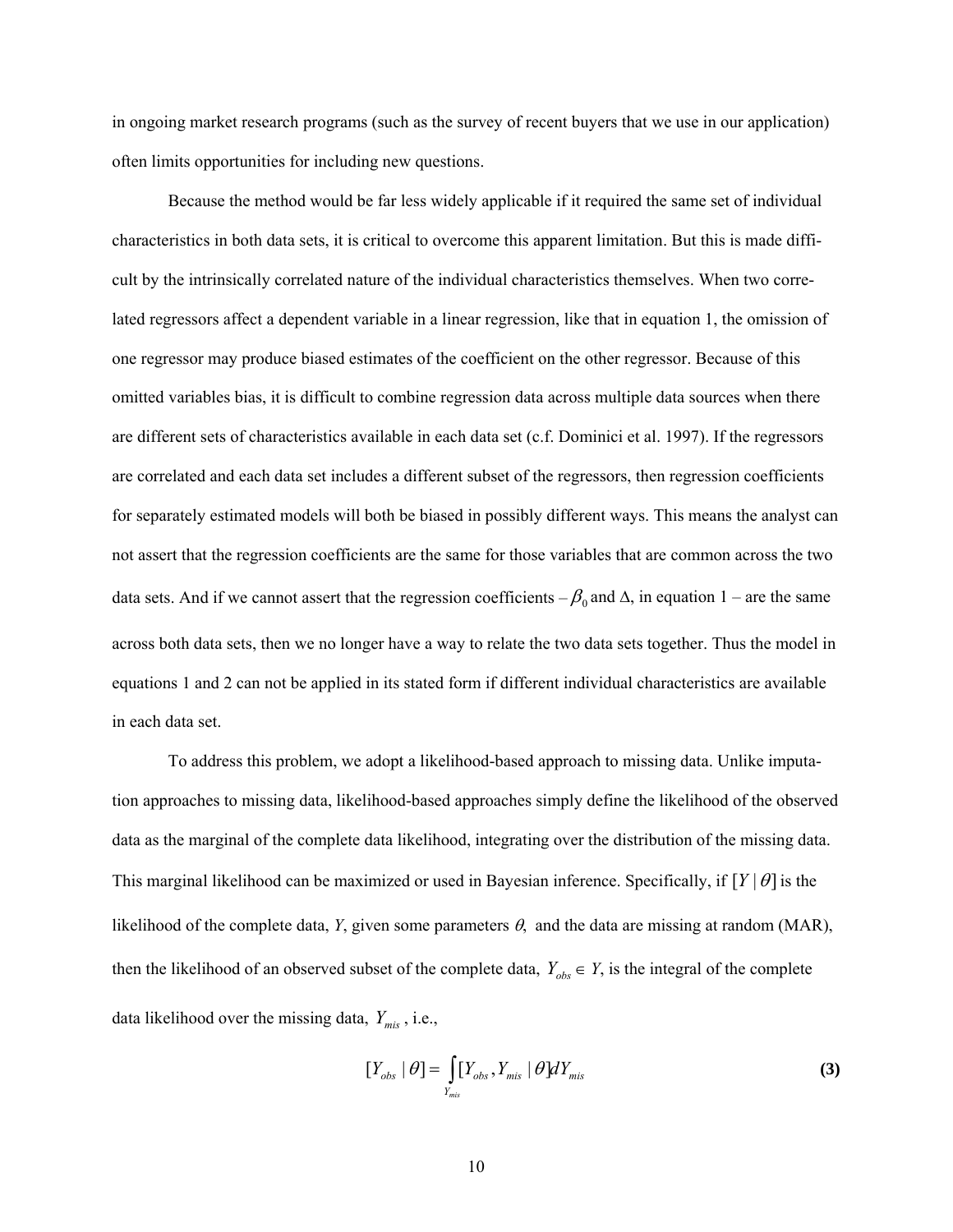in ongoing market research programs (such as the survey of recent buyers that we use in our application) often limits opportunities for including new questions.

Because the method would be far less widely applicable if it required the same set of individual characteristics in both data sets, it is critical to overcome this apparent limitation. But this is made difficult by the intrinsically correlated nature of the individual characteristics themselves. When two correlated regressors affect a dependent variable in a linear regression, like that in equation 1, the omission of one regressor may produce biased estimates of the coefficient on the other regressor. Because of this omitted variables bias, it is difficult to combine regression data across multiple data sources when there are different sets of characteristics available in each data set (c.f. Dominici et al. 1997). If the regressors are correlated and each data set includes a different subset of the regressors, then regression coefficients for separately estimated models will both be biased in possibly different ways. This means the analyst can not assert that the regression coefficients are the same for those variables that are common across the two data sets. And if we cannot assert that the regression coefficients – $\beta_0$ and $\Delta$, in equation 1 – are the same across both data sets, then we no longer have a way to relate the two data sets together. Thus the model in equations 1 and 2 can not be applied in its stated form if different individual characteristics are available in each data set.

To address this problem, we adopt a likelihood-based approach to missing data. Unlike imputation approaches to missing data, likelihood-based approaches simply define the likelihood of the observed data as the marginal of the complete data likelihood, integrating over the distribution of the missing data. This marginal likelihood can be maximized or used in Bayesian inference. Specifically, if $[Y \mid \theta]$ is the likelihood of the complete data, *Y*, given some parameters $\theta$, and the data are missing at random (MAR), then the likelihood of an observed subset of the complete data, $Y_{obs} \in Y$, is the integral of the complete data likelihood over the missing data, $Y_{mis}$, i.e.,

$$[Y_{obs} \mid \theta] = \int_{Y_{mis}} [Y_{obs}, Y_{mis} \mid \theta] dY_{mis} \tag{3}$$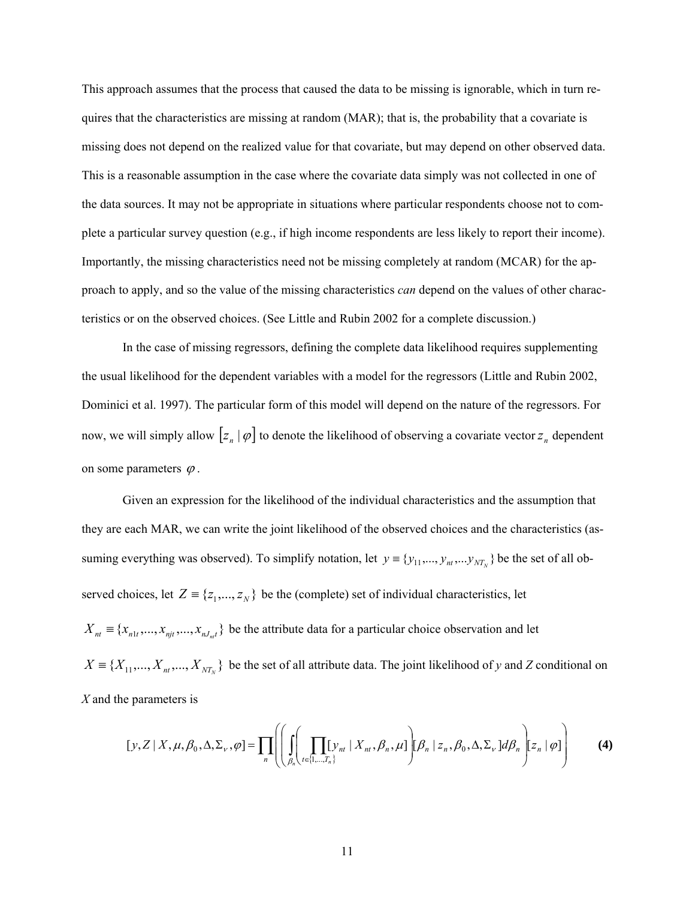This approach assumes that the process that caused the data to be missing is ignorable, which in turn requires that the characteristics are missing at random (MAR); that is, the probability that a covariate is missing does not depend on the realized value for that covariate, but may depend on other observed data. This is a reasonable assumption in the case where the covariate data simply was not collected in one of the data sources. It may not be appropriate in situations where particular respondents choose not to complete a particular survey question (e.g., if high income respondents are less likely to report their income). Importantly, the missing characteristics need not be missing completely at random (MCAR) for the approach to apply, and so the value of the missing characteristics *can* depend on the values of other characteristics or on the observed choices. (See Little and Rubin 2002 for a complete discussion.)

In the case of missing regressors, defining the complete data likelihood requires supplementing the usual likelihood for the dependent variables with a model for the regressors (Little and Rubin 2002, Dominici et al. 1997). The particular form of this model will depend on the nature of the regressors. For now, we will simply allow $[z_n \mid \varphi]$ to denote the likelihood of observing a covariate vector $z_n$ dependent on some parameters $\varphi$.

Given an expression for the likelihood of the individual characteristics and the assumption that they are each MAR, we can write the joint likelihood of the observed choices and the characteristics (assuming everything was observed). To simplify notation, let $y \equiv \{y_{11},..., y_{nt},...y_{NT_N}\}$ be the set of all observed choices, let $Z \equiv \{z_1,..., z_N\}$ be the (complete) set of individual characteristics, let $X_{nt} \equiv \{x_{n1t},..., x_{njt},..., x_{nJ_{nt}t}\}$ be the attribute data for a particular choice observation and let $X \equiv \{X_{11},..., X_{nt},..., X_{NT_N}\}$ be the set of all attribute data. The joint likelihood of *y* and *Z* conditional on *X* and the parameters is

$$[y, Z \mid X, \mu, \beta_0, \Delta, \Sigma_V, \varphi] = \prod_n \left( \left( \int_{\beta_n} \left( \prod_{t \in \{1,...,T_n\}} [y_{nt} \mid X_{nt}, \beta_n, \mu] \right) [\beta_n \mid z_n, \beta_0, \Delta, \Sigma_V] d\beta_n \right) [z_n \mid \varphi] \right) \quad \textbf{(4)}$$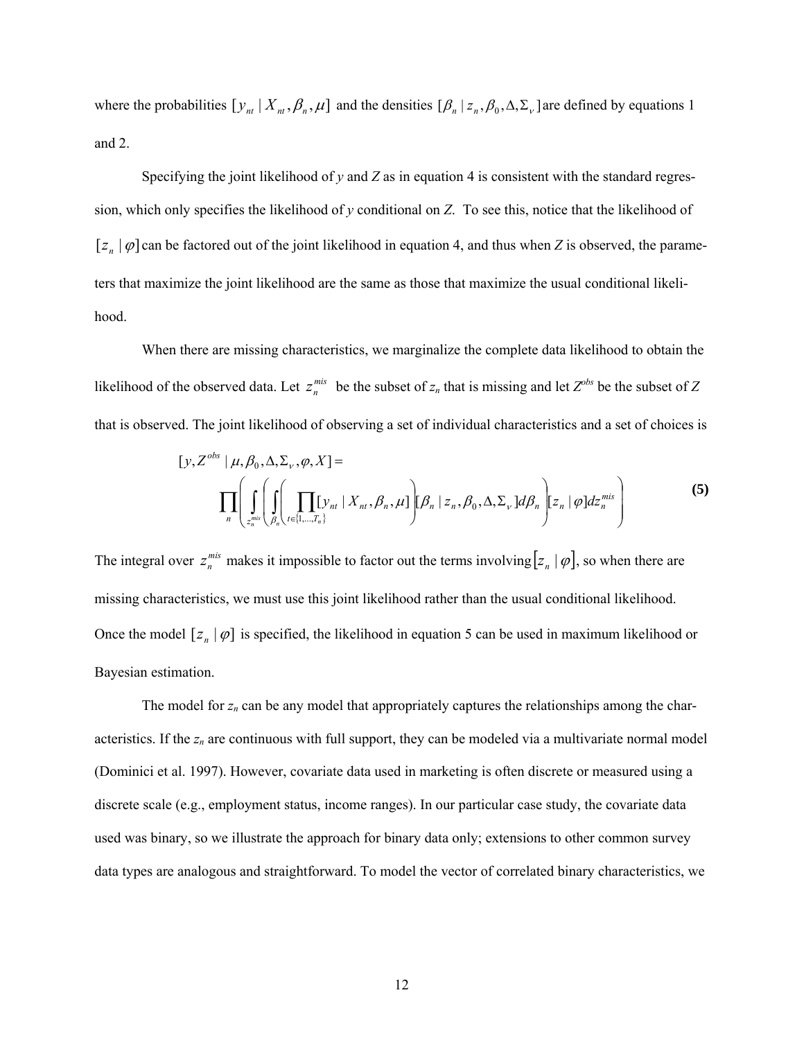where the probabilities $[y_{nt} \mid X_{nt}, \beta_n, \mu]$ and the densities $[\beta_n \mid z_n, \beta_0, \Delta, \Sigma_\nu]$ are defined by equations 1 and 2.

Specifying the joint likelihood of $y$ and $Z$ as in equation 4 is consistent with the standard regression, which only specifies the likelihood of $y$ conditional on $Z$. To see this, notice that the likelihood of $[z_n \mid \varphi]$ can be factored out of the joint likelihood in equation 4, and thus when $Z$ is observed, the parameters that maximize the joint likelihood are the same as those that maximize the usual conditional likelihood.

When there are missing characteristics, we marginalize the complete data likelihood to obtain the likelihood of the observed data. Let $z_n^{mis}$ be the subset of $z_n$ that is missing and let $Z^{obs}$ be the subset of $Z$ that is observed. The joint likelihood of observing a set of individual characteristics and a set of choices is

$$
\begin{aligned}
&[y, Z^{obs} \mid \mu, \beta_0, \Delta, \Sigma_\nu, \varphi, X] = \\
&\qquad \prod_n \left( \int_{z_n^{mis}} \left( \int_{\beta_n} \left( \prod_{t \in \{1,\ldots,T_n\}} [y_{nt} \mid X_{nt}, \beta_n, \mu] \right) [\beta_n \mid z_n, \beta_0, \Delta, \Sigma_\nu] d\beta_n \right) [z_n \mid \varphi] dz_n^{mis} \right)
\end{aligned} \tag{5}
$$

The integral over $z_n^{mis}$ makes it impossible to factor out the terms involving $[z_n \mid \varphi]$, so when there are missing characteristics, we must use this joint likelihood rather than the usual conditional likelihood. Once the model $[z_n \mid \varphi]$ is specified, the likelihood in equation 5 can be used in maximum likelihood or Bayesian estimation.

The model for $z_n$ can be any model that appropriately captures the relationships among the characteristics. If the $z_n$ are continuous with full support, they can be modeled via a multivariate normal model (Dominici et al. 1997). However, covariate data used in marketing is often discrete or measured using a discrete scale (e.g., employment status, income ranges). In our particular case study, the covariate data used was binary, so we illustrate the approach for binary data only; extensions to other common survey data types are analogous and straightforward. To model the vector of correlated binary characteristics, we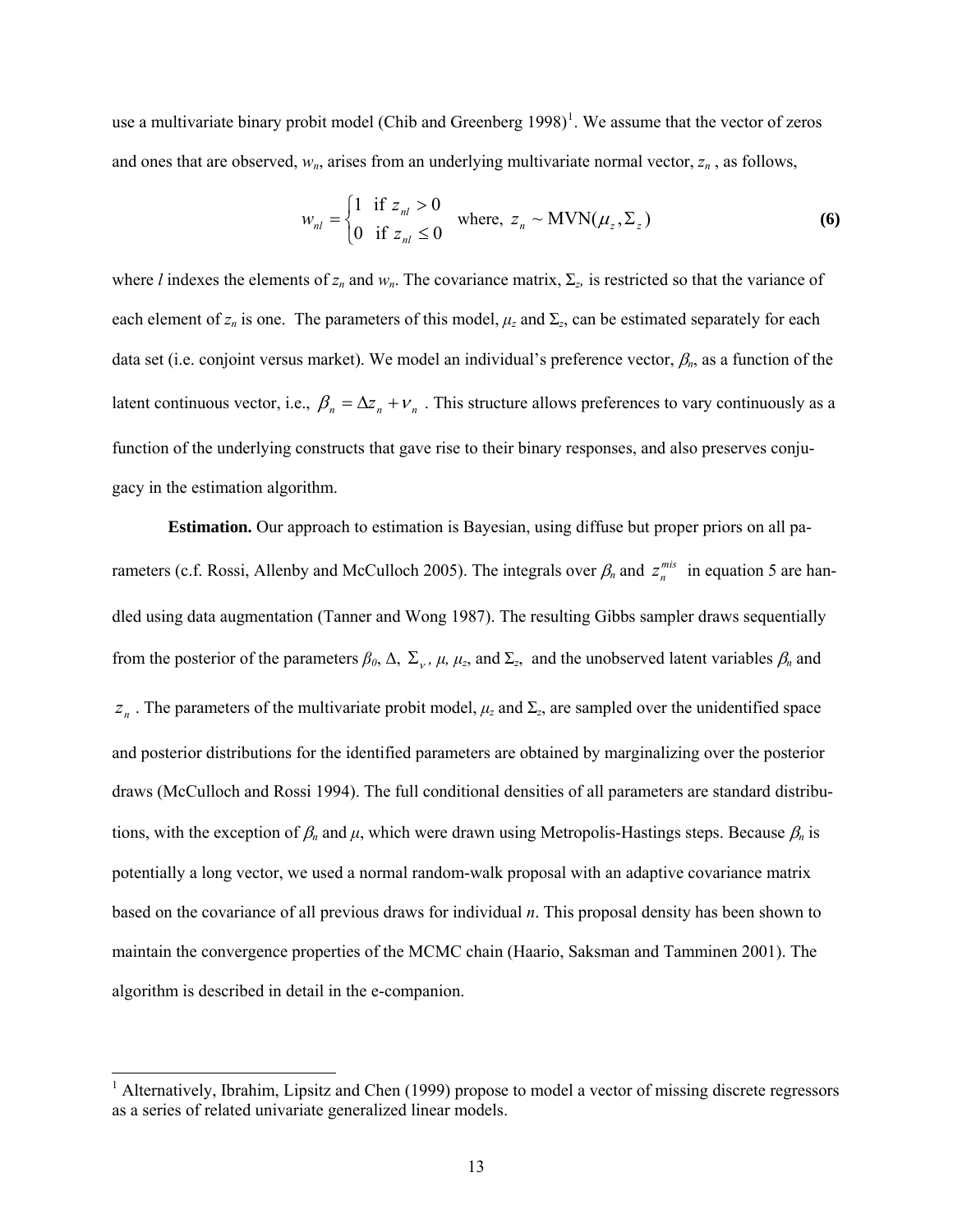use a multivariate binary probit model (Chib and Greenberg 1998)[1]. We assume that the vector of zeros and ones that are observed, $w_n$, arises from an underlying multivariate normal vector, $z_n$ , as follows,

$$w_{nl} = \begin{cases} 1 & \text{if } z_{nl} > 0 \\ 0 & \text{if } z_{nl} \leq 0 \end{cases} \quad \text{where, } z_n \sim \text{MVN}(\mu_z, \Sigma_z) \tag{6}$$

where $l$ indexes the elements of $z_n$ and $w_n$. The covariance matrix, $\Sigma_z$, is restricted so that the variance of each element of $z_n$ is one. The parameters of this model, $\mu_z$ and $\Sigma_z$, can be estimated separately for each data set (i.e. conjoint versus market). We model an individual's preference vector, $\beta_n$, as a function of the latent continuous vector, i.e., $\beta_n = \Delta z_n + \nu_n$ . This structure allows preferences to vary continuously as a function of the underlying constructs that gave rise to their binary responses, and also preserves conjugacy in the estimation algorithm.

**Estimation.** Our approach to estimation is Bayesian, using diffuse but proper priors on all parameters (c.f. Rossi, Allenby and McCulloch 2005). The integrals over $\beta_n$ and $z_n^{mis}$ in equation 5 are handled using data augmentation (Tanner and Wong 1987). The resulting Gibbs sampler draws sequentially from the posterior of the parameters $\beta_0$, $\Delta$, $\Sigma_\nu$, $\mu$, $\mu_z$, and $\Sigma_z$, and the unobserved latent variables $\beta_n$ and $z_n$ . The parameters of the multivariate probit model, $\mu_z$ and $\Sigma_z$, are sampled over the unidentified space and posterior distributions for the identified parameters are obtained by marginalizing over the posterior draws (McCulloch and Rossi 1994). The full conditional densities of all parameters are standard distributions, with the exception of $\beta_n$ and $\mu$, which were drawn using Metropolis-Hastings steps. Because $\beta_n$ is potentially a long vector, we used a normal random-walk proposal with an adaptive covariance matrix based on the covariance of all previous draws for individual $n$. This proposal density has been shown to maintain the convergence properties of the MCMC chain (Haario, Saksman and Tamminen 2001). The algorithm is described in detail in the e-companion.

---

[1] Alternatively, Ibrahim, Lipsitz and Chen (1999) propose to model a vector of missing discrete regressors as a series of related univariate generalized linear models.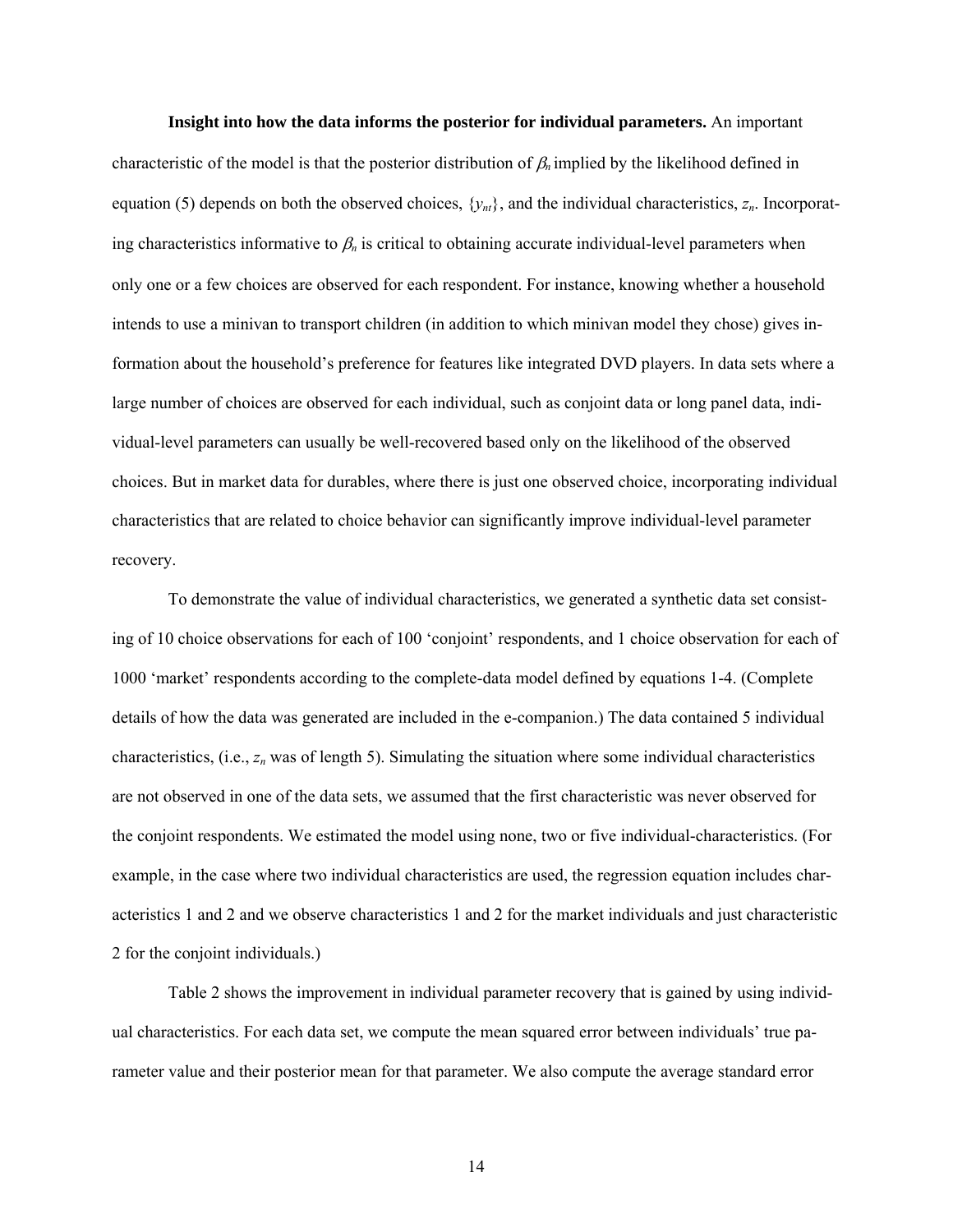**Insight into how the data informs the posterior for individual parameters.** An important characteristic of the model is that the posterior distribution of $\beta_n$ implied by the likelihood defined in equation (5) depends on both the observed choices, $\{y_{nt}\}$, and the individual characteristics, $z_n$. Incorporating characteristics informative to $\beta_n$ is critical to obtaining accurate individual-level parameters when only one or a few choices are observed for each respondent. For instance, knowing whether a household intends to use a minivan to transport children (in addition to which minivan model they chose) gives information about the household's preference for features like integrated DVD players. In data sets where a large number of choices are observed for each individual, such as conjoint data or long panel data, individual-level parameters can usually be well-recovered based only on the likelihood of the observed choices. But in market data for durables, where there is just one observed choice, incorporating individual characteristics that are related to choice behavior can significantly improve individual-level parameter recovery.

To demonstrate the value of individual characteristics, we generated a synthetic data set consisting of 10 choice observations for each of 100 'conjoint' respondents, and 1 choice observation for each of 1000 'market' respondents according to the complete-data model defined by equations 1-4. (Complete details of how the data was generated are included in the e-companion.) The data contained 5 individual characteristics, (i.e., $z_n$ was of length 5). Simulating the situation where some individual characteristics are not observed in one of the data sets, we assumed that the first characteristic was never observed for the conjoint respondents. We estimated the model using none, two or five individual-characteristics. (For example, in the case where two individual characteristics are used, the regression equation includes characteristics 1 and 2 and we observe characteristics 1 and 2 for the market individuals and just characteristic 2 for the conjoint individuals.)

Table 2 shows the improvement in individual parameter recovery that is gained by using individual characteristics. For each data set, we compute the mean squared error between individuals' true parameter value and their posterior mean for that parameter. We also compute the average standard error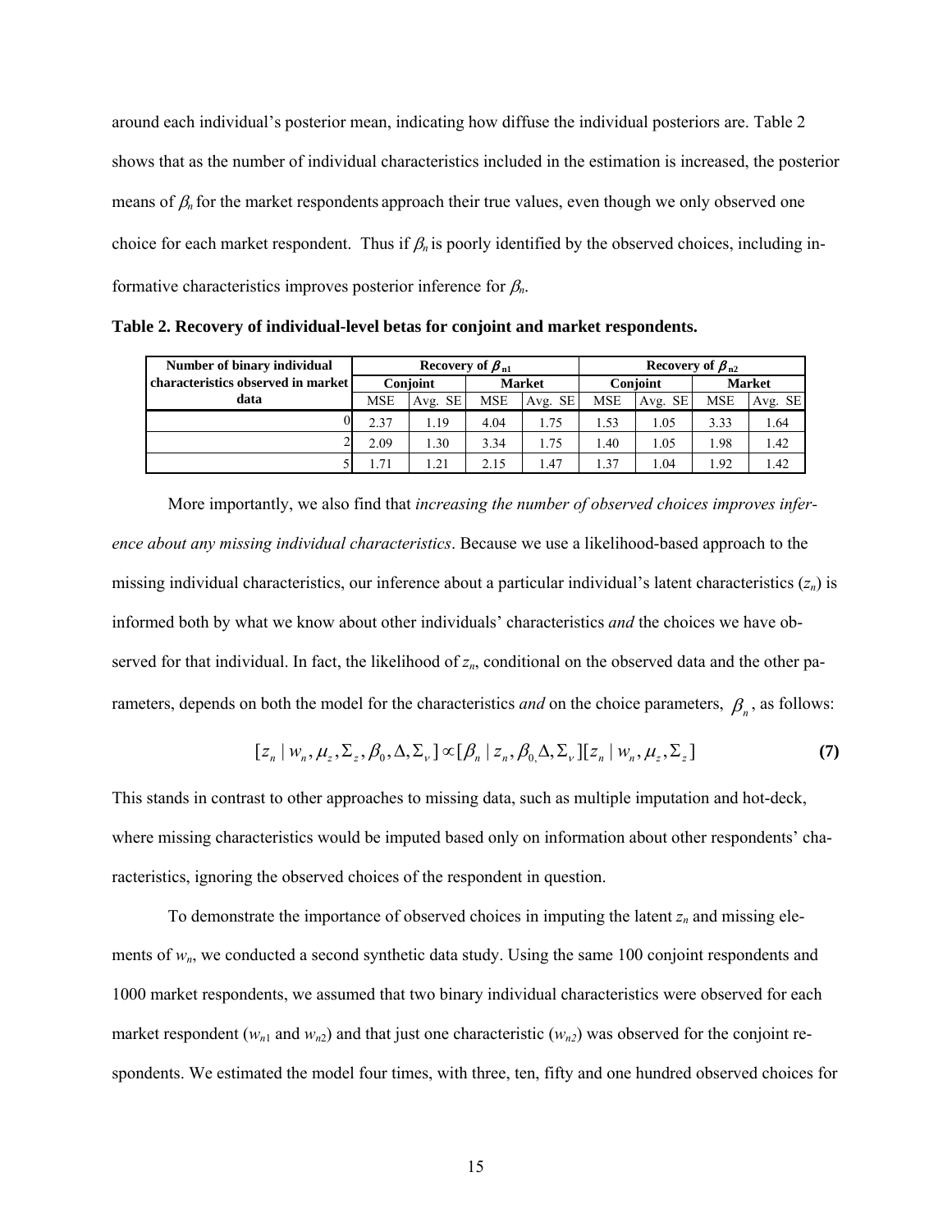around each individual's posterior mean, indicating how diffuse the individual posteriors are. Table 2 shows that as the number of individual characteristics included in the estimation is increased, the posterior means of $\beta_n$ for the market respondents approach their true values, even though we only observed one choice for each market respondent. Thus if $\beta_n$ is poorly identified by the observed choices, including informative characteristics improves posterior inference for $\beta_n$.

**Table 2. Recovery of individual-level betas for conjoint and market respondents.**

| Number of binary individual characteristics observed in market data | Recovery of $\beta_{n1}$ | | | | Recovery of $\beta_{n2}$ | | | |
|---|---|---|---|---|---|---|---|---|
| | Conjoint | | Market | | Conjoint | | Market | |
| | MSE | Avg. SE | MSE | Avg. SE | MSE | Avg. SE | MSE | Avg. SE |
| 0 | 2.37 | 1.19 | 4.04 | 1.75 | 1.53 | 1.05 | 3.33 | 1.64 |
| 2 | 2.09 | 1.30 | 3.34 | 1.75 | 1.40 | 1.05 | 1.98 | 1.42 |
| 5 | 1.71 | 1.21 | 2.15 | 1.47 | 1.37 | 1.04 | 1.92 | 1.42 |

More importantly, we also find that *increasing the number of observed choices improves inference about any missing individual characteristics*. Because we use a likelihood-based approach to the missing individual characteristics, our inference about a particular individual's latent characteristics ($z_n$) is informed both by what we know about other individuals' characteristics *and* the choices we have observed for that individual. In fact, the likelihood of $z_n$, conditional on the observed data and the other parameters, depends on both the model for the characteristics *and* on the choice parameters, $\beta_n$, as follows:

$$[z_n \mid w_n, \mu_z, \Sigma_z, \beta_0, \Delta, \Sigma_\nu] \propto [\beta_n \mid z_n, \beta_0, \Delta, \Sigma_\nu][z_n \mid w_n, \mu_z, \Sigma_z] \qquad \textbf{(7)}$$

This stands in contrast to other approaches to missing data, such as multiple imputation and hot-deck, where missing characteristics would be imputed based only on information about other respondents' characteristics, ignoring the observed choices of the respondent in question.

To demonstrate the importance of observed choices in imputing the latent $z_n$ and missing elements of $w_n$, we conducted a second synthetic data study. Using the same 100 conjoint respondents and 1000 market respondents, we assumed that two binary individual characteristics were observed for each market respondent ($w_{n1}$ and $w_{n2}$) and that just one characteristic ($w_{n2}$) was observed for the conjoint respondents. We estimated the model four times, with three, ten, fifty and one hundred observed choices for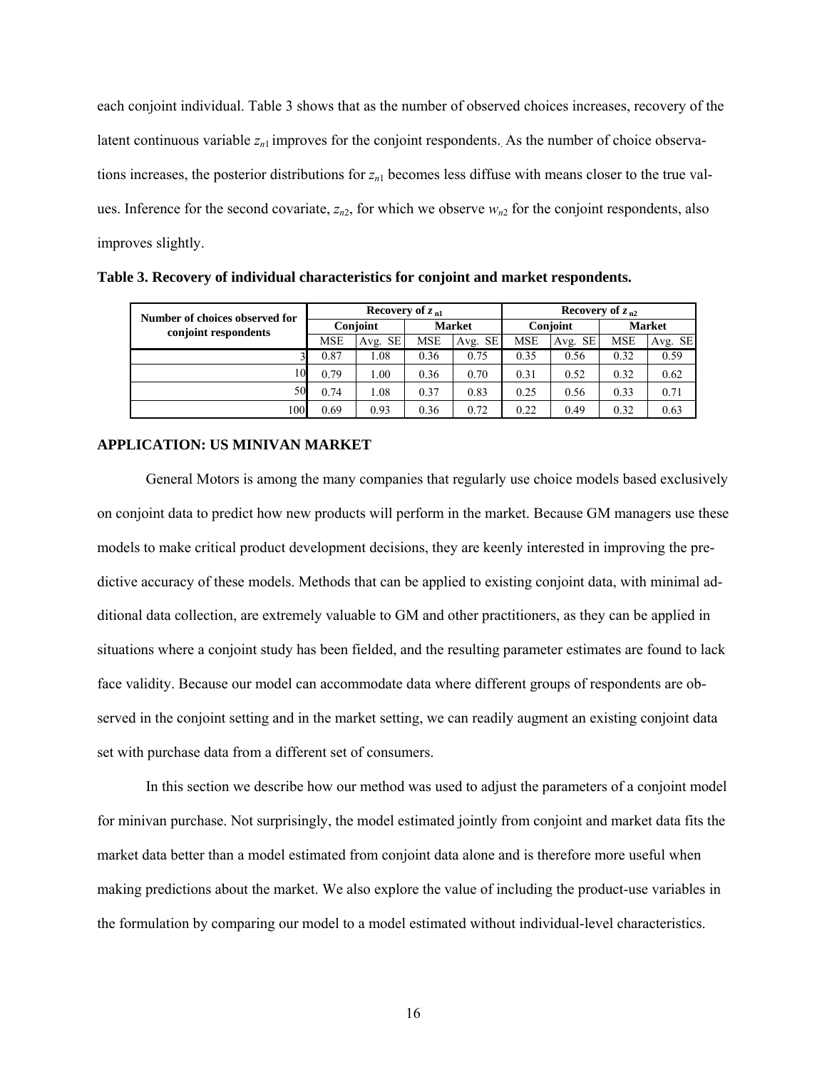each conjoint individual. Table 3 shows that as the number of observed choices increases, recovery of the latent continuous variable $z_{n1}$ improves for the conjoint respondents. As the number of choice observations increases, the posterior distributions for $z_{n1}$ becomes less diffuse with means closer to the true values. Inference for the second covariate, $z_{n2}$, for which we observe $w_{n2}$ for the conjoint respondents, also improves slightly.

**Table 3. Recovery of individual characteristics for conjoint and market respondents.**

| Number of choices observed for conjoint respondents | Recovery of $z_{n1}$ | | | | Recovery of $z_{n2}$ | | | |
|---|---|---|---|---|---|---|---|---|
| | Conjoint | | Market | | Conjoint | | Market | |
| | MSE | Avg. SE | MSE | Avg. SE | MSE | Avg. SE | MSE | Avg. SE |
| 3 | 0.87 | 1.08 | 0.36 | 0.75 | 0.35 | 0.56 | 0.32 | 0.59 |
| 10 | 0.79 | 1.00 | 0.36 | 0.70 | 0.31 | 0.52 | 0.32 | 0.62 |
| 50 | 0.74 | 1.08 | 0.37 | 0.83 | 0.25 | 0.56 | 0.33 | 0.71 |
| 100 | 0.69 | 0.93 | 0.36 | 0.72 | 0.22 | 0.49 | 0.32 | 0.63 |

## APPLICATION: US MINIVAN MARKET

General Motors is among the many companies that regularly use choice models based exclusively on conjoint data to predict how new products will perform in the market. Because GM managers use these models to make critical product development decisions, they are keenly interested in improving the predictive accuracy of these models. Methods that can be applied to existing conjoint data, with minimal additional data collection, are extremely valuable to GM and other practitioners, as they can be applied in situations where a conjoint study has been fielded, and the resulting parameter estimates are found to lack face validity. Because our model can accommodate data where different groups of respondents are observed in the conjoint setting and in the market setting, we can readily augment an existing conjoint data set with purchase data from a different set of consumers.

In this section we describe how our method was used to adjust the parameters of a conjoint model for minivan purchase. Not surprisingly, the model estimated jointly from conjoint and market data fits the market data better than a model estimated from conjoint data alone and is therefore more useful when making predictions about the market. We also explore the value of including the product-use variables in the formulation by comparing our model to a model estimated without individual-level characteristics.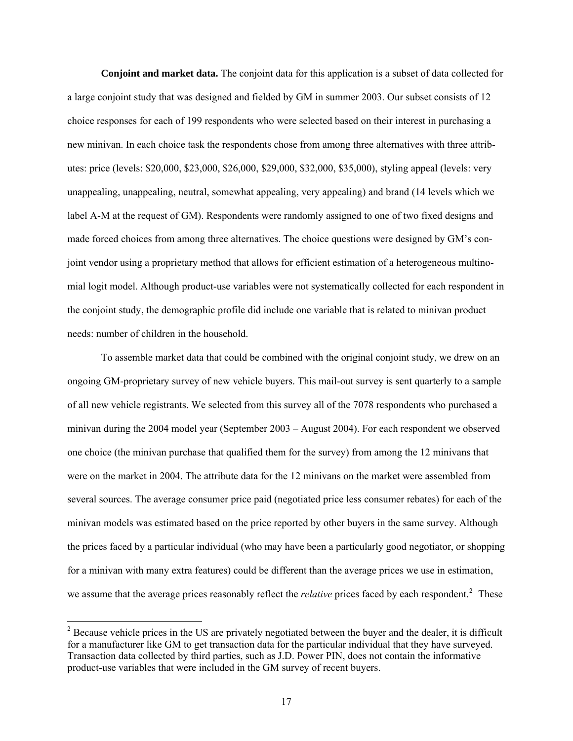**Conjoint and market data.** The conjoint data for this application is a subset of data collected for a large conjoint study that was designed and fielded by GM in summer 2003. Our subset consists of 12 choice responses for each of 199 respondents who were selected based on their interest in purchasing a new minivan. In each choice task the respondents chose from among three alternatives with three attributes: price (levels: $20,000, $23,000, $26,000, $29,000, $32,000, $35,000), styling appeal (levels: very unappealing, unappealing, neutral, somewhat appealing, very appealing) and brand (14 levels which we label A-M at the request of GM). Respondents were randomly assigned to one of two fixed designs and made forced choices from among three alternatives. The choice questions were designed by GM's conjoint vendor using a proprietary method that allows for efficient estimation of a heterogeneous multinomial logit model. Although product-use variables were not systematically collected for each respondent in the conjoint study, the demographic profile did include one variable that is related to minivan product needs: number of children in the household.

To assemble market data that could be combined with the original conjoint study, we drew on an ongoing GM-proprietary survey of new vehicle buyers. This mail-out survey is sent quarterly to a sample of all new vehicle registrants. We selected from this survey all of the 7078 respondents who purchased a minivan during the 2004 model year (September 2003 – August 2004). For each respondent we observed one choice (the minivan purchase that qualified them for the survey) from among the 12 minivans that were on the market in 2004. The attribute data for the 12 minivans on the market were assembled from several sources. The average consumer price paid (negotiated price less consumer rebates) for each of the minivan models was estimated based on the price reported by other buyers in the same survey. Although the prices faced by a particular individual (who may have been a particularly good negotiator, or shopping for a minivan with many extra features) could be different than the average prices we use in estimation, we assume that the average prices reasonably reflect the *relative* prices faced by each respondent.[2] These

[2] Because vehicle prices in the US are privately negotiated between the buyer and the dealer, it is difficult for a manufacturer like GM to get transaction data for the particular individual that they have surveyed. Transaction data collected by third parties, such as J.D. Power PIN, does not contain the informative product-use variables that were included in the GM survey of recent buyers.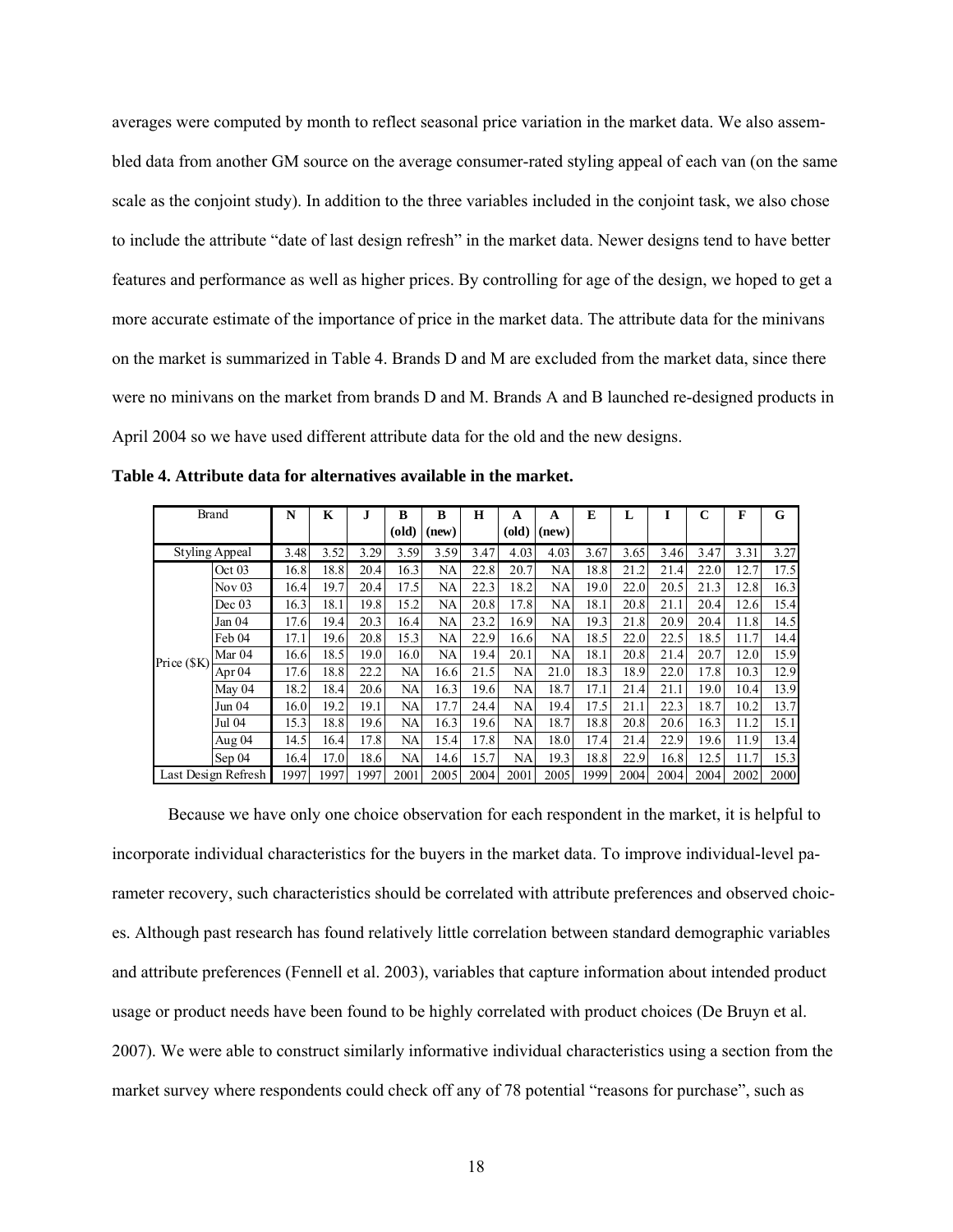averages were computed by month to reflect seasonal price variation in the market data. We also assembled data from another GM source on the average consumer-rated styling appeal of each van (on the same scale as the conjoint study). In addition to the three variables included in the conjoint task, we also chose to include the attribute "date of last design refresh" in the market data. Newer designs tend to have better features and performance as well as higher prices. By controlling for age of the design, we hoped to get a more accurate estimate of the importance of price in the market data. The attribute data for the minivans on the market is summarized in Table 4. Brands D and M are excluded from the market data, since there were no minivans on the market from brands D and M. Brands A and B launched re-designed products in April 2004 so we have used different attribute data for the old and the new designs.

**Table 4. Attribute data for alternatives available in the market.**

| Brand | | N | K | J | B (old) | B (new) | H | A (old) | A (new) | E | L | I | C | F | G |
|---|---|---|---|---|---|---|---|---|---|---|---|---|---|---|---|
| Styling Appeal | | 3.48 | 3.52 | 3.29 | 3.59 | 3.59 | 3.47 | 4.03 | 4.03 | 3.67 | 3.65 | 3.46 | 3.47 | 3.31 | 3.27 |
| Price ($K) | Oct 03 | 16.8 | 18.8 | 20.4 | 16.3 | NA | 22.8 | 20.7 | NA | 18.8 | 21.2 | 21.4 | 22.0 | 12.7 | 17.5 |
| | Nov 03 | 16.4 | 19.7 | 20.4 | 17.5 | NA | 22.3 | 18.2 | NA | 19.0 | 22.0 | 20.5 | 21.3 | 12.8 | 16.3 |
| | Dec 03 | 16.3 | 18.1 | 19.8 | 15.2 | NA | 20.8 | 17.8 | NA | 18.1 | 20.8 | 21.1 | 20.4 | 12.6 | 15.4 |
| | Jan 04 | 17.6 | 19.4 | 20.3 | 16.4 | NA | 23.2 | 16.9 | NA | 19.3 | 21.8 | 20.9 | 20.4 | 11.8 | 14.5 |
| | Feb 04 | 17.1 | 19.6 | 20.8 | 15.3 | NA | 22.9 | 16.6 | NA | 18.5 | 22.0 | 22.5 | 18.5 | 11.7 | 14.4 |
| | Mar 04 | 16.6 | 18.5 | 19.0 | 16.0 | NA | 19.4 | 20.1 | NA | 18.1 | 20.8 | 21.4 | 20.7 | 12.0 | 15.9 |
| | Apr 04 | 17.6 | 18.8 | 22.2 | NA | 16.6 | 21.5 | NA | 21.0 | 18.3 | 18.9 | 22.0 | 17.8 | 10.3 | 12.9 |
| | May 04 | 18.2 | 18.4 | 20.6 | NA | 16.3 | 19.6 | NA | 18.7 | 17.1 | 21.4 | 21.1 | 19.0 | 10.4 | 13.9 |
| | Jun 04 | 16.0 | 19.2 | 19.1 | NA | 17.7 | 24.4 | NA | 19.4 | 17.5 | 21.1 | 22.3 | 18.7 | 10.2 | 13.7 |
| | Jul 04 | 15.3 | 18.8 | 19.6 | NA | 16.3 | 19.6 | NA | 18.7 | 18.8 | 20.8 | 20.6 | 16.3 | 11.2 | 15.1 |
| | Aug 04 | 14.5 | 16.4 | 17.8 | NA | 15.4 | 17.8 | NA | 18.0 | 17.4 | 21.4 | 22.9 | 19.6 | 11.9 | 13.4 |
| | Sep 04 | 16.4 | 17.0 | 18.6 | NA | 14.6 | 15.7 | NA | 19.3 | 18.8 | 22.9 | 16.8 | 12.5 | 11.7 | 15.3 |
| Last Design Refresh | | 1997 | 1997 | 1997 | 2001 | 2005 | 2004 | 2001 | 2005 | 1999 | 2004 | 2004 | 2004 | 2002 | 2000 |

Because we have only one choice observation for each respondent in the market, it is helpful to incorporate individual characteristics for the buyers in the market data. To improve individual-level parameter recovery, such characteristics should be correlated with attribute preferences and observed choices. Although past research has found relatively little correlation between standard demographic variables and attribute preferences (Fennell et al. 2003), variables that capture information about intended product usage or product needs have been found to be highly correlated with product choices (De Bruyn et al. 2007). We were able to construct similarly informative individual characteristics using a section from the market survey where respondents could check off any of 78 potential "reasons for purchase", such as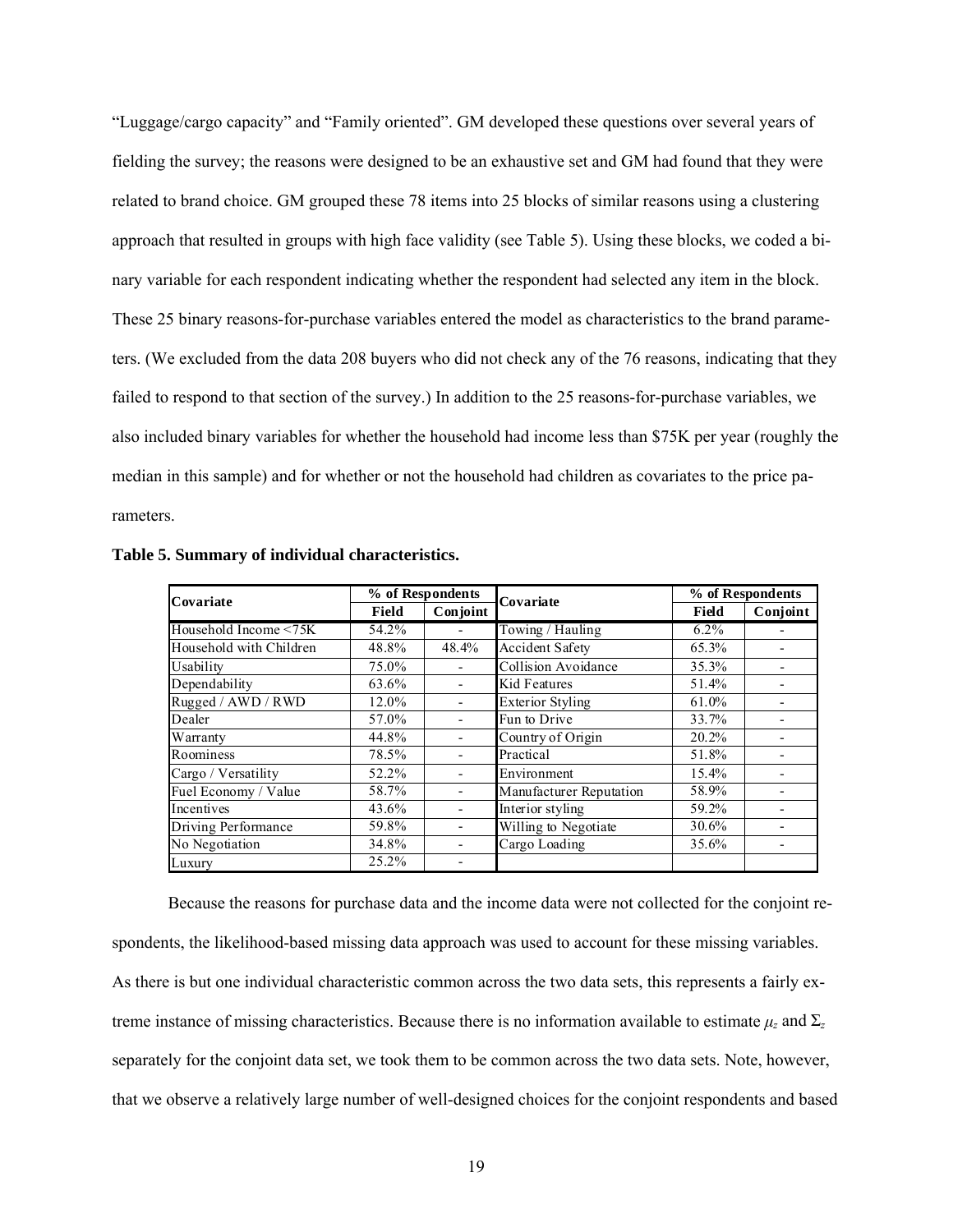"Luggage/cargo capacity" and "Family oriented". GM developed these questions over several years of fielding the survey; the reasons were designed to be an exhaustive set and GM had found that they were related to brand choice. GM grouped these 78 items into 25 blocks of similar reasons using a clustering approach that resulted in groups with high face validity (see Table 5). Using these blocks, we coded a binary variable for each respondent indicating whether the respondent had selected any item in the block. These 25 binary reasons-for-purchase variables entered the model as characteristics to the brand parameters. (We excluded from the data 208 buyers who did not check any of the 76 reasons, indicating that they failed to respond to that section of the survey.) In addition to the 25 reasons-for-purchase variables, we also included binary variables for whether the household had income less than \$75K per year (roughly the median in this sample) and for whether or not the household had children as covariates to the price parameters.

**Table 5. Summary of individual characteristics.**

| Covariate | % of Respondents | | Covariate | % of Respondents | |
|---|---|---|---|---|---|
| | Field | Conjoint | | Field | Conjoint |
| Household Income <75K | 54.2% | - | Towing / Hauling | 6.2% | - |
| Household with Children | 48.8% | 48.4% | Accident Safety | 65.3% | - |
| Usability | 75.0% | - | Collision Avoidance | 35.3% | - |
| Dependability | 63.6% | - | Kid Features | 51.4% | - |
| Rugged / AWD / RWD | 12.0% | - | Exterior Styling | 61.0% | - |
| Dealer | 57.0% | - | Fun to Drive | 33.7% | - |
| Warranty | 44.8% | - | Country of Origin | 20.2% | - |
| Roominess | 78.5% | - | Practical | 51.8% | - |
| Cargo / Versatility | 52.2% | - | Environment | 15.4% | - |
| Fuel Economy / Value | 58.7% | - | Manufacturer Reputation | 58.9% | - |
| Incentives | 43.6% | - | Interior styling | 59.2% | - |
| Driving Performance | 59.8% | - | Willing to Negotiate | 30.6% | - |
| No Negotiation | 34.8% | - | Cargo Loading | 35.6% | - |
| Luxury | 25.2% | - | | | |

Because the reasons for purchase data and the income data were not collected for the conjoint respondents, the likelihood-based missing data approach was used to account for these missing variables. As there is but one individual characteristic common across the two data sets, this represents a fairly extreme instance of missing characteristics. Because there is no information available to estimate $\mu_z$ and $\Sigma_z$ separately for the conjoint data set, we took them to be common across the two data sets. Note, however, that we observe a relatively large number of well-designed choices for the conjoint respondents and based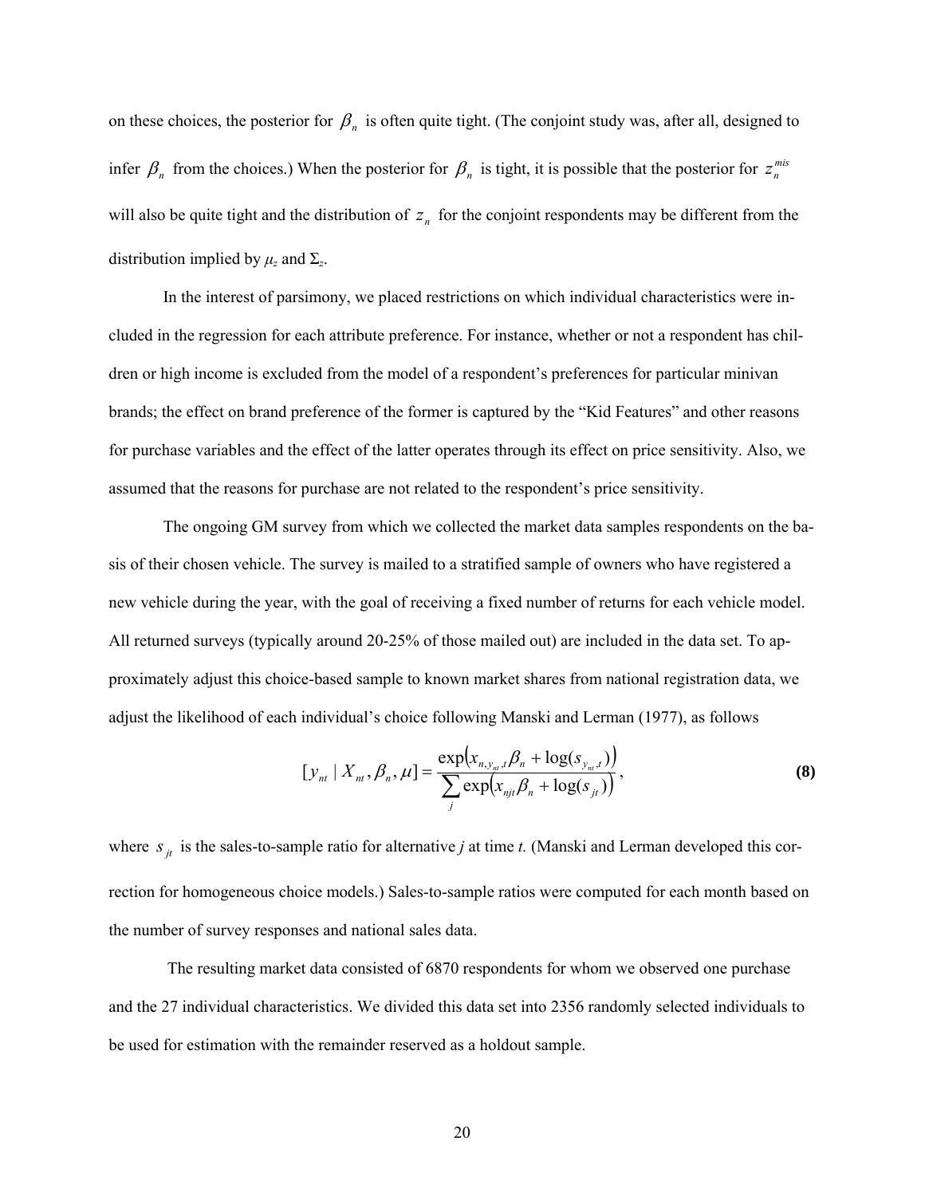on these choices, the posterior for $\beta_n$ is often quite tight. (The conjoint study was, after all, designed to infer $\beta_n$ from the choices.) When the posterior for $\beta_n$ is tight, it is possible that the posterior for $z_n^{mis}$ will also be quite tight and the distribution of $z_n$ for the conjoint respondents may be different from the distribution implied by $\mu_z$ and $\Sigma_z$.

In the interest of parsimony, we placed restrictions on which individual characteristics were included in the regression for each attribute preference. For instance, whether or not a respondent has children or high income is excluded from the model of a respondent's preferences for particular minivan brands; the effect on brand preference of the former is captured by the "Kid Features" and other reasons for purchase variables and the effect of the latter operates through its effect on price sensitivity. Also, we assumed that the reasons for purchase are not related to the respondent's price sensitivity.

The ongoing GM survey from which we collected the market data samples respondents on the basis of their chosen vehicle. The survey is mailed to a stratified sample of owners who have registered a new vehicle during the year, with the goal of receiving a fixed number of returns for each vehicle model. All returned surveys (typically around 20-25% of those mailed out) are included in the data set. To approximately adjust this choice-based sample to known market shares from national registration data, we adjust the likelihood of each individual's choice following Manski and Lerman (1977), as follows

$$[y_{nt} \mid X_{nt}, \beta_n, \mu] = \frac{\exp\left(x_{n,y_{nt},t}\beta_n + \log(s_{y_{nt},t})\right)}{\sum_j \exp\left(x_{njt}\beta_n + \log(s_{jt})\right)}, \quad \textbf{(8)}$$

where $s_{jt}$ is the sales-to-sample ratio for alternative $j$ at time $t$. (Manski and Lerman developed this correction for homogeneous choice models.) Sales-to-sample ratios were computed for each month based on the number of survey responses and national sales data.

The resulting market data consisted of 6870 respondents for whom we observed one purchase and the 27 individual characteristics. We divided this data set into 2356 randomly selected individuals to be used for estimation with the remainder reserved as a holdout sample.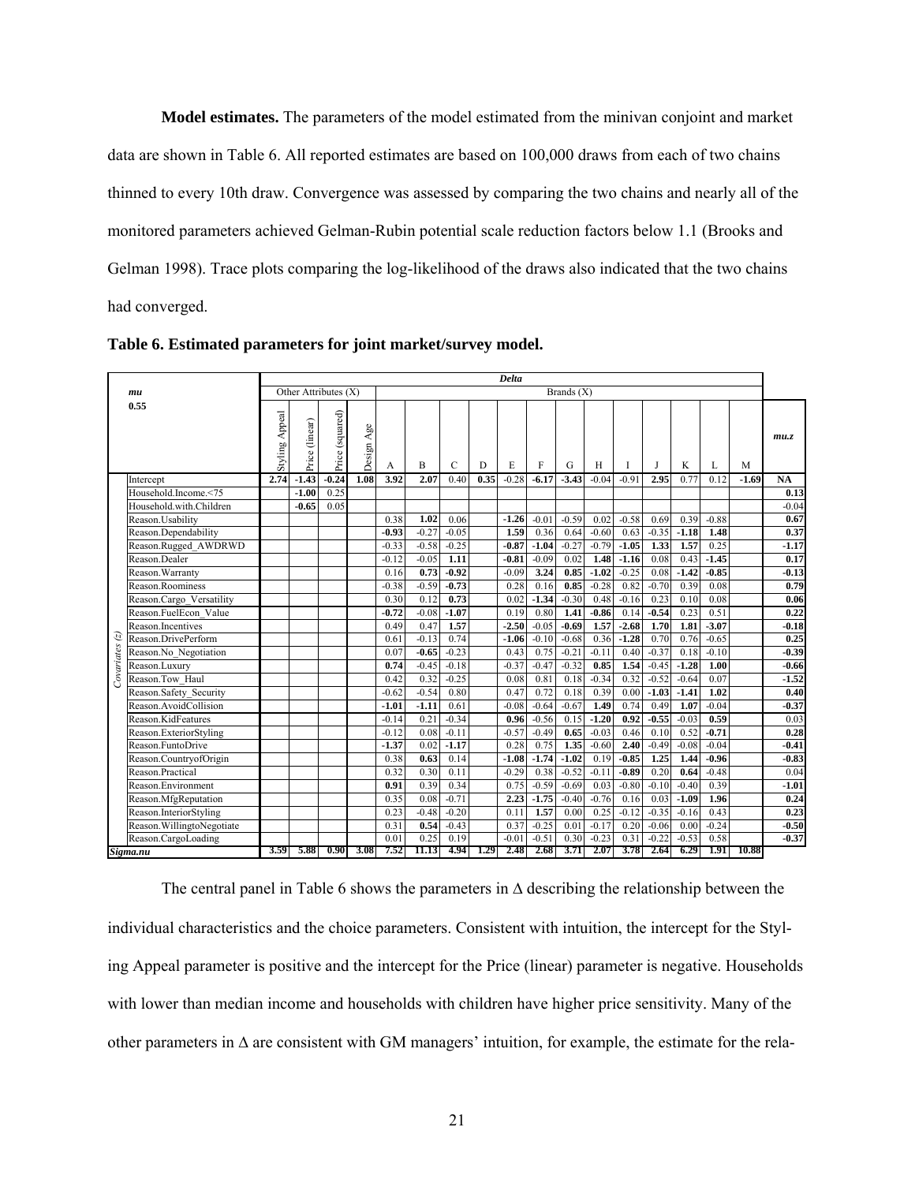**Model estimates.** The parameters of the model estimated from the minivan conjoint and market data are shown in Table 6. All reported estimates are based on 100,000 draws from each of two chains thinned to every 10th draw. Convergence was assessed by comparing the two chains and nearly all of the monitored parameters achieved Gelman-Rubin potential scale reduction factors below 1.1 (Brooks and Gelman 1998). Trace plots comparing the log-likelihood of the draws also indicated that the two chains had converged.

**Table 6. Estimated parameters for joint market/survey model.**

| | *mu* 0.55 | *Delta* | | | | | | | | | | | | | | | | | | | | |
|---|---|---|---|---|---|---|---|---|---|---|---|---|---|---|---|---|---|---|---|---|---|---|
| | | Other Attributes (X) | | | | Brands (X) | | | | | | | | | | | | | | | | |
| | | Styling Appeal | Price (linear) | Price (squared) | Design Age | A | B | C | D | E | F | G | H | I | J | K | L | M | | | | *mu.z* |
| *Covariates (z)* | Intercept | **2.74** | **-1.43** | **-0.24** | **1.08** | **3.92** | **2.07** | 0.40 | **0.35** | -0.28 | **-6.17** | **-3.43** | -0.04 | -0.91 | **2.95** | 0.77 | 0.12 | **-1.69** | | | | **NA** |
| | Household.Income.<75 | | **-1.00** | 0.25 | | | | | | | | | | | | | | | | | | **0.13** |
| | Household.with.Children | | **-0.65** | 0.05 | | | | | | | | | | | | | | | | | | -0.04 |
| | Reason.Usability | | | | | 0.38 | **1.02** | 0.06 | | **-1.26** | -0.01 | -0.59 | 0.02 | -0.58 | 0.69 | 0.39 | -0.88 | | | | | **0.67** |
| | Reason.Dependability | | | | | **-0.93** | -0.27 | -0.05 | | **1.59** | 0.36 | 0.64 | -0.60 | 0.63 | -0.35 | **-1.18** | **1.48** | | | | | **0.37** |
| | Reason.Rugged_AWDRWD | | | | | -0.33 | -0.58 | -0.25 | | **-0.87** | **-1.04** | -0.27 | -0.79 | **-1.05** | **1.33** | **1.57** | 0.25 | | | | | **-1.17** |
| | Reason.Dealer | | | | | -0.12 | -0.05 | **1.11** | | **-0.81** | -0.09 | 0.02 | **1.48** | **-1.16** | 0.08 | 0.43 | **-1.45** | | | | | **0.17** |
| | Reason.Warranty | | | | | 0.16 | **0.73** | **-0.92** | | -0.09 | **3.24** | **0.85** | **-1.02** | -0.25 | 0.08 | **-1.42** | **-0.85** | | | | | **-0.13** |
| | Reason.Roominess | | | | | -0.38 | -0.59 | **-0.73** | | 0.28 | 0.16 | **0.85** | -0.28 | 0.82 | -0.70 | 0.39 | 0.08 | | | | | **0.79** |
| | Reason.Cargo_Versatility | | | | | 0.30 | 0.12 | **0.73** | | 0.02 | **-1.34** | -0.30 | 0.48 | -0.16 | 0.23 | 0.10 | 0.08 | | | | | **0.06** |
| | Reason.FuelEcon_Value | | | | | **-0.72** | -0.08 | **-1.07** | | 0.19 | 0.80 | **1.41** | **-0.86** | 0.14 | **-0.54** | 0.23 | 0.51 | | | | | **0.22** |
| | Reason.Incentives | | | | | 0.49 | 0.47 | **1.57** | | **-2.50** | -0.05 | **-0.69** | **1.57** | **-2.68** | **1.70** | **1.81** | **-3.07** | | | | | **-0.18** |
| | Reason.DrivePerform | | | | | 0.61 | -0.13 | 0.74 | | **-1.06** | -0.10 | -0.68 | 0.36 | **-1.28** | 0.70 | 0.76 | -0.65 | | | | | **0.25** |
| | Reason.No_Negotiation | | | | | 0.07 | **-0.65** | -0.23 | | 0.43 | 0.75 | -0.21 | -0.11 | 0.40 | -0.37 | 0.18 | -0.10 | | | | | **-0.39** |
| | Reason.Luxury | | | | | **0.74** | -0.45 | -0.18 | | -0.37 | -0.47 | -0.32 | **0.85** | **1.54** | -0.45 | **-1.28** | **1.00** | | | | | **-0.66** |
| | Reason.Tow_Haul | | | | | 0.42 | 0.32 | -0.25 | | 0.08 | 0.81 | 0.18 | -0.34 | 0.32 | -0.52 | -0.64 | 0.07 | | | | | **-1.52** |
| | Reason.Safety_Security | | | | | -0.62 | -0.54 | 0.80 | | 0.47 | 0.72 | 0.18 | 0.39 | 0.00 | **-1.03** | **-1.41** | **1.02** | | | | | **0.40** |
| | Reason.AvoidCollision | | | | | **-1.01** | **-1.11** | 0.61 | | -0.08 | -0.64 | -0.67 | **1.49** | 0.74 | 0.49 | **1.07** | -0.04 | | | | | **-0.37** |
| | Reason.KidFeatures | | | | | -0.14 | 0.21 | -0.34 | | **0.96** | -0.56 | 0.15 | **-1.20** | **0.92** | **-0.55** | -0.03 | **0.59** | | | | | 0.03 |
| | Reason.ExteriorStyling | | | | | -0.12 | 0.08 | -0.11 | | -0.57 | -0.49 | **0.65** | -0.03 | 0.46 | 0.10 | 0.52 | **-0.71** | | | | | **0.28** |
| | Reason.FuntoDrive | | | | | **-1.37** | 0.02 | **-1.17** | | 0.28 | 0.75 | **1.35** | -0.60 | **2.40** | -0.49 | -0.08 | -0.04 | | | | | **-0.41** |
| | Reason.CountryofOrigin | | | | | 0.38 | **0.63** | 0.14 | | **-1.08** | **-1.74** | **-1.02** | 0.19 | **-0.85** | **1.25** | **1.44** | **-0.96** | | | | | **-0.83** |
| | Reason.Practical | | | | | 0.32 | 0.30 | 0.11 | | -0.29 | 0.38 | -0.52 | -0.11 | **-0.89** | 0.20 | **0.64** | -0.48 | | | | | 0.04 |
| | Reason.Environment | | | | | **0.91** | 0.39 | 0.34 | | 0.75 | -0.59 | -0.69 | 0.03 | -0.80 | -0.10 | -0.40 | 0.39 | | | | | **-1.01** |
| | Reason.MfgReputation | | | | | 0.35 | 0.08 | -0.71 | | **2.23** | **-1.75** | -0.40 | -0.76 | 0.16 | 0.03 | **-1.09** | **1.96** | | | | | **0.24** |
| | Reason.InteriorStyling | | | | | 0.23 | -0.48 | -0.20 | | 0.11 | **1.57** | 0.00 | 0.25 | -0.12 | -0.35 | -0.16 | 0.43 | | | | | **0.23** |
| | Reason.WillingtoNegotiate | | | | | 0.31 | **0.54** | -0.43 | | 0.37 | -0.25 | 0.01 | -0.17 | 0.20 | -0.06 | 0.00 | -0.24 | | | | | **-0.50** |
| | Reason.CargoLoading | | | | | 0.01 | 0.25 | 0.19 | | -0.01 | -0.51 | 0.30 | -0.23 | 0.31 | -0.22 | -0.53 | 0.58 | | | | | **-0.37** |
| *Sigma.nu* | | **3.59** | **5.88** | **0.90** | **3.08** | **7.52** | **11.13** | **4.94** | **1.29** | **2.48** | **2.68** | **3.71** | **2.07** | **3.78** | **2.64** | **6.29** | **1.91** | **10.88** | | | | |

The central panel in Table 6 shows the parameters in $\Delta$ describing the relationship between the individual characteristics and the choice parameters. Consistent with intuition, the intercept for the Styling Appeal parameter is positive and the intercept for the Price (linear) parameter is negative. Households with lower than median income and households with children have higher price sensitivity. Many of the other parameters in $\Delta$ are consistent with GM managers' intuition, for example, the estimate for the rela-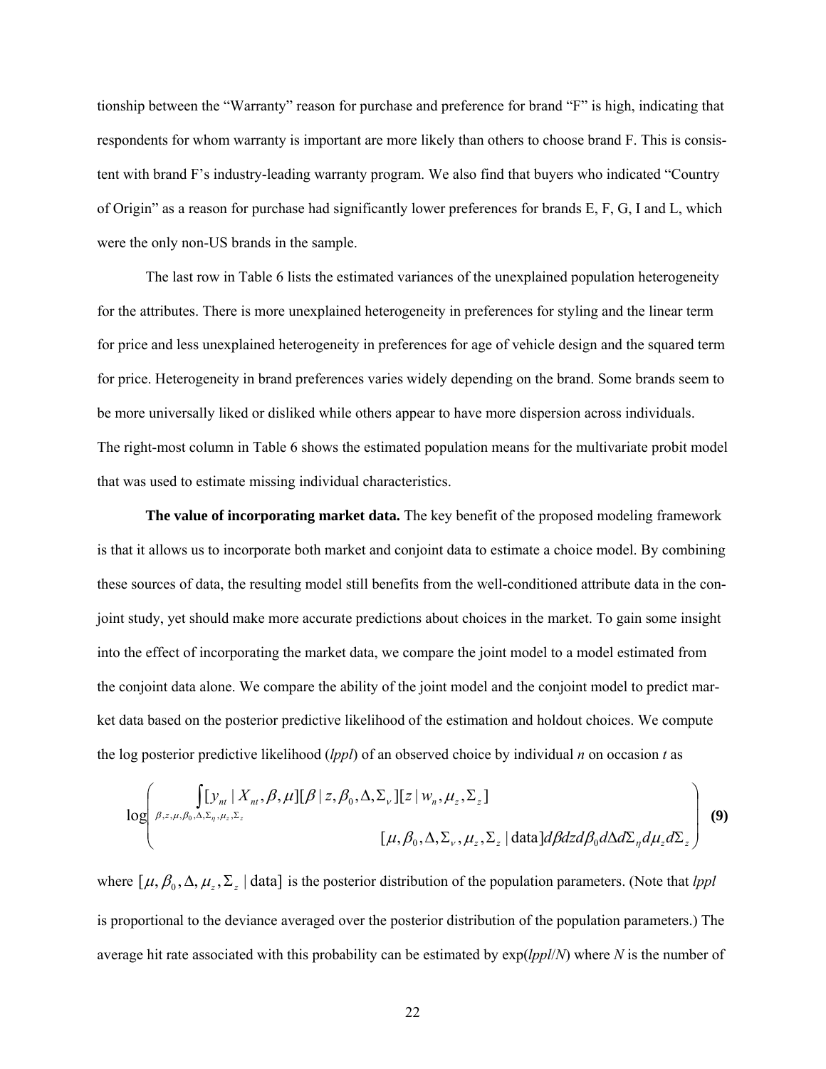tionship between the "Warranty" reason for purchase and preference for brand "F" is high, indicating that respondents for whom warranty is important are more likely than others to choose brand F. This is consistent with brand F's industry-leading warranty program. We also find that buyers who indicated "Country of Origin" as a reason for purchase had significantly lower preferences for brands E, F, G, I and L, which were the only non-US brands in the sample.

The last row in Table 6 lists the estimated variances of the unexplained population heterogeneity for the attributes. There is more unexplained heterogeneity in preferences for styling and the linear term for price and less unexplained heterogeneity in preferences for age of vehicle design and the squared term for price. Heterogeneity in brand preferences varies widely depending on the brand. Some brands seem to be more universally liked or disliked while others appear to have more dispersion across individuals. The right-most column in Table 6 shows the estimated population means for the multivariate probit model that was used to estimate missing individual characteristics.

**The value of incorporating market data.** The key benefit of the proposed modeling framework is that it allows us to incorporate both market and conjoint data to estimate a choice model. By combining these sources of data, the resulting model still benefits from the well-conditioned attribute data in the conjoint study, yet should make more accurate predictions about choices in the market. To gain some insight into the effect of incorporating the market data, we compare the joint model to a model estimated from the conjoint data alone. We compare the ability of the joint model and the conjoint model to predict market data based on the posterior predictive likelihood of the estimation and holdout choices. We compute the log posterior predictive likelihood (*lppl*) of an observed choice by individual *n* on occasion *t* as

$$\log\left(\int_{\beta,z,\mu,\beta_0,\Delta,\Sigma_\eta,\mu_z,\Sigma_z}[y_{nt}\mid X_{nt},\beta,\mu][\beta\mid z,\beta_0,\Delta,\Sigma_\nu][z\mid w_n,\mu_z,\Sigma_z][\mu,\beta_0,\Delta,\Sigma_\nu,\mu_z,\Sigma_z\mid \text{data}]\,d\beta\, dz\, d\beta_0\, d\Delta\, d\Sigma_\eta\, d\mu_z\, d\Sigma_z\right) \quad \textbf{(9)}$$

where $[\mu,\beta_0,\Delta,\mu_z,\Sigma_z\mid \text{data}]$ is the posterior distribution of the population parameters. (Note that *lppl* is proportional to the deviance averaged over the posterior distribution of the population parameters.) The average hit rate associated with this probability can be estimated by exp(*lppl*/*N*) where *N* is the number of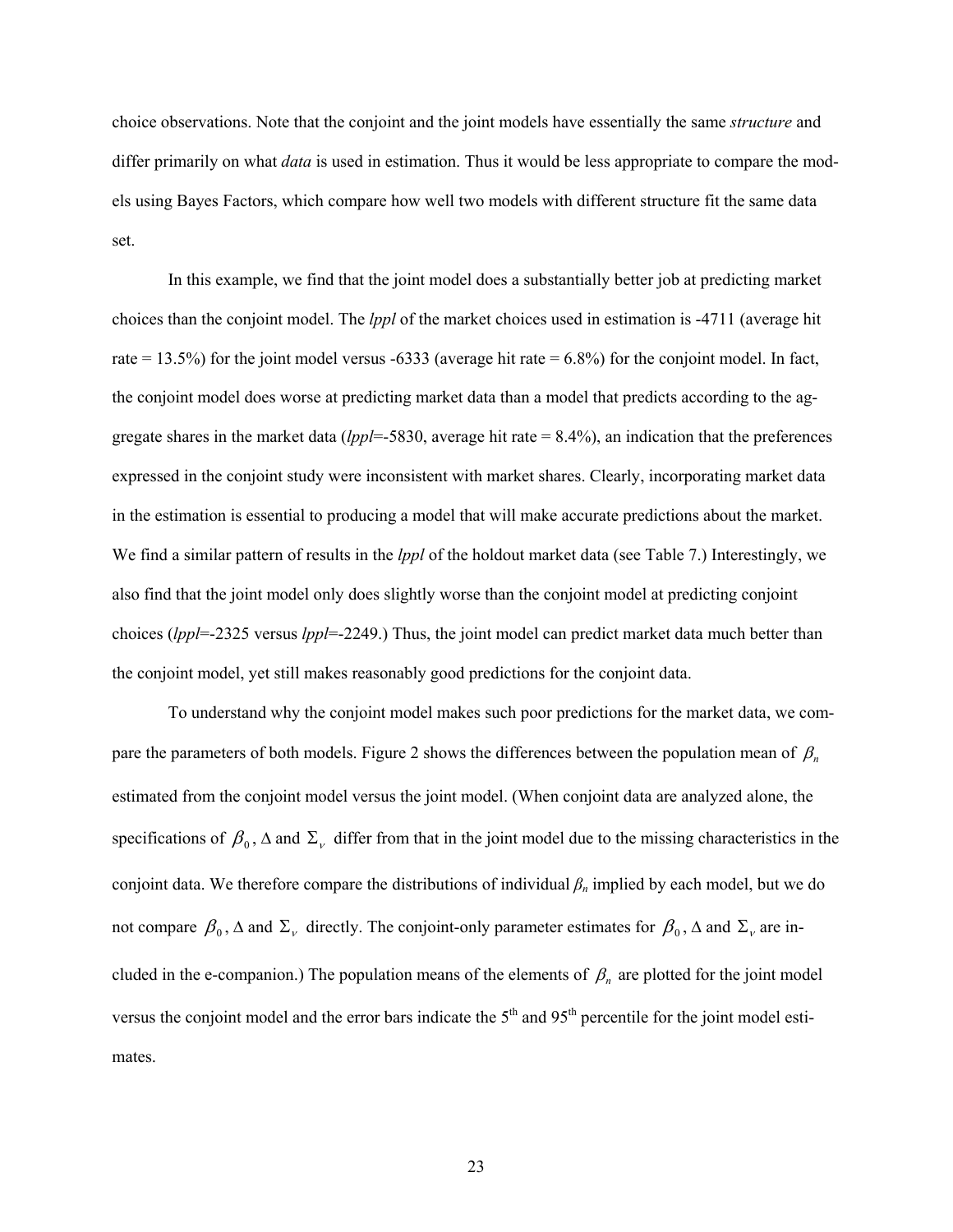choice observations. Note that the conjoint and the joint models have essentially the same *structure* and differ primarily on what *data* is used in estimation. Thus it would be less appropriate to compare the models using Bayes Factors, which compare how well two models with different structure fit the same data set.

In this example, we find that the joint model does a substantially better job at predicting market choices than the conjoint model. The *lppl* of the market choices used in estimation is -4711 (average hit rate = 13.5%) for the joint model versus -6333 (average hit rate = 6.8%) for the conjoint model. In fact, the conjoint model does worse at predicting market data than a model that predicts according to the aggregate shares in the market data (*lppl*=-5830, average hit rate = 8.4%), an indication that the preferences expressed in the conjoint study were inconsistent with market shares. Clearly, incorporating market data in the estimation is essential to producing a model that will make accurate predictions about the market. We find a similar pattern of results in the *lppl* of the holdout market data (see Table 7.) Interestingly, we also find that the joint model only does slightly worse than the conjoint model at predicting conjoint choices (*lppl*=-2325 versus *lppl*=-2249.) Thus, the joint model can predict market data much better than the conjoint model, yet still makes reasonably good predictions for the conjoint data.

To understand why the conjoint model makes such poor predictions for the market data, we compare the parameters of both models. Figure 2 shows the differences between the population mean of $\beta_n$ estimated from the conjoint model versus the joint model. (When conjoint data are analyzed alone, the specifications of $\beta_0$, $\Delta$ and $\Sigma_\nu$ differ from that in the joint model due to the missing characteristics in the conjoint data. We therefore compare the distributions of individual $\beta_n$ implied by each model, but we do not compare $\beta_0$, $\Delta$ and $\Sigma_\nu$ directly. The conjoint-only parameter estimates for $\beta_0$, $\Delta$ and $\Sigma_\nu$ are included in the e-companion.) The population means of the elements of $\beta_n$ are plotted for the joint model versus the conjoint model and the error bars indicate the 5th and 95th percentile for the joint model estimates.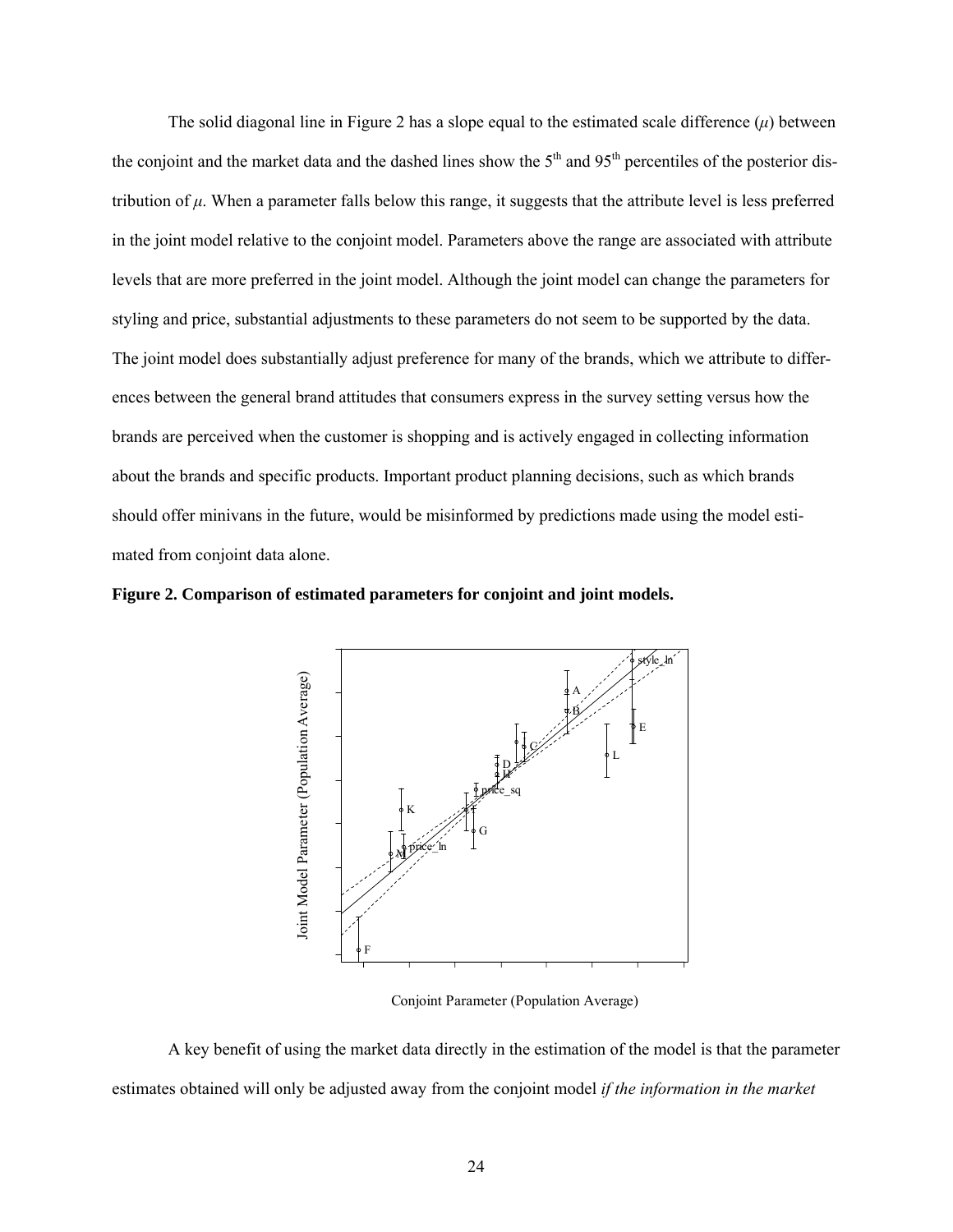The solid diagonal line in Figure 2 has a slope equal to the estimated scale difference ($\mu$) between the conjoint and the market data and the dashed lines show the 5[th] and 95[th] percentiles of the posterior distribution of $\mu$. When a parameter falls below this range, it suggests that the attribute level is less preferred in the joint model relative to the conjoint model. Parameters above the range are associated with attribute levels that are more preferred in the joint model. Although the joint model can change the parameters for styling and price, substantial adjustments to these parameters do not seem to be supported by the data. The joint model does substantially adjust preference for many of the brands, which we attribute to differences between the general brand attitudes that consumers express in the survey setting versus how the brands are perceived when the customer is shopping and is actively engaged in collecting information about the brands and specific products. Important product planning decisions, such as which brands should offer minivans in the future, would be misinformed by predictions made using the model estimated from conjoint data alone.

**Figure 2. Comparison of estimated parameters for conjoint and joint models.**

A key benefit of using the market data directly in the estimation of the model is that the parameter estimates obtained will only be adjusted away from the conjoint model *if the information in the market*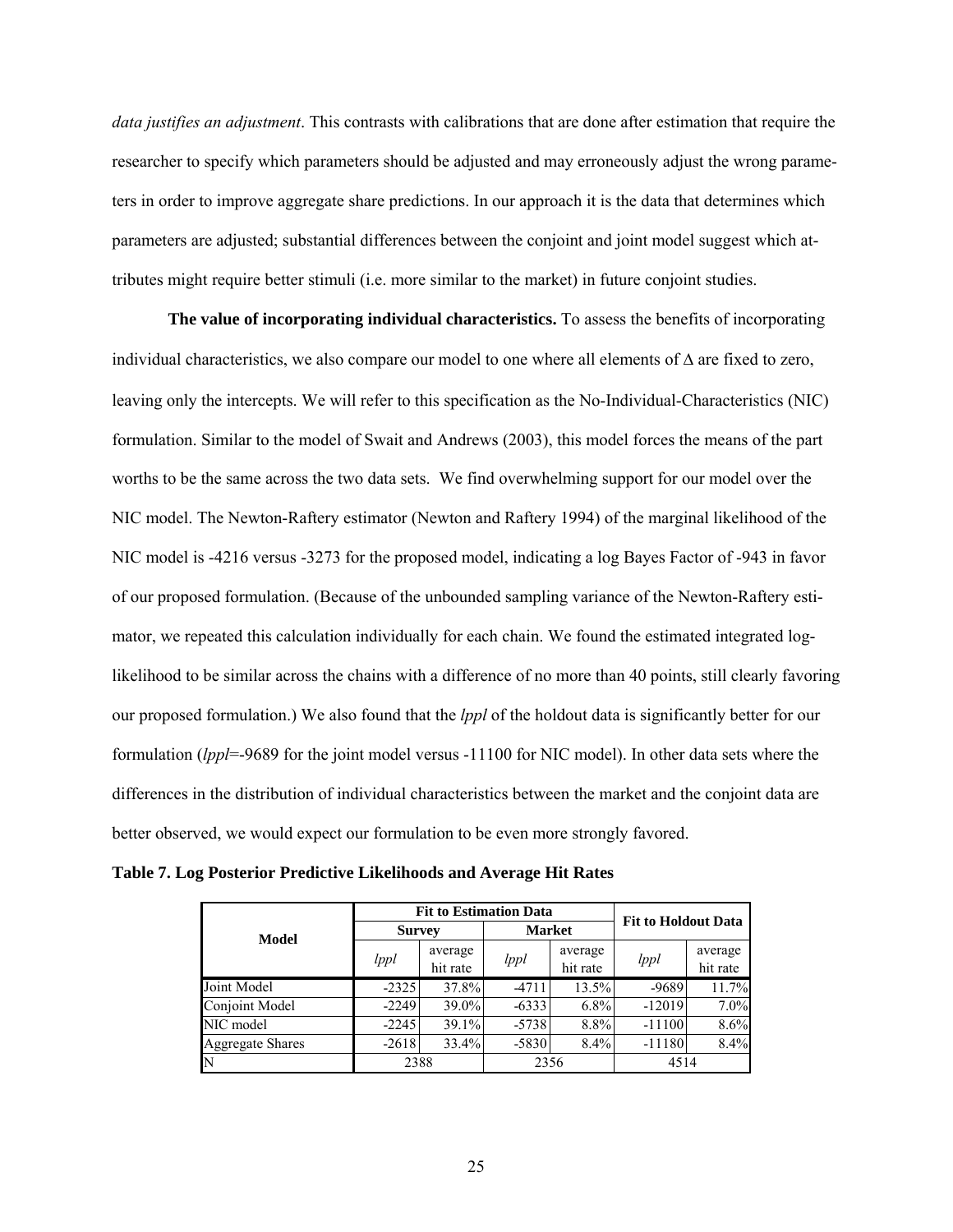*data justifies an adjustment*. This contrasts with calibrations that are done after estimation that require the researcher to specify which parameters should be adjusted and may erroneously adjust the wrong parameters in order to improve aggregate share predictions. In our approach it is the data that determines which parameters are adjusted; substantial differences between the conjoint and joint model suggest which attributes might require better stimuli (i.e. more similar to the market) in future conjoint studies.

**The value of incorporating individual characteristics.** To assess the benefits of incorporating individual characteristics, we also compare our model to one where all elements of $\Delta$ are fixed to zero, leaving only the intercepts. We will refer to this specification as the No-Individual-Characteristics (NIC) formulation. Similar to the model of Swait and Andrews (2003), this model forces the means of the part worths to be the same across the two data sets. We find overwhelming support for our model over the NIC model. The Newton-Raftery estimator (Newton and Raftery 1994) of the marginal likelihood of the NIC model is -4216 versus -3273 for the proposed model, indicating a log Bayes Factor of -943 in favor of our proposed formulation. (Because of the unbounded sampling variance of the Newton-Raftery estimator, we repeated this calculation individually for each chain. We found the estimated integrated log-likelihood to be similar across the chains with a difference of no more than 40 points, still clearly favoring our proposed formulation.) We also found that the *lppl* of the holdout data is significantly better for our formulation (*lppl*=-9689 for the joint model versus -11100 for NIC model). In other data sets where the differences in the distribution of individual characteristics between the market and the conjoint data are better observed, we would expect our formulation to be even more strongly favored.

**Table 7. Log Posterior Predictive Likelihoods and Average Hit Rates**

| Model | Fit to Estimation Data | | | | Fit to Holdout Data | |
|---|---|---|---|---|---|---|
| | Survey | | Market | | | |
| | *lppl* | average hit rate | *lppl* | average hit rate | *lppl* | average hit rate |
| Joint Model | -2325 | 37.8% | -4711 | 13.5% | -9689 | 11.7% |
| Conjoint Model | -2249 | 39.0% | -6333 | 6.8% | -12019 | 7.0% |
| NIC model | -2245 | 39.1% | -5738 | 8.8% | -11100 | 8.6% |
| Aggregate Shares | -2618 | 33.4% | -5830 | 8.4% | -11180 | 8.4% |
| N | 2388 | | 2356 | | 4514 | |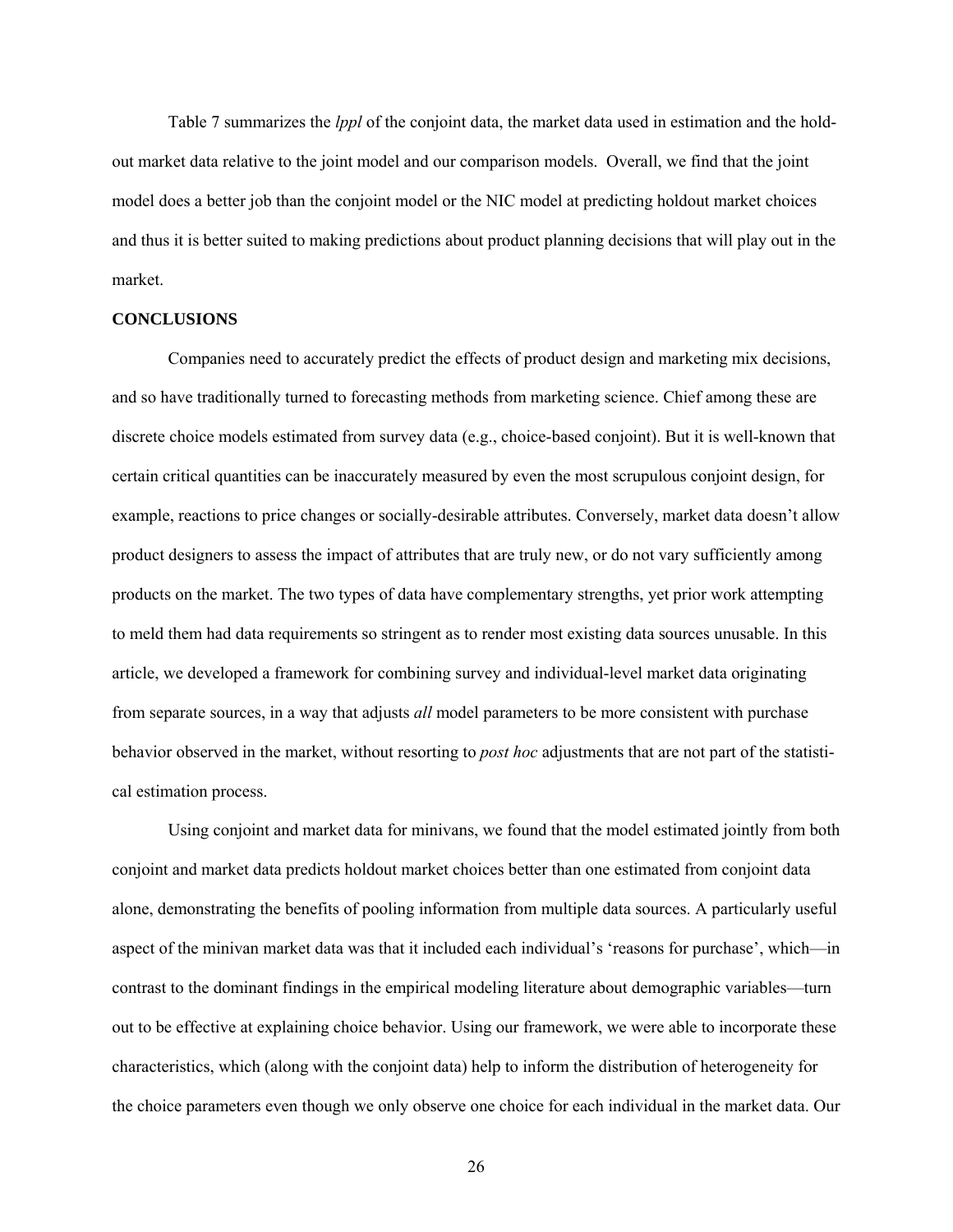Table 7 summarizes the *lppl* of the conjoint data, the market data used in estimation and the holdout market data relative to the joint model and our comparison models. Overall, we find that the joint model does a better job than the conjoint model or the NIC model at predicting holdout market choices and thus it is better suited to making predictions about product planning decisions that will play out in the market.

## CONCLUSIONS

Companies need to accurately predict the effects of product design and marketing mix decisions, and so have traditionally turned to forecasting methods from marketing science. Chief among these are discrete choice models estimated from survey data (e.g., choice-based conjoint). But it is well-known that certain critical quantities can be inaccurately measured by even the most scrupulous conjoint design, for example, reactions to price changes or socially-desirable attributes. Conversely, market data doesn't allow product designers to assess the impact of attributes that are truly new, or do not vary sufficiently among products on the market. The two types of data have complementary strengths, yet prior work attempting to meld them had data requirements so stringent as to render most existing data sources unusable. In this article, we developed a framework for combining survey and individual-level market data originating from separate sources, in a way that adjusts *all* model parameters to be more consistent with purchase behavior observed in the market, without resorting to *post hoc* adjustments that are not part of the statistical estimation process.

Using conjoint and market data for minivans, we found that the model estimated jointly from both conjoint and market data predicts holdout market choices better than one estimated from conjoint data alone, demonstrating the benefits of pooling information from multiple data sources. A particularly useful aspect of the minivan market data was that it included each individual's 'reasons for purchase', which—in contrast to the dominant findings in the empirical modeling literature about demographic variables—turn out to be effective at explaining choice behavior. Using our framework, we were able to incorporate these characteristics, which (along with the conjoint data) help to inform the distribution of heterogeneity for the choice parameters even though we only observe one choice for each individual in the market data. Our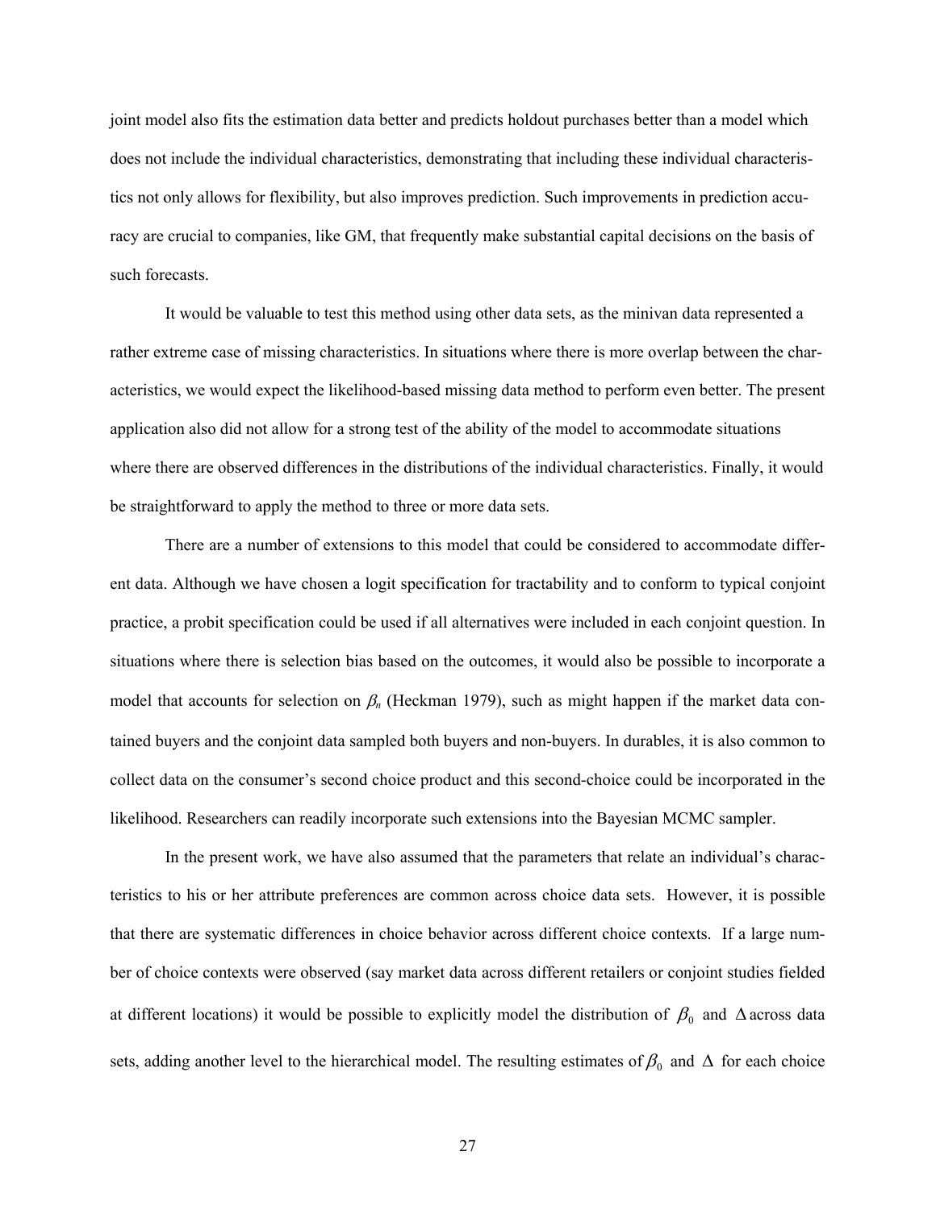joint model also fits the estimation data better and predicts holdout purchases better than a model which does not include the individual characteristics, demonstrating that including these individual characteristics not only allows for flexibility, but also improves prediction. Such improvements in prediction accuracy are crucial to companies, like GM, that frequently make substantial capital decisions on the basis of such forecasts.

It would be valuable to test this method using other data sets, as the minivan data represented a rather extreme case of missing characteristics. In situations where there is more overlap between the characteristics, we would expect the likelihood-based missing data method to perform even better. The present application also did not allow for a strong test of the ability of the model to accommodate situations where there are observed differences in the distributions of the individual characteristics. Finally, it would be straightforward to apply the method to three or more data sets.

There are a number of extensions to this model that could be considered to accommodate different data. Although we have chosen a logit specification for tractability and to conform to typical conjoint practice, a probit specification could be used if all alternatives were included in each conjoint question. In situations where there is selection bias based on the outcomes, it would also be possible to incorporate a model that accounts for selection on $\beta_n$ (Heckman 1979), such as might happen if the market data contained buyers and the conjoint data sampled both buyers and non-buyers. In durables, it is also common to collect data on the consumer's second choice product and this second-choice could be incorporated in the likelihood. Researchers can readily incorporate such extensions into the Bayesian MCMC sampler.

In the present work, we have also assumed that the parameters that relate an individual's characteristics to his or her attribute preferences are common across choice data sets. However, it is possible that there are systematic differences in choice behavior across different choice contexts. If a large number of choice contexts were observed (say market data across different retailers or conjoint studies fielded at different locations) it would be possible to explicitly model the distribution of $\beta_0$ and $\Delta$ across data sets, adding another level to the hierarchical model. The resulting estimates of $\beta_0$ and $\Delta$ for each choice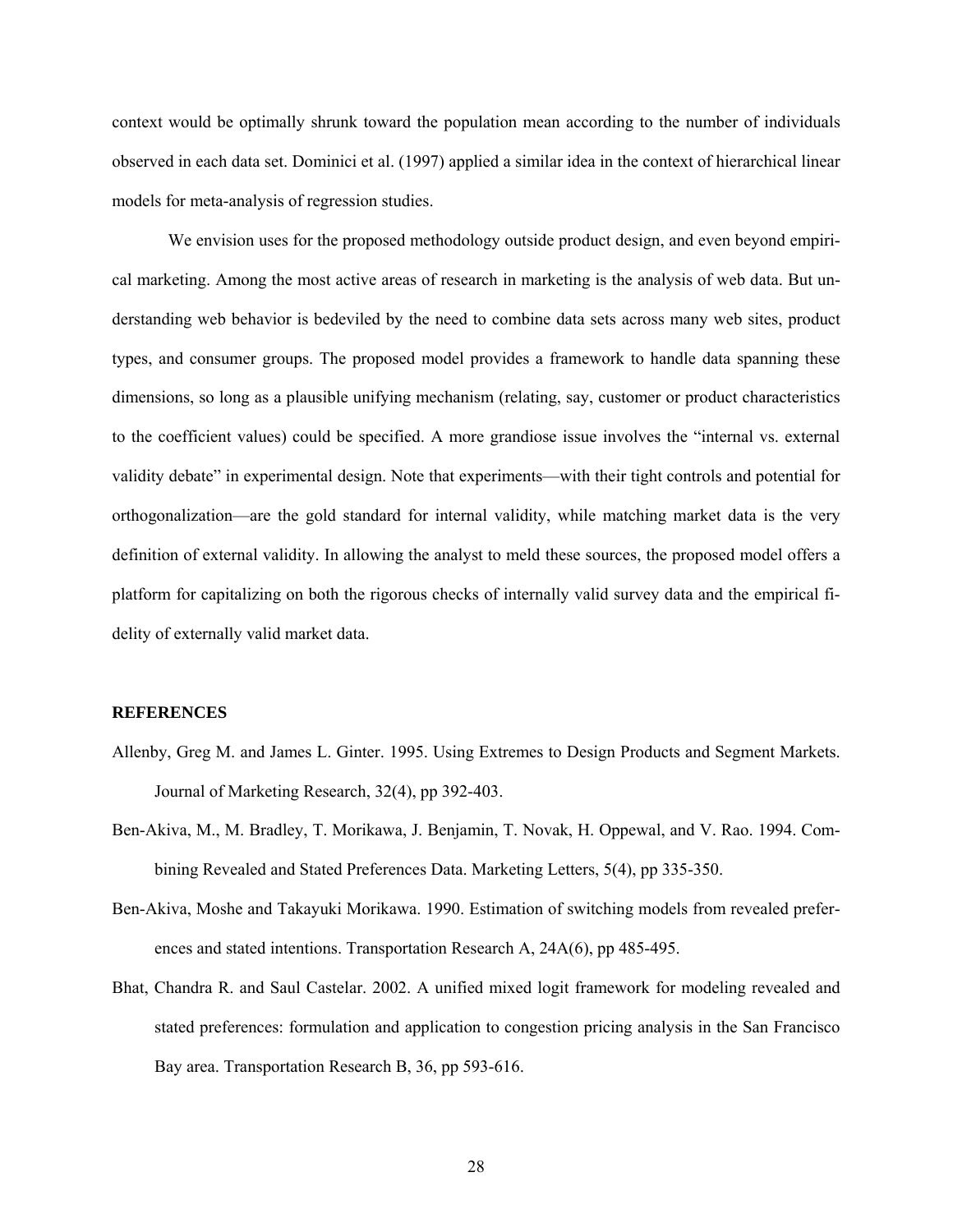context would be optimally shrunk toward the population mean according to the number of individuals observed in each data set. Dominici et al. (1997) applied a similar idea in the context of hierarchical linear models for meta-analysis of regression studies.

We envision uses for the proposed methodology outside product design, and even beyond empirical marketing. Among the most active areas of research in marketing is the analysis of web data. But understanding web behavior is bedeviled by the need to combine data sets across many web sites, product types, and consumer groups. The proposed model provides a framework to handle data spanning these dimensions, so long as a plausible unifying mechanism (relating, say, customer or product characteristics to the coefficient values) could be specified. A more grandiose issue involves the "internal vs. external validity debate" in experimental design. Note that experiments—with their tight controls and potential for orthogonalization—are the gold standard for internal validity, while matching market data is the very definition of external validity. In allowing the analyst to meld these sources, the proposed model offers a platform for capitalizing on both the rigorous checks of internally valid survey data and the empirical fidelity of externally valid market data.

## REFERENCES

Allenby, Greg M. and James L. Ginter. 1995. Using Extremes to Design Products and Segment Markets. Journal of Marketing Research, 32(4), pp 392-403.

Ben-Akiva, M., M. Bradley, T. Morikawa, J. Benjamin, T. Novak, H. Oppewal, and V. Rao. 1994. Combining Revealed and Stated Preferences Data. Marketing Letters, 5(4), pp 335-350.

Ben-Akiva, Moshe and Takayuki Morikawa. 1990. Estimation of switching models from revealed preferences and stated intentions. Transportation Research A, 24A(6), pp 485-495.

Bhat, Chandra R. and Saul Castelar. 2002. A unified mixed logit framework for modeling revealed and stated preferences: formulation and application to congestion pricing analysis in the San Francisco Bay area. Transportation Research B, 36, pp 593-616.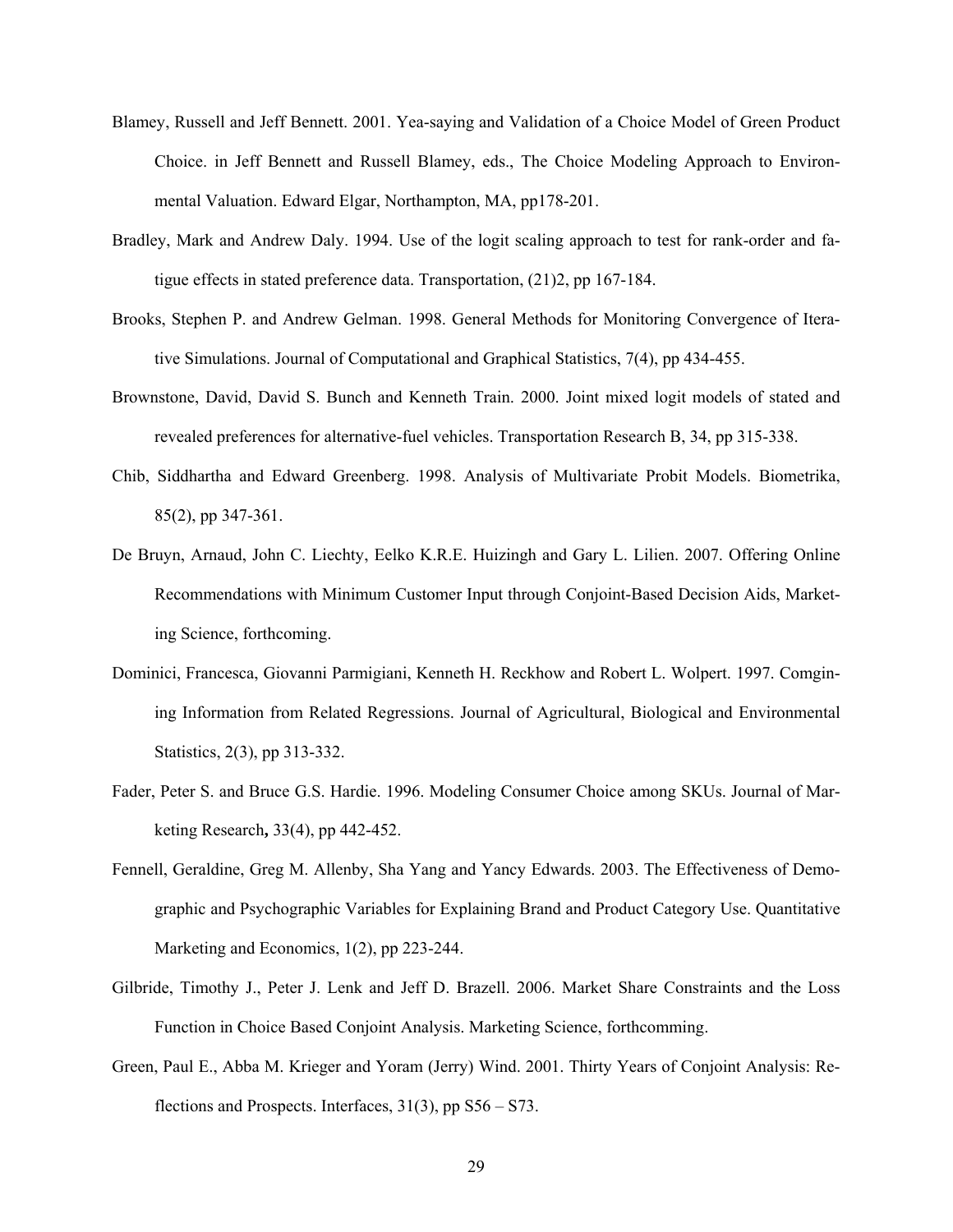Blamey, Russell and Jeff Bennett. 2001. Yea-saying and Validation of a Choice Model of Green Product Choice. in Jeff Bennett and Russell Blamey, eds., The Choice Modeling Approach to Environmental Valuation. Edward Elgar, Northampton, MA, pp178-201.

Bradley, Mark and Andrew Daly. 1994. Use of the logit scaling approach to test for rank-order and fatigue effects in stated preference data. Transportation, (21)2, pp 167-184.

Brooks, Stephen P. and Andrew Gelman. 1998. General Methods for Monitoring Convergence of Iterative Simulations. Journal of Computational and Graphical Statistics, 7(4), pp 434-455.

Brownstone, David, David S. Bunch and Kenneth Train. 2000. Joint mixed logit models of stated and revealed preferences for alternative-fuel vehicles. Transportation Research B, 34, pp 315-338.

Chib, Siddhartha and Edward Greenberg. 1998. Analysis of Multivariate Probit Models. Biometrika, 85(2), pp 347-361.

De Bruyn, Arnaud, John C. Liechty, Eelko K.R.E. Huizingh and Gary L. Lilien. 2007. Offering Online Recommendations with Minimum Customer Input through Conjoint-Based Decision Aids, Marketing Science, forthcoming.

Dominici, Francesca, Giovanni Parmigiani, Kenneth H. Reckhow and Robert L. Wolpert. 1997. Comgining Information from Related Regressions. Journal of Agricultural, Biological and Environmental Statistics, 2(3), pp 313-332.

Fader, Peter S. and Bruce G.S. Hardie. 1996. Modeling Consumer Choice among SKUs. Journal of Marketing Research**,** 33(4), pp 442-452.

Fennell, Geraldine, Greg M. Allenby, Sha Yang and Yancy Edwards. 2003. The Effectiveness of Demographic and Psychographic Variables for Explaining Brand and Product Category Use. Quantitative Marketing and Economics, 1(2), pp 223-244.

Gilbride, Timothy J., Peter J. Lenk and Jeff D. Brazell. 2006. Market Share Constraints and the Loss Function in Choice Based Conjoint Analysis. Marketing Science, forthcomming.

Green, Paul E., Abba M. Krieger and Yoram (Jerry) Wind. 2001. Thirty Years of Conjoint Analysis: Reflections and Prospects. Interfaces, 31(3), pp S56 – S73.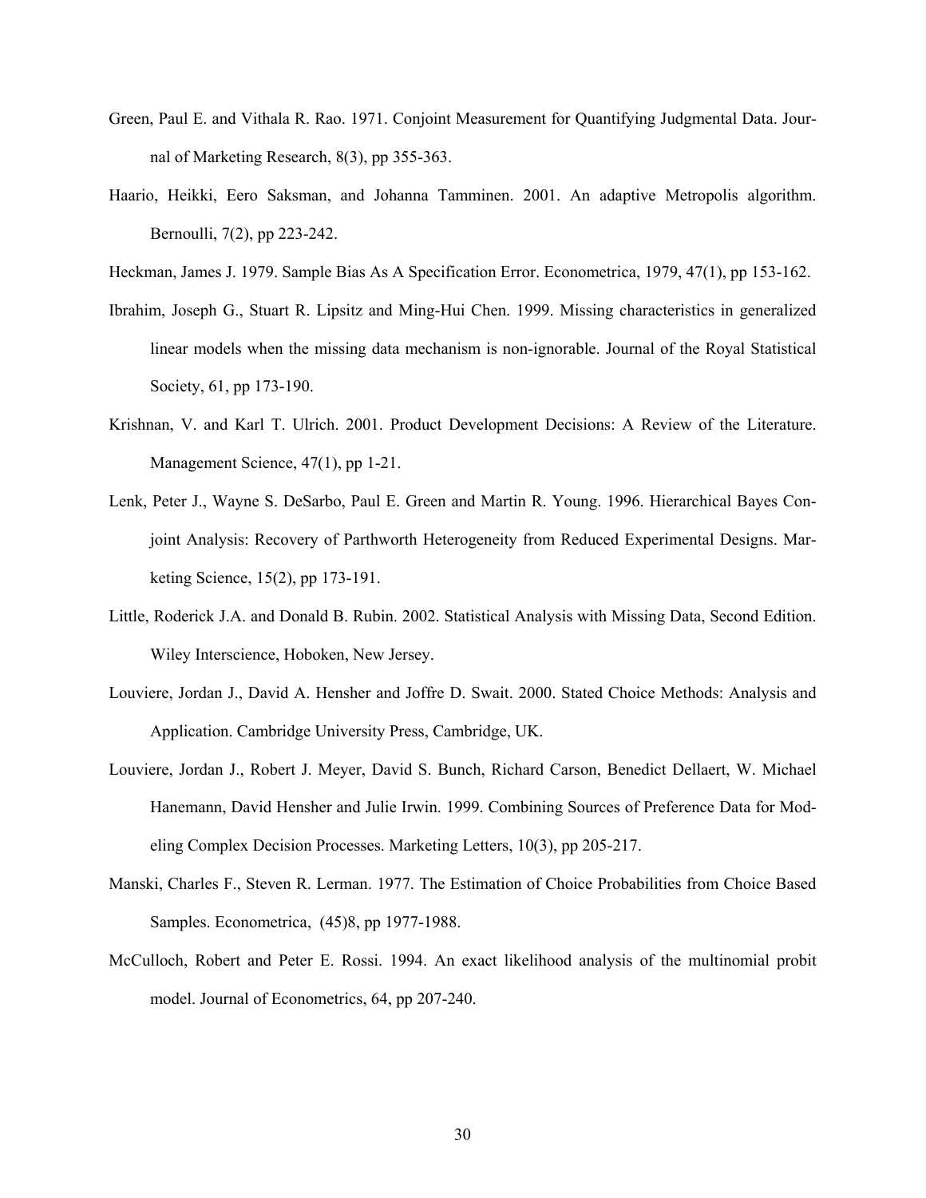Green, Paul E. and Vithala R. Rao. 1971. Conjoint Measurement for Quantifying Judgmental Data. Journal of Marketing Research, 8(3), pp 355-363.

Haario, Heikki, Eero Saksman, and Johanna Tamminen. 2001. An adaptive Metropolis algorithm. Bernoulli, 7(2), pp 223-242.

Heckman, James J. 1979. Sample Bias As A Specification Error. Econometrica, 1979, 47(1), pp 153-162.

Ibrahim, Joseph G., Stuart R. Lipsitz and Ming-Hui Chen. 1999. Missing characteristics in generalized linear models when the missing data mechanism is non-ignorable. Journal of the Royal Statistical Society, 61, pp 173-190.

Krishnan, V. and Karl T. Ulrich. 2001. Product Development Decisions: A Review of the Literature. Management Science, 47(1), pp 1-21.

Lenk, Peter J., Wayne S. DeSarbo, Paul E. Green and Martin R. Young. 1996. Hierarchical Bayes Conjoint Analysis: Recovery of Parthworth Heterogeneity from Reduced Experimental Designs. Marketing Science, 15(2), pp 173-191.

Little, Roderick J.A. and Donald B. Rubin. 2002. Statistical Analysis with Missing Data, Second Edition. Wiley Interscience, Hoboken, New Jersey.

Louviere, Jordan J., David A. Hensher and Joffre D. Swait. 2000. Stated Choice Methods: Analysis and Application. Cambridge University Press, Cambridge, UK.

Louviere, Jordan J., Robert J. Meyer, David S. Bunch, Richard Carson, Benedict Dellaert, W. Michael Hanemann, David Hensher and Julie Irwin. 1999. Combining Sources of Preference Data for Modeling Complex Decision Processes. Marketing Letters, 10(3), pp 205-217.

Manski, Charles F., Steven R. Lerman. 1977. The Estimation of Choice Probabilities from Choice Based Samples. Econometrica, (45)8, pp 1977-1988.

McCulloch, Robert and Peter E. Rossi. 1994. An exact likelihood analysis of the multinomial probit model. Journal of Econometrics, 64, pp 207-240.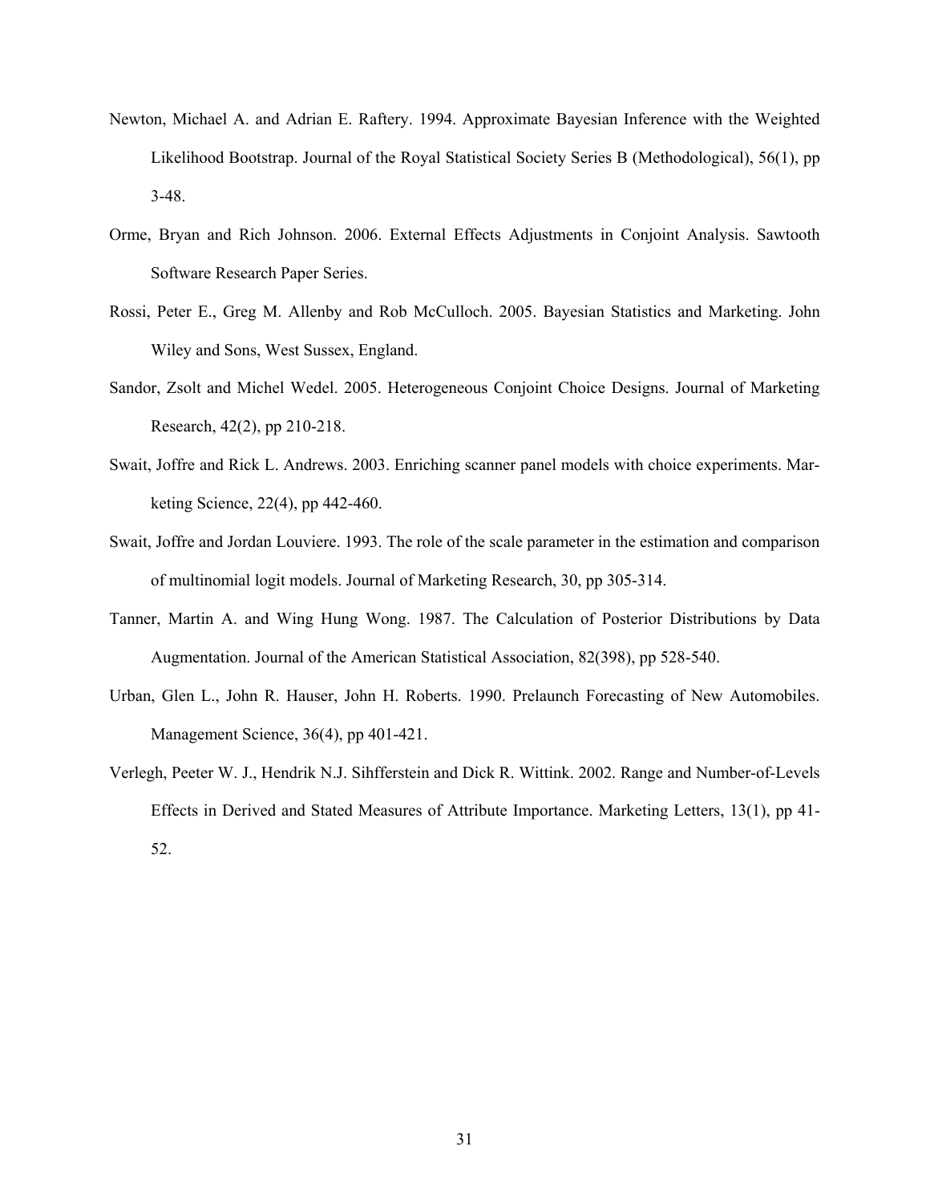Newton, Michael A. and Adrian E. Raftery. 1994. Approximate Bayesian Inference with the Weighted Likelihood Bootstrap. Journal of the Royal Statistical Society Series B (Methodological), 56(1), pp 3-48.

Orme, Bryan and Rich Johnson. 2006. External Effects Adjustments in Conjoint Analysis. Sawtooth Software Research Paper Series.

Rossi, Peter E., Greg M. Allenby and Rob McCulloch. 2005. Bayesian Statistics and Marketing. John Wiley and Sons, West Sussex, England.

Sandor, Zsolt and Michel Wedel. 2005. Heterogeneous Conjoint Choice Designs. Journal of Marketing Research, 42(2), pp 210-218.

Swait, Joffre and Rick L. Andrews. 2003. Enriching scanner panel models with choice experiments. Marketing Science, 22(4), pp 442-460.

Swait, Joffre and Jordan Louviere. 1993. The role of the scale parameter in the estimation and comparison of multinomial logit models. Journal of Marketing Research, 30, pp 305-314.

Tanner, Martin A. and Wing Hung Wong. 1987. The Calculation of Posterior Distributions by Data Augmentation. Journal of the American Statistical Association, 82(398), pp 528-540.

Urban, Glen L., John R. Hauser, John H. Roberts. 1990. Prelaunch Forecasting of New Automobiles. Management Science, 36(4), pp 401-421.

Verlegh, Peeter W. J., Hendrik N.J. Sihfferstein and Dick R. Wittink. 2002. Range and Number-of-Levels Effects in Derived and Stated Measures of Attribute Importance. Marketing Letters, 13(1), pp 41-52.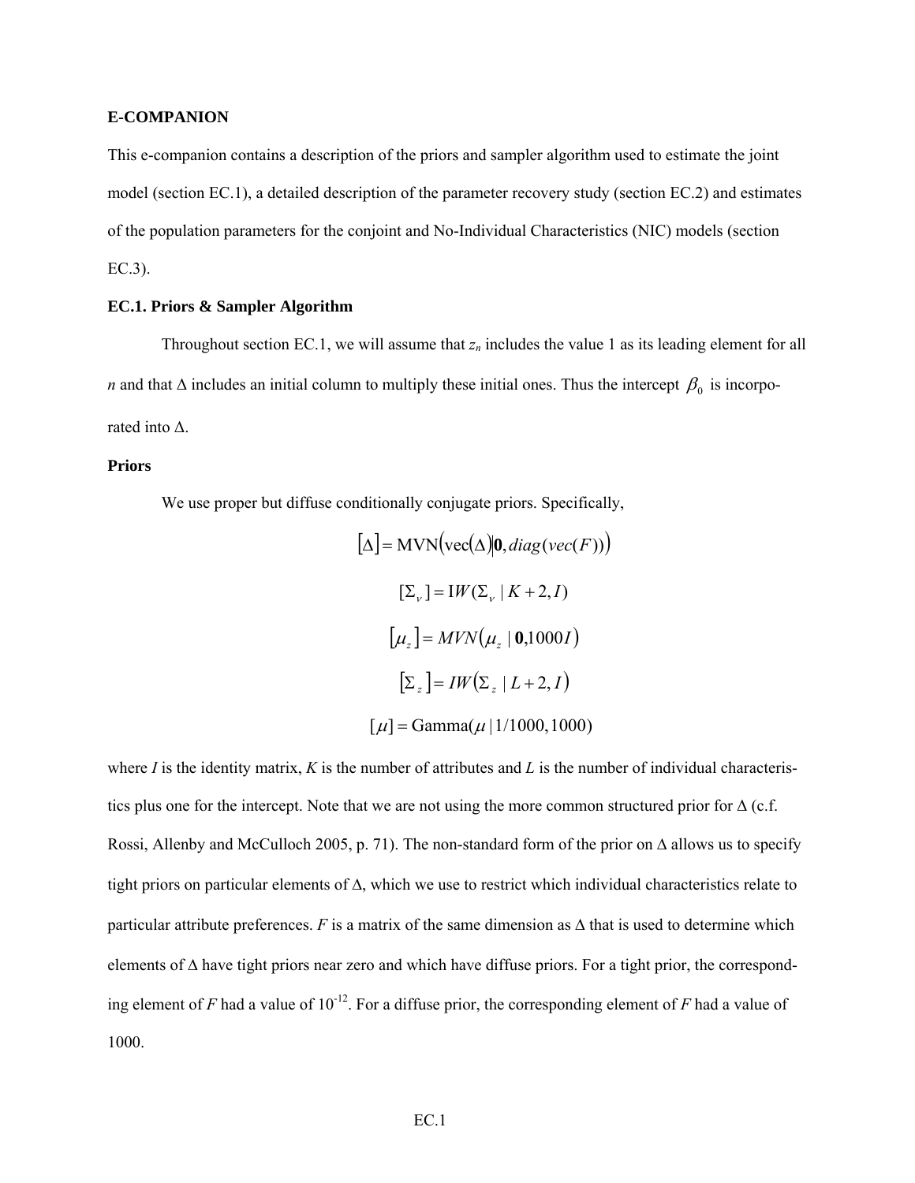**E-COMPANION**

This e-companion contains a description of the priors and sampler algorithm used to estimate the joint model (section EC.1), a detailed description of the parameter recovery study (section EC.2) and estimates of the population parameters for the conjoint and No-Individual Characteristics (NIC) models (section EC.3).

**EC.1. Priors & Sampler Algorithm**

Throughout section EC.1, we will assume that $z_n$ includes the value 1 as its leading element for all $n$ and that $\Delta$ includes an initial column to multiply these initial ones. Thus the intercept $\beta_0$ is incorporated into $\Delta$.

**Priors**

We use proper but diffuse conditionally conjugate priors. Specifically,

$$[\Delta] = \text{MVN}\left(\text{vec}(\Delta) \middle| \mathbf{0}, diag(vec(F))\right)$$

$$[\Sigma_\nu] = \text{I}W(\Sigma_\nu \mid K+2, I)$$

$$[\mu_z] = MVN\left(\mu_z \mid \mathbf{0}, 1000I\right)$$

$$[\Sigma_z] = IW\left(\Sigma_z \mid L+2, I\right)$$

$$[\mu] = \text{Gamma}(\mu \mid 1/1000, 1000)$$

where $I$ is the identity matrix, $K$ is the number of attributes and $L$ is the number of individual characteristics plus one for the intercept. Note that we are not using the more common structured prior for $\Delta$ (c.f. Rossi, Allenby and McCulloch 2005, p. 71). The non-standard form of the prior on $\Delta$ allows us to specify tight priors on particular elements of $\Delta$, which we use to restrict which individual characteristics relate to particular attribute preferences. $F$ is a matrix of the same dimension as $\Delta$ that is used to determine which elements of $\Delta$ have tight priors near zero and which have diffuse priors. For a tight prior, the corresponding element of $F$ had a value of $10^{-12}$. For a diffuse prior, the corresponding element of $F$ had a value of 1000.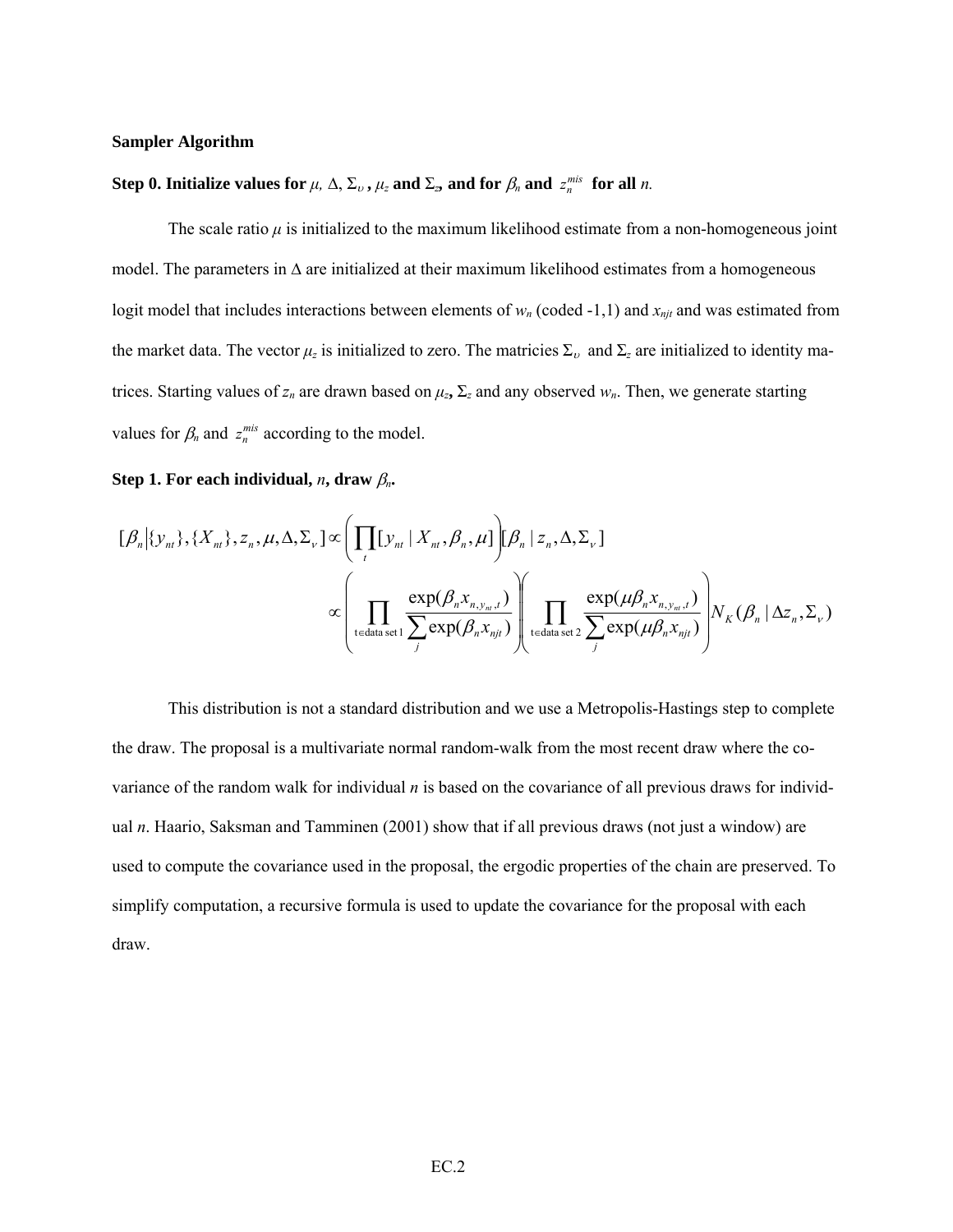**Sampler Algorithm**

**Step 0. Initialize values for $\mu$, $\Delta$, $\Sigma_\upsilon$, $\mu_z$ and $\Sigma_z$, and for $\beta_n$ and $z_n^{mis}$ for all $n$.**

The scale ratio $\mu$ is initialized to the maximum likelihood estimate from a non-homogeneous joint model. The parameters in $\Delta$ are initialized at their maximum likelihood estimates from a homogeneous logit model that includes interactions between elements of $w_n$ (coded -1,1) and $x_{njt}$ and was estimated from the market data. The vector $\mu_z$ is initialized to zero. The matricies $\Sigma_\upsilon$ and $\Sigma_z$ are initialized to identity matrices. Starting values of $z_n$ are drawn based on $\mu_z$, $\Sigma_z$ and any observed $w_n$. Then, we generate starting values for $\beta_n$ and $z_n^{mis}$ according to the model.

**Step 1. For each individual, $n$, draw $\beta_n$.**

$$
\begin{aligned}
[\beta_n | \{y_{nt}\}, \{X_{nt}\}, z_n, \mu, \Delta, \Sigma_\nu] &\propto \left( \prod_t [y_{nt} \mid X_{nt}, \beta_n, \mu] \right) [\beta_n \mid z_n, \Delta, \Sigma_\nu] \\
&\propto \left( \prod_{t \in \text{data set 1}} \frac{\exp(\beta_n x_{n,y_{nt},t})}{\sum_j \exp(\beta_n x_{njt})} \right) \left( \prod_{t \in \text{data set 2}} \frac{\exp(\mu \beta_n x_{n,y_{nt},t})}{\sum_j \exp(\mu \beta_n x_{njt})} \right) N_K(\beta_n \mid \Delta z_n, \Sigma_\nu)
\end{aligned}
$$

This distribution is not a standard distribution and we use a Metropolis-Hastings step to complete the draw. The proposal is a multivariate normal random-walk from the most recent draw where the covariance of the random walk for individual $n$ is based on the covariance of all previous draws for individual $n$. Haario, Saksman and Tamminen (2001) show that if all previous draws (not just a window) are used to compute the covariance used in the proposal, the ergodic properties of the chain are preserved. To simplify computation, a recursive formula is used to update the covariance for the proposal with each draw.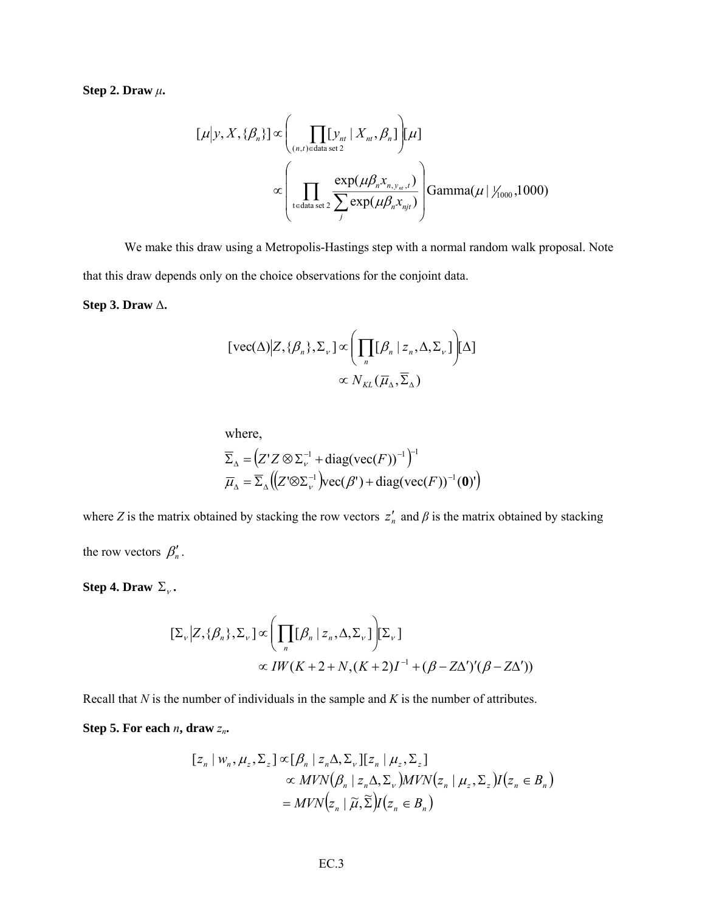**Step 2. Draw $\mu$.**

$$
\begin{aligned}
[\mu | y, X, \{\beta_n\}] &\propto \left( \prod_{(n,t)\in \text{data set 2}} [y_{nt} \mid X_{nt}, \beta_n] \right) [\mu] \\
&\propto \left( \prod_{t \in \text{data set 2}} \frac{\exp(\mu \beta_n x_{n, y_{nt}, t})}{\sum_j \exp(\mu \beta_n x_{njt})} \right) \text{Gamma}(\mu \mid 1/1000, 1000)
\end{aligned}
$$

We make this draw using a Metropolis-Hastings step with a normal random walk proposal. Note that this draw depends only on the choice observations for the conjoint data.

**Step 3. Draw $\Delta$.**

$$
\begin{aligned}
[\text{vec}(\Delta) | Z, \{\beta_n\}, \Sigma_\nu] &\propto \left( \prod_n [\beta_n \mid z_n, \Delta, \Sigma_\nu] \right) [\Delta] \\
&\propto N_{KL}(\overline{\mu}_\Delta, \overline{\Sigma}_\Delta)
\end{aligned}
$$

where,

$$
\begin{aligned}
\overline{\Sigma}_\Delta &= \left( Z'Z \otimes \Sigma_\nu^{-1} + \text{diag}(\text{vec}(F))^{-1} \right)^{-1} \\
\overline{\mu}_\Delta &= \overline{\Sigma}_\Delta \left( \left( Z' \otimes \Sigma_\nu^{-1} \right) \text{vec}(\beta') + \text{diag}(\text{vec}(F))^{-1} (\mathbf{0})' \right)
\end{aligned}
$$

where $Z$ is the matrix obtained by stacking the row vectors $z_n'$ and $\beta$ is the matrix obtained by stacking the row vectors $\beta_n'$.

**Step 4. Draw $\Sigma_\nu$.**

$$
\begin{aligned}
[\Sigma_\nu | Z, \{\beta_n\}, \Sigma_\nu] &\propto \left( \prod_n [\beta_n \mid z_n, \Delta, \Sigma_\nu] \right) [\Sigma_\nu] \\
&\propto IW(K + 2 + N, (K+2)I^{-1} + (\beta - Z\Delta')'(\beta - Z\Delta'))
\end{aligned}
$$

Recall that $N$ is the number of individuals in the sample and $K$ is the number of attributes.

**Step 5. For each $n$, draw $z_n$.**

$$
\begin{aligned}
[z_n \mid w_n, \mu_z, \Sigma_z] &\propto [\beta_n \mid z_n \Delta, \Sigma_\nu][z_n \mid \mu_z, \Sigma_z] \\
&\propto MVN(\beta_n \mid z_n \Delta, \Sigma_\nu) MVN(z_n \mid \mu_z, \Sigma_z) I(z_n \in B_n) \\
&= MVN(z_n \mid \widetilde{\mu}, \widetilde{\Sigma}) I(z_n \in B_n)
\end{aligned}
$$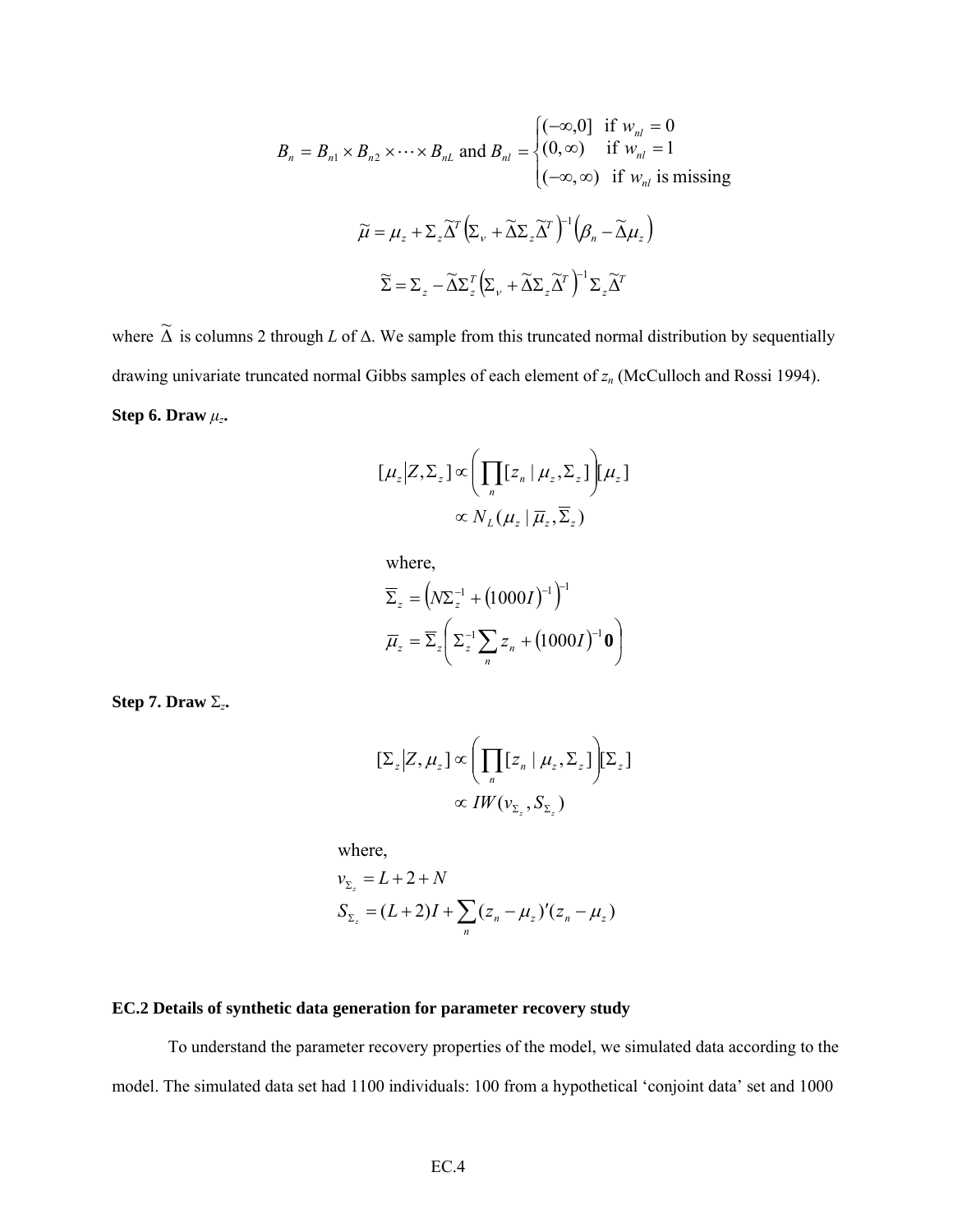$$B_n = B_{n1} \times B_{n2} \times \cdots \times B_{nL} \text{ and } B_{nl} = \begin{cases} (-\infty, 0] & \text{if } w_{nl} = 0 \\ (0, \infty) & \text{if } w_{nl} = 1 \\ (-\infty, \infty) & \text{if } w_{nl} \text{ is missing} \end{cases}$$

$$\widetilde{\mu} = \mu_z + \Sigma_z \widetilde{\Delta}^T \left( \Sigma_\nu + \widetilde{\Delta} \Sigma_z \widetilde{\Delta}^T \right)^{-1} \left( \beta_n - \widetilde{\Delta} \mu_z \right)$$

$$\widetilde{\Sigma} = \Sigma_z - \widetilde{\Delta} \Sigma_z^T \left( \Sigma_\nu + \widetilde{\Delta} \Sigma_z \widetilde{\Delta}^T \right)^{-1} \Sigma_z \widetilde{\Delta}^T$$

where $\widetilde{\Delta}$ is columns 2 through $L$ of $\Delta$. We sample from this truncated normal distribution by sequentially drawing univariate truncated normal Gibbs samples of each element of $z_n$ (McCulloch and Rossi 1994).

**Step 6. Draw $\mu_z$.**

$$[\mu_z | Z, \Sigma_z] \propto \left( \prod_n [z_n \mid \mu_z, \Sigma_z] \right) [\mu_z]$$
$$\propto N_L(\mu_z \mid \overline{\mu}_z, \overline{\Sigma}_z)$$

where,

$$\overline{\Sigma}_z = \left( N \Sigma_z^{-1} + (1000 I)^{-1} \right)^{-1}$$
$$\overline{\mu}_z = \overline{\Sigma}_z \left( \Sigma_z^{-1} \sum_n z_n + (1000 I)^{-1} \mathbf{0} \right)$$

**Step 7. Draw $\Sigma_z$.**

$$[\Sigma_z | Z, \mu_z] \propto \left( \prod_n [z_n \mid \mu_z, \Sigma_z] \right) [\Sigma_z]$$
$$\propto IW(v_{\Sigma_z}, S_{\Sigma_z})$$

where,

$$v_{\Sigma_z} = L + 2 + N$$
$$S_{\Sigma_z} = (L+2) I + \sum_n (z_n - \mu_z)'(z_n - \mu_z)$$

## EC.2 Details of synthetic data generation for parameter recovery study

To understand the parameter recovery properties of the model, we simulated data according to the model. The simulated data set had 1100 individuals: 100 from a hypothetical 'conjoint data' set and 1000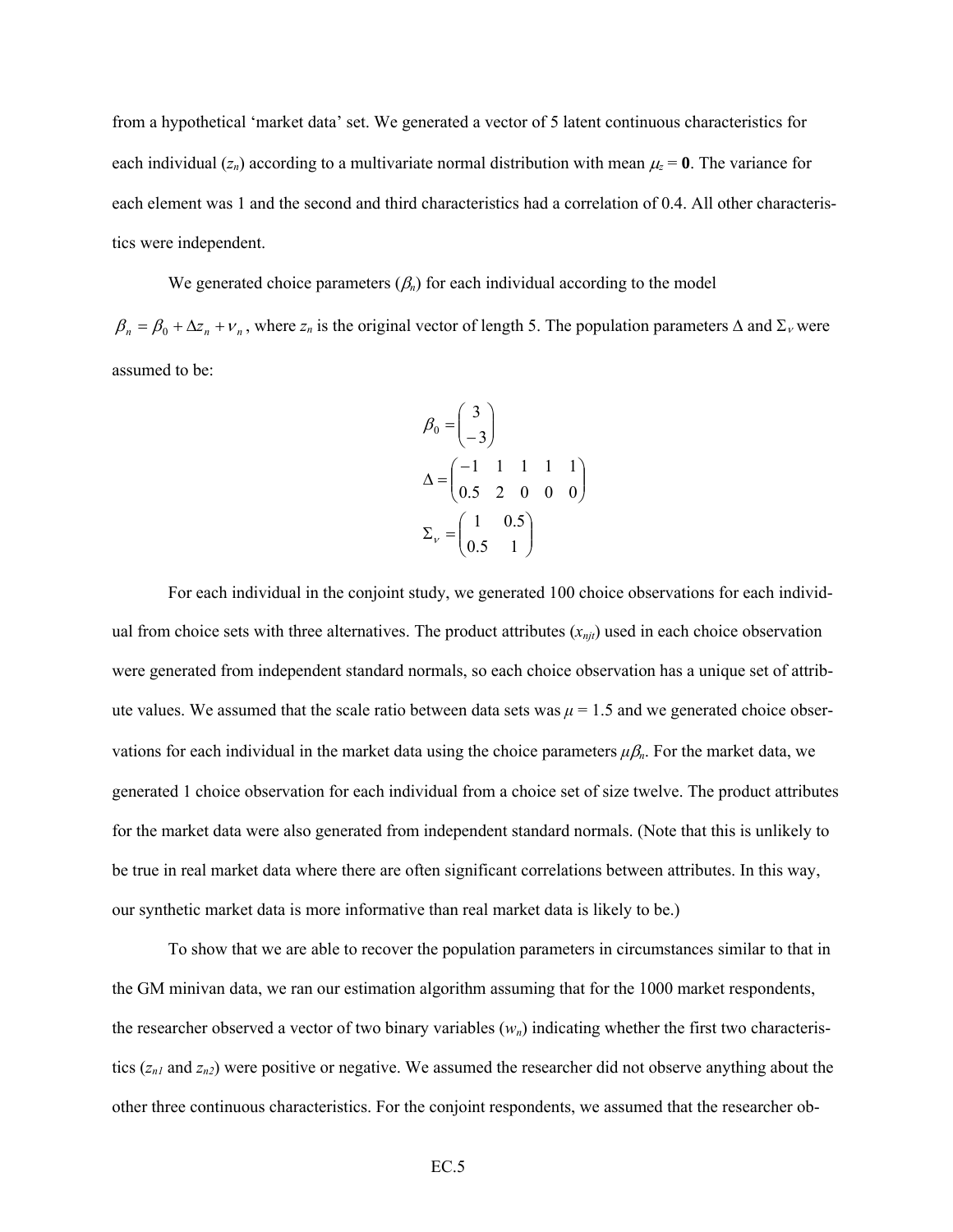from a hypothetical 'market data' set. We generated a vector of 5 latent continuous characteristics for each individual ($z_n$) according to a multivariate normal distribution with mean $\mu_z = \mathbf{0}$. The variance for each element was 1 and the second and third characteristics had a correlation of 0.4. All other characteristics were independent.

We generated choice parameters ($\beta_n$) for each individual according to the model $\beta_n = \beta_0 + \Delta z_n + \nu_n$, where $z_n$ is the original vector of length 5. The population parameters $\Delta$ and $\Sigma_\nu$ were assumed to be:

$$\beta_0 = \begin{pmatrix} 3 \\ -3 \end{pmatrix}$$

$$\Delta = \begin{pmatrix} -1 & 1 & 1 & 1 & 1 \\ 0.5 & 2 & 0 & 0 & 0 \end{pmatrix}$$

$$\Sigma_\nu = \begin{pmatrix} 1 & 0.5 \\ 0.5 & 1 \end{pmatrix}$$

For each individual in the conjoint study, we generated 100 choice observations for each individual from choice sets with three alternatives. The product attributes ($x_{njt}$) used in each choice observation were generated from independent standard normals, so each choice observation has a unique set of attribute values. We assumed that the scale ratio between data sets was $\mu = 1.5$ and we generated choice observations for each individual in the market data using the choice parameters $\mu\beta_n$. For the market data, we generated 1 choice observation for each individual from a choice set of size twelve. The product attributes for the market data were also generated from independent standard normals. (Note that this is unlikely to be true in real market data where there are often significant correlations between attributes. In this way, our synthetic market data is more informative than real market data is likely to be.)

To show that we are able to recover the population parameters in circumstances similar to that in the GM minivan data, we ran our estimation algorithm assuming that for the 1000 market respondents, the researcher observed a vector of two binary variables ($w_n$) indicating whether the first two characteristics ($z_{n1}$ and $z_{n2}$) were positive or negative. We assumed the researcher did not observe anything about the other three continuous characteristics. For the conjoint respondents, we assumed that the researcher ob-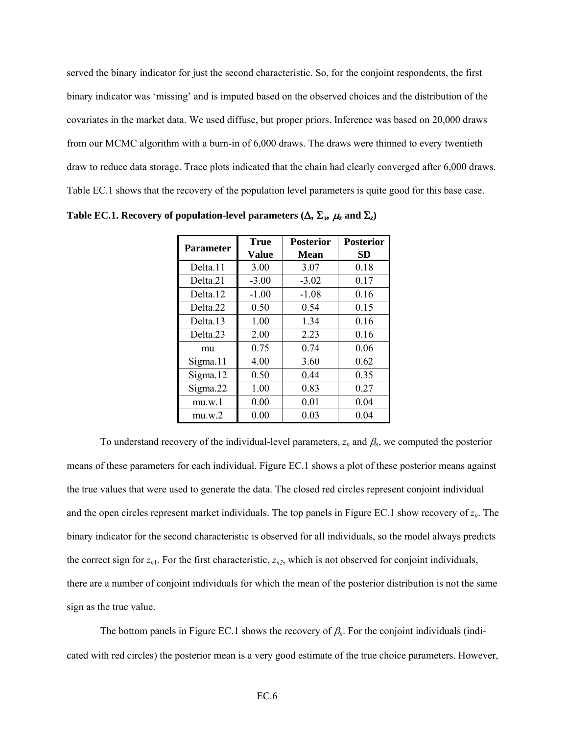served the binary indicator for just the second characteristic. So, for the conjoint respondents, the first binary indicator was 'missing' and is imputed based on the observed choices and the distribution of the covariates in the market data. We used diffuse, but proper priors. Inference was based on 20,000 draws from our MCMC algorithm with a burn-in of 6,000 draws. The draws were thinned to every twentieth draw to reduce data storage. Trace plots indicated that the chain had clearly converged after 6,000 draws. Table EC.1 shows that the recovery of the population level parameters is quite good for this base case.

**Table EC.1. Recovery of population-level parameters ($\Delta$, $\Sigma_v$, $\mu_z$ and $\Sigma_z$)**

| Parameter | True Value | Posterior Mean | Posterior SD |
|---|---|---|---|
| Delta.11 | 3.00 | 3.07 | 0.18 |
| Delta.21 | -3.00 | -3.02 | 0.17 |
| Delta.12 | -1.00 | -1.08 | 0.16 |
| Delta.22 | 0.50 | 0.54 | 0.15 |
| Delta.13 | 1.00 | 1.34 | 0.16 |
| Delta.23 | 2.00 | 2.23 | 0.16 |
| mu | 0.75 | 0.74 | 0.06 |
| Sigma.11 | 4.00 | 3.60 | 0.62 |
| Sigma.12 | 0.50 | 0.44 | 0.35 |
| Sigma.22 | 1.00 | 0.83 | 0.27 |
| mu.w.1 | 0.00 | 0.01 | 0.04 |
| mu.w.2 | 0.00 | 0.03 | 0.04 |

To understand recovery of the individual-level parameters, $z_n$ and $\beta_n$, we computed the posterior means of these parameters for each individual. Figure EC.1 shows a plot of these posterior means against the true values that were used to generate the data. The closed red circles represent conjoint individual and the open circles represent market individuals. The top panels in Figure EC.1 show recovery of $z_n$. The binary indicator for the second characteristic is observed for all individuals, so the model always predicts the correct sign for $z_{n1}$. For the first characteristic, $z_{n2}$, which is not observed for conjoint individuals, there are a number of conjoint individuals for which the mean of the posterior distribution is not the same sign as the true value.

The bottom panels in Figure EC.1 shows the recovery of $\beta_n$. For the conjoint individuals (indicated with red circles) the posterior mean is a very good estimate of the true choice parameters. However,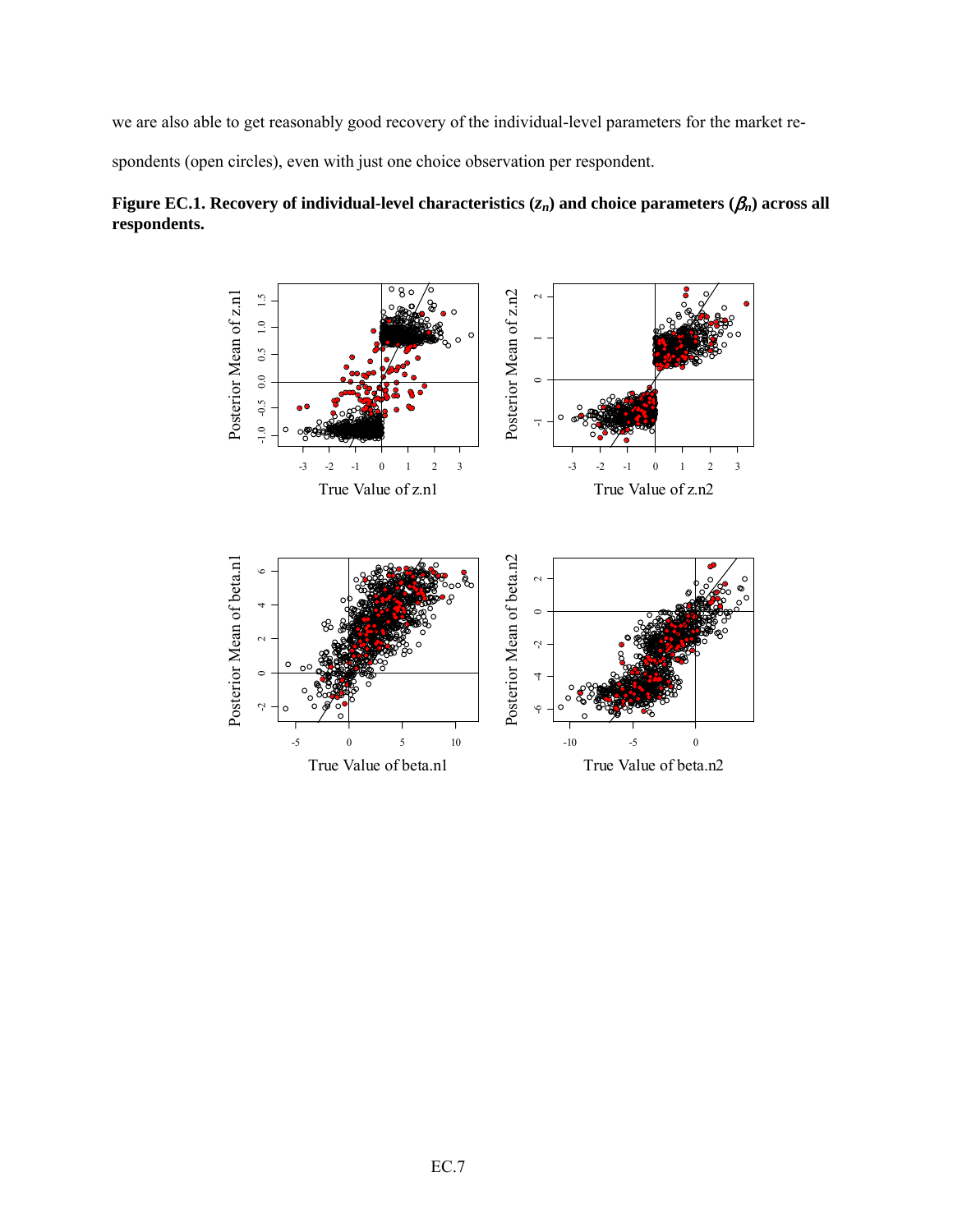we are also able to get reasonably good recovery of the individual-level parameters for the market respondents (open circles), even with just one choice observation per respondent.

**Figure EC.1. Recovery of individual-level characteristics ($z_n$) and choice parameters ($\beta_n$) across all respondents.**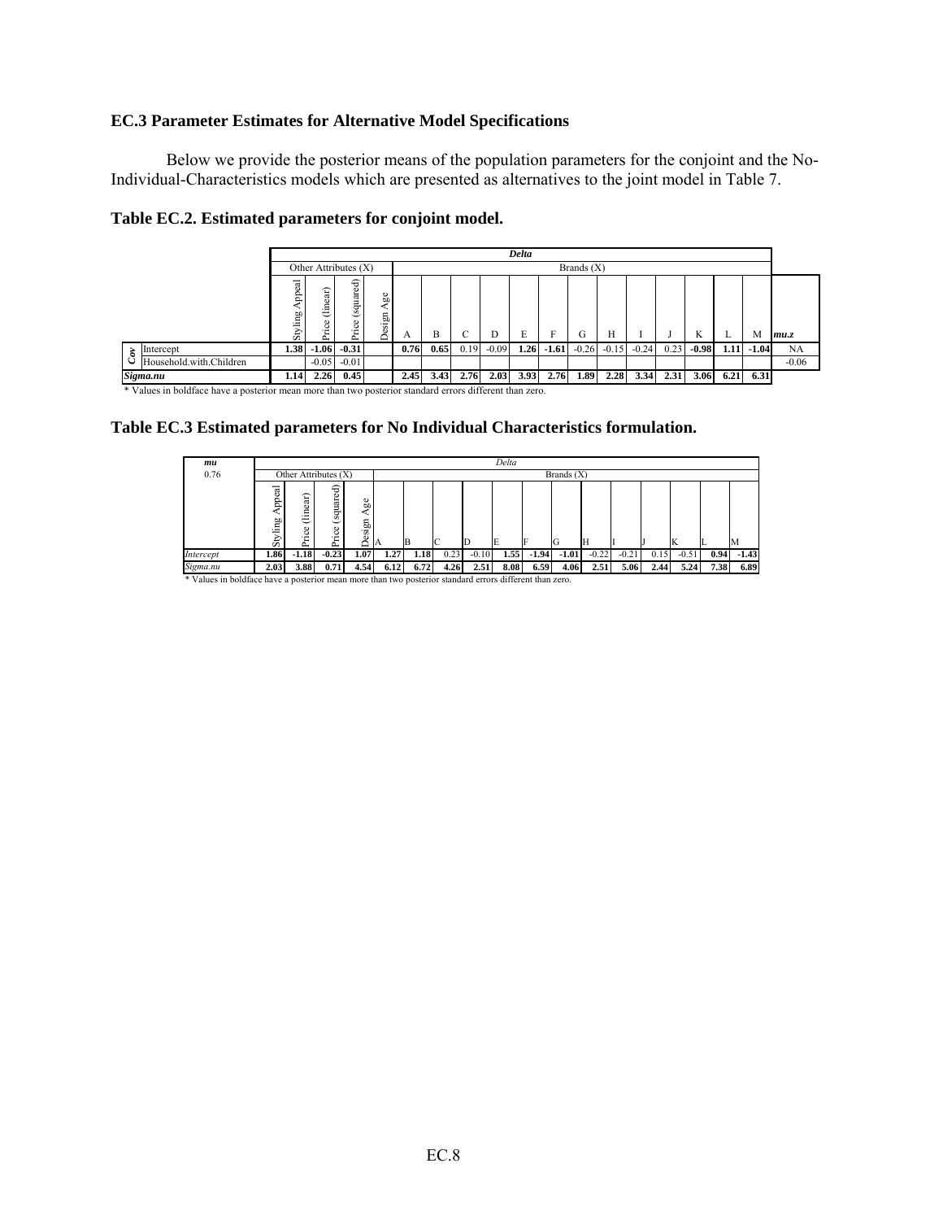### EC.3 Parameter Estimates for Alternative Model Specifications

Below we provide the posterior means of the population parameters for the conjoint and the No-Individual-Characteristics models which are presented as alternatives to the joint model in Table 7.

#### Table EC.2. Estimated parameters for conjoint model.

| | | Delta | | | | | | | | | | | | | | | | | | | | |
|---|---|---|---|---|---|---|---|---|---|---|---|---|---|---|---|---|---|---|---|---|---|---|
| | | Other Attributes (X) | | | | Brands (X) | | | | | | | | | | | | | | | | |
| | | Styling Appeal | Price (linear) | Price (squared) | Design Age | A | B | C | D | E | F | G | H | I | J | K | L | M | | | | mu.z |
| Cov | Intercept | **1.38** | **-1.06** | **-0.31** | | **0.76** | **0.65** | 0.19 | -0.09 | **1.26** | **-1.61** | -0.26 | -0.15 | -0.24 | 0.23 | **-0.98** | **1.11** | **-1.04** | | | | NA |
| Cov | Household.with.Children | | -0.05 | -0.01 | | | | | | | | | | | | | | | | | | -0.06 |
| Sigma.nu | | **1.14** | **2.26** | **0.45** | | **2.45** | **3.43** | **2.76** | **2.03** | **3.93** | **2.76** | **1.89** | **2.28** | **3.34** | **2.31** | **3.06** | **6.21** | **6.31** | | | | |

\* Values in boldface have a posterior mean more than two posterior standard errors different than zero.

#### Table EC.3 Estimated parameters for No Individual Characteristics formulation.

| mu | Delta | | | | | | | | | | | | | | | | | |
|---|---|---|---|---|---|---|---|---|---|---|---|---|---|---|---|---|---|---|
| 0.76 | Other Attributes (X) | | | | Brands (X) | | | | | | | | | | | | | |
| | Styling Appeal | Price (linear) | Price (squared) | Design Age | A | B | C | D | E | F | G | H | I | J | K | L | M | |
| *Intercept* | **1.86** | **-1.18** | **-0.23** | **1.07** | **1.27** | **1.18** | 0.23 | -0.10 | **1.55** | **-1.94** | **-1.01** | -0.22 | -0.21 | 0.15 | -0.51 | **0.94** | **-1.43** | |
| *Sigma.nu* | **2.03** | **3.88** | **0.71** | **4.54** | **6.12** | **6.72** | **4.26** | **2.51** | **8.08** | **6.59** | **4.06** | **2.51** | **5.06** | **2.44** | **5.24** | **7.38** | **6.89** | |

\* Values in boldface have a posterior mean more than two posterior standard errors different than zero.